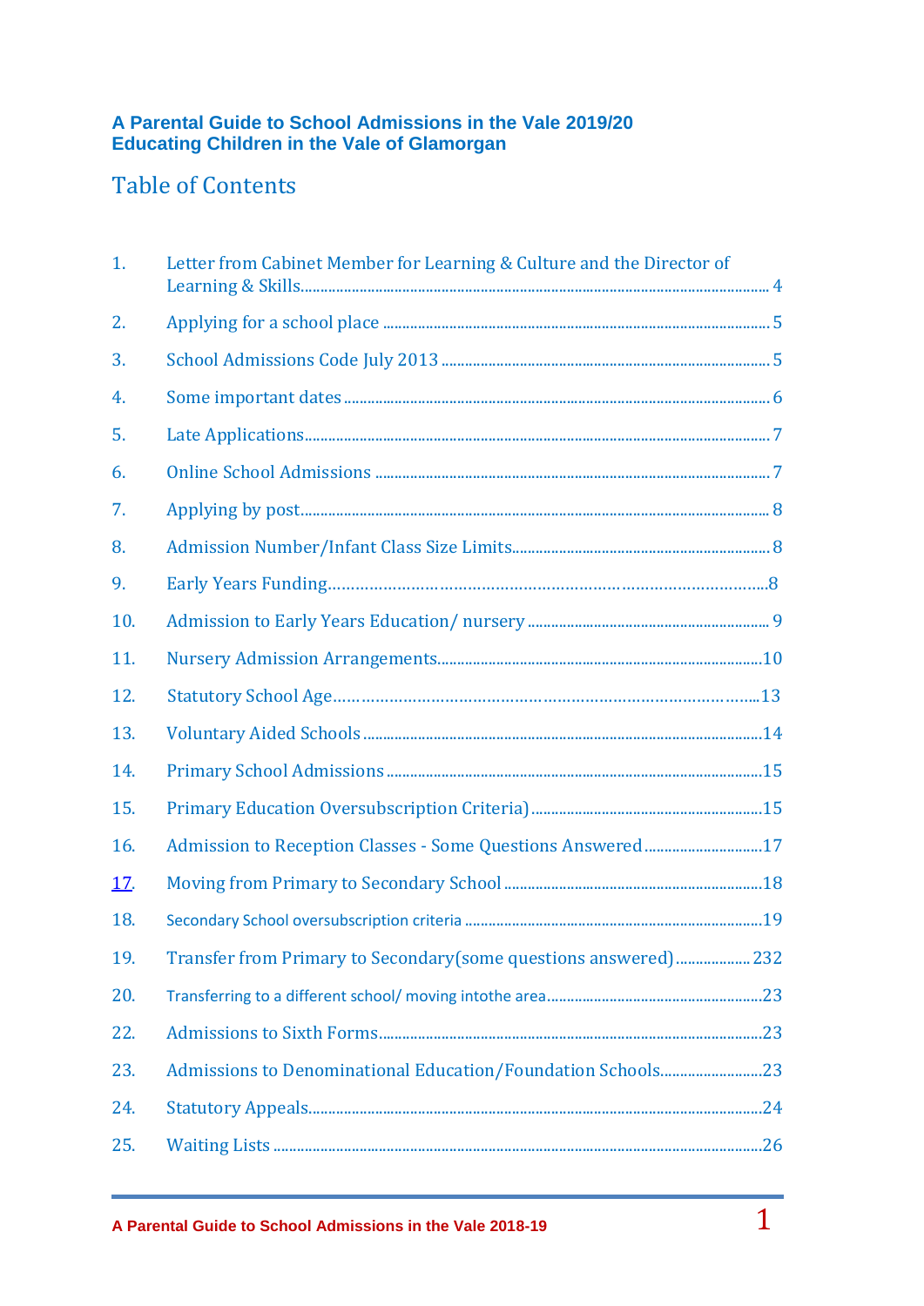**A Parental Guide to School Admissions in the Vale 2019/20**
**Educating Children in the Vale of Glamorgan**

# Table of Contents

1. Letter from Cabinet Member for Learning & Culture and the Director of Learning & Skills...... 4
2. Applying for a school place ...... 5
3. School Admissions Code July 2013 ...... 5
4. Some important dates ...... 6
5. Late Applications...... 7
6. Online School Admissions ...... 7
7. Applying by post...... 8
8. Admission Number/Infant Class Size Limits...... 8
9. Early Years Funding...... 8
10. Admission to Early Years Education/ nursery ...... 9
11. Nursery Admission Arrangements...... 10
12. Statutory School Age...... 13
13. Voluntary Aided Schools ...... 14
14. Primary School Admissions ...... 15
15. Primary Education Oversubscription Criteria) ...... 15
16. Admission to Reception Classes - Some Questions Answered ...... 17
17. Moving from Primary to Secondary School ...... 18
18. Secondary School oversubscription criteria ...... 19
19. Transfer from Primary to Secondary(some questions answered) ...... 232
20. Transferring to a different school/ moving intothe area...... 23
22. Admissions to Sixth Forms...... 23
23. Admissions to Denominational Education/Foundation Schools...... 23
24. Statutory Appeals...... 24
25. Waiting Lists ...... 26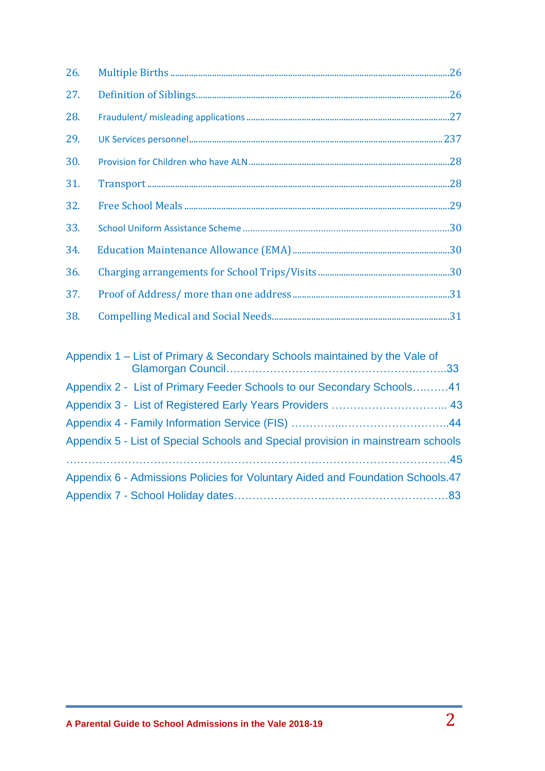26. Multiple Births ....................................................................................................................26

27. Definition of Siblings..............................................................................................................26

28. Fraudulent/ misleading applications ........................................................................................27

29. UK Services personnel.......................................................................................................... 237

30. Provision for Children who have ALN .....................................................................................28

31. Transport ...................................................................................................................................28

32. Free School Meals ....................................................................................................................29

33. School Uniform Assistance Scheme .........................................................................................30

34. Education Maintenance Allowance (EMA) ..............................................................................30

36. Charging arrangements for School Trips/Visits .......................................................................30

37. Proof of Address/ more than one address ...............................................................................31

38. Compelling Medical and Social Needs.......................................................................................31

Appendix 1 – List of Primary & Secondary Schools maintained by the Vale of Glamorgan Council………………………………………………..……..33

Appendix 2 - List of Primary Feeder Schools to our Secondary Schools……….41

Appendix 3 - List of Registered Early Years Providers ………………………….. 43

Appendix 4 - Family Information Service (FIS) …………..……………………….44

Appendix 5 - List of Special Schools and Special provision in mainstream schools ………………………………………………………………………………………….45

Appendix 6 - Admissions Policies for Voluntary Aided and Foundation Schools.47

Appendix 7 - School Holiday dates……………………..……………………………83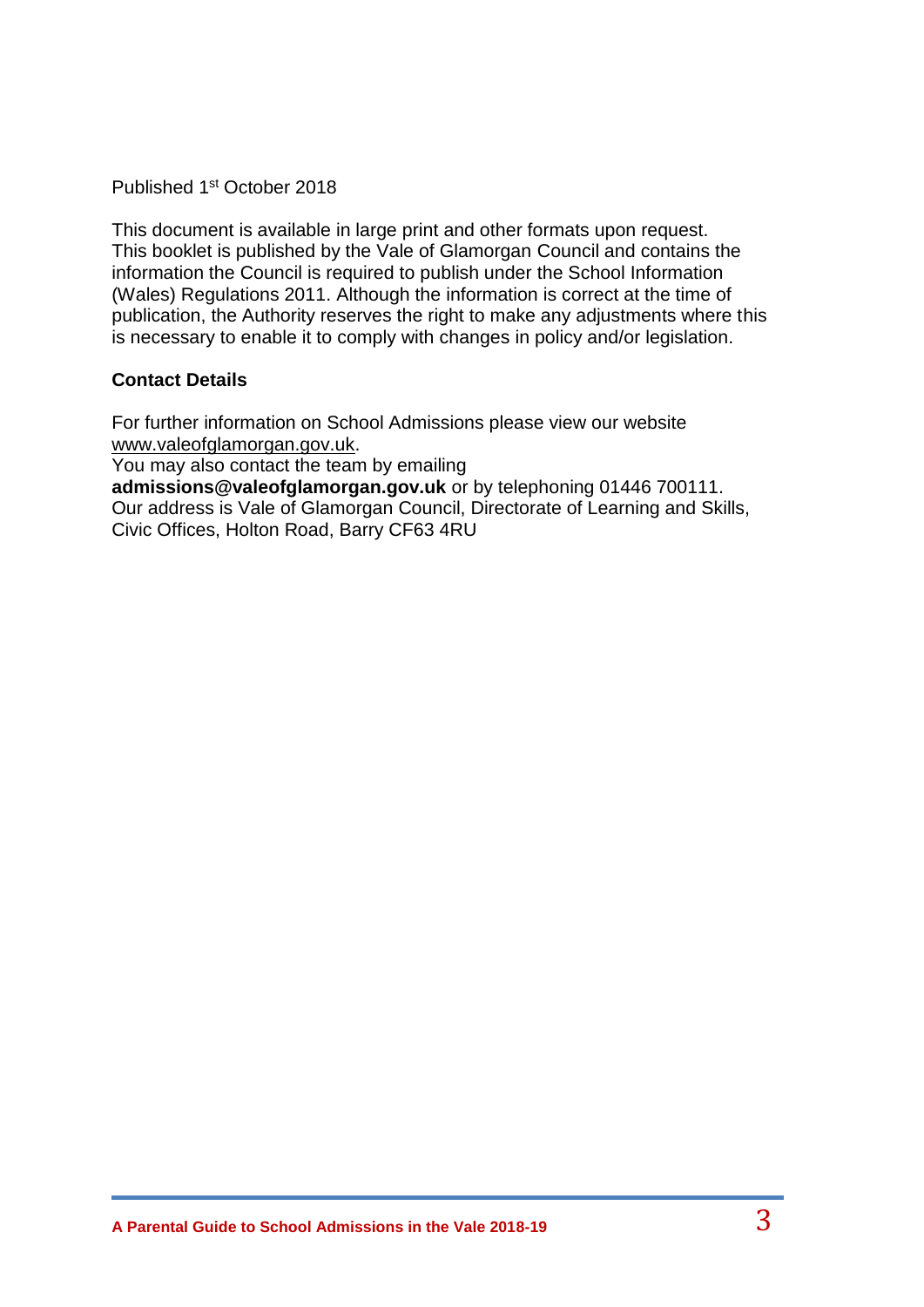Published 1st October 2018

This document is available in large print and other formats upon request. This booklet is published by the Vale of Glamorgan Council and contains the information the Council is required to publish under the School Information (Wales) Regulations 2011. Although the information is correct at the time of publication, the Authority reserves the right to make any adjustments where this is necessary to enable it to comply with changes in policy and/or legislation.

**Contact Details**

For further information on School Admissions please view our website www.valeofglamorgan.gov.uk.
You may also contact the team by emailing **admissions@valeofglamorgan.gov.uk** or by telephoning 01446 700111. Our address is Vale of Glamorgan Council, Directorate of Learning and Skills, Civic Offices, Holton Road, Barry CF63 4RU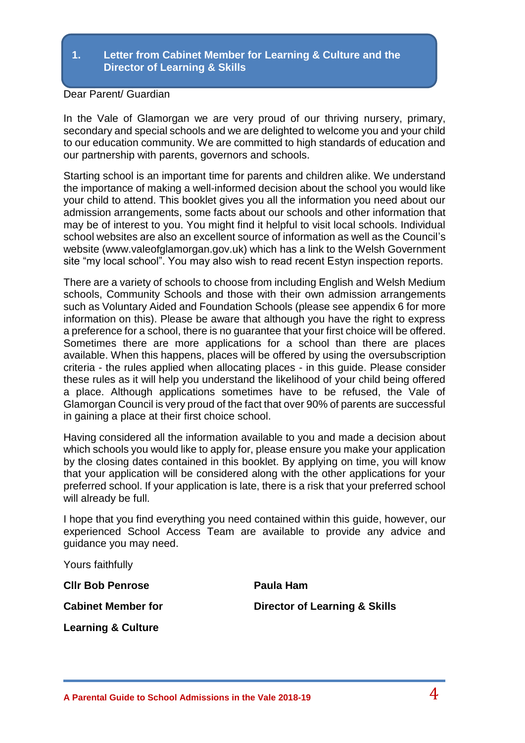## 1. Letter from Cabinet Member for Learning & Culture and the Director of Learning & Skills

Dear Parent/ Guardian

In the Vale of Glamorgan we are very proud of our thriving nursery, primary, secondary and special schools and we are delighted to welcome you and your child to our education community. We are committed to high standards of education and our partnership with parents, governors and schools.

Starting school is an important time for parents and children alike. We understand the importance of making a well-informed decision about the school you would like your child to attend. This booklet gives you all the information you need about our admission arrangements, some facts about our schools and other information that may be of interest to you. You might find it helpful to visit local schools. Individual school websites are also an excellent source of information as well as the Council's website (www.valeofglamorgan.gov.uk) which has a link to the Welsh Government site "my local school". You may also wish to read recent Estyn inspection reports.

There are a variety of schools to choose from including English and Welsh Medium schools, Community Schools and those with their own admission arrangements such as Voluntary Aided and Foundation Schools (please see appendix 6 for more information on this). Please be aware that although you have the right to express a preference for a school, there is no guarantee that your first choice will be offered. Sometimes there are more applications for a school than there are places available. When this happens, places will be offered by using the oversubscription criteria - the rules applied when allocating places - in this guide. Please consider these rules as it will help you understand the likelihood of your child being offered a place. Although applications sometimes have to be refused, the Vale of Glamorgan Council is very proud of the fact that over 90% of parents are successful in gaining a place at their first choice school.

Having considered all the information available to you and made a decision about which schools you would like to apply for, please ensure you make your application by the closing dates contained in this booklet. By applying on time, you will know that your application will be considered along with the other applications for your preferred school. If your application is late, there is a risk that your preferred school will already be full.

I hope that you find everything you need contained within this guide, however, our experienced School Access Team are available to provide any advice and guidance you may need.

Yours faithfully

**Cllr Bob Penrose**

**Cabinet Member for Learning & Culture**

**Paula Ham**

**Director of Learning & Skills**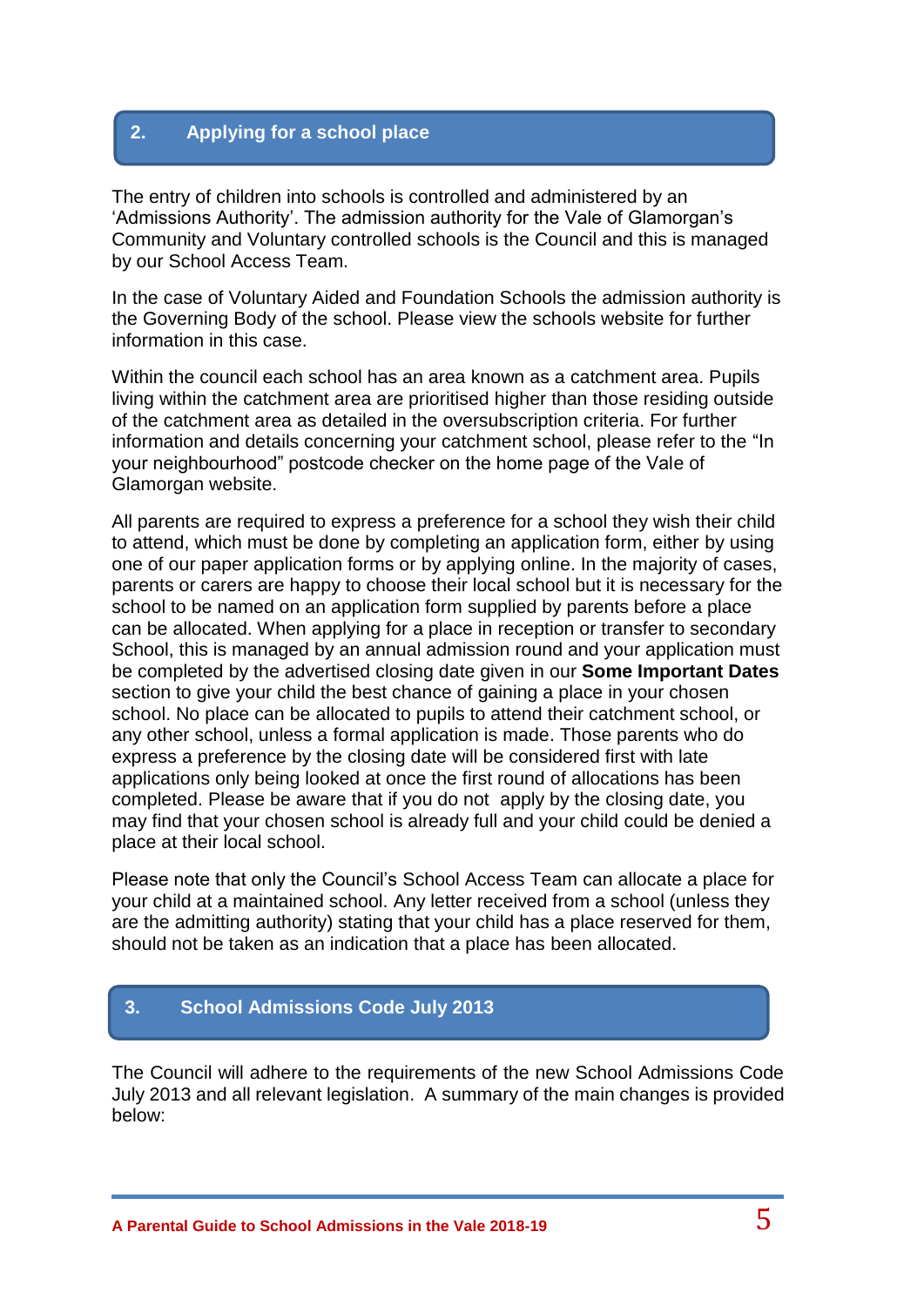## 2. Applying for a school place

The entry of children into schools is controlled and administered by an 'Admissions Authority'. The admission authority for the Vale of Glamorgan's Community and Voluntary controlled schools is the Council and this is managed by our School Access Team.

In the case of Voluntary Aided and Foundation Schools the admission authority is the Governing Body of the school. Please view the schools website for further information in this case.

Within the council each school has an area known as a catchment area. Pupils living within the catchment area are prioritised higher than those residing outside of the catchment area as detailed in the oversubscription criteria. For further information and details concerning your catchment school, please refer to the "In your neighbourhood" postcode checker on the home page of the Vale of Glamorgan website.

All parents are required to express a preference for a school they wish their child to attend, which must be done by completing an application form, either by using one of our paper application forms or by applying online. In the majority of cases, parents or carers are happy to choose their local school but it is necessary for the school to be named on an application form supplied by parents before a place can be allocated. When applying for a place in reception or transfer to secondary School, this is managed by an annual admission round and your application must be completed by the advertised closing date given in our **Some Important Dates** section to give your child the best chance of gaining a place in your chosen school. No place can be allocated to pupils to attend their catchment school, or any other school, unless a formal application is made. Those parents who do express a preference by the closing date will be considered first with late applications only being looked at once the first round of allocations has been completed. Please be aware that if you do not apply by the closing date, you may find that your chosen school is already full and your child could be denied a place at their local school.

Please note that only the Council's School Access Team can allocate a place for your child at a maintained school. Any letter received from a school (unless they are the admitting authority) stating that your child has a place reserved for them, should not be taken as an indication that a place has been allocated.

## 3. School Admissions Code July 2013

The Council will adhere to the requirements of the new School Admissions Code July 2013 and all relevant legislation. A summary of the main changes is provided below: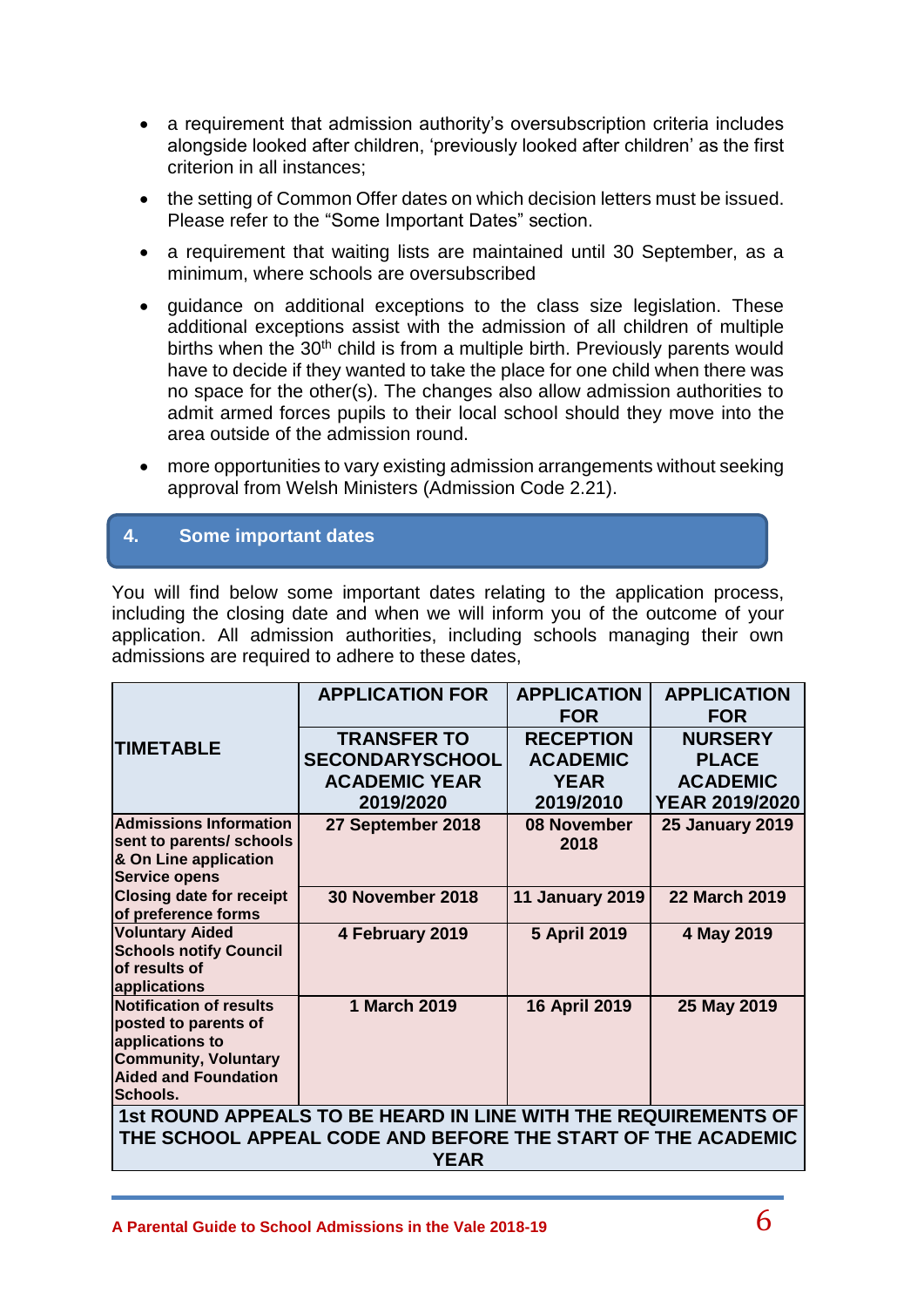- a requirement that admission authority's oversubscription criteria includes alongside looked after children, 'previously looked after children' as the first criterion in all instances;
- the setting of Common Offer dates on which decision letters must be issued. Please refer to the "Some Important Dates" section.
- a requirement that waiting lists are maintained until 30 September, as a minimum, where schools are oversubscribed
- guidance on additional exceptions to the class size legislation. These additional exceptions assist with the admission of all children of multiple births when the 30th child is from a multiple birth. Previously parents would have to decide if they wanted to take the place for one child when there was no space for the other(s). The changes also allow admission authorities to admit armed forces pupils to their local school should they move into the area outside of the admission round.
- more opportunities to vary existing admission arrangements without seeking approval from Welsh Ministers (Admission Code 2.21).

## 4. Some important dates

You will find below some important dates relating to the application process, including the closing date and when we will inform you of the outcome of your application. All admission authorities, including schools managing their own admissions are required to adhere to these dates,

| TIMETABLE | APPLICATION FOR TRANSFER TO SECONDARYSCHOOL ACADEMIC YEAR 2019/2020 | APPLICATION FOR RECEPTION ACADEMIC YEAR 2019/2010 | APPLICATION FOR NURSERY PLACE ACADEMIC YEAR 2019/2020 |
|---|---|---|---|
| **Admissions Information sent to parents/ schools & On Line application Service opens** | **27 September 2018** | **08 November 2018** | **25 January 2019** |
| **Closing date for receipt of preference forms** | **30 November 2018** | **11 January 2019** | **22 March 2019** |
| **Voluntary Aided Schools notify Council of results of applications** | **4 February 2019** | **5 April 2019** | **4 May 2019** |
| **Notification of results posted to parents of applications to Community, Voluntary Aided and Foundation Schools.** | **1 March 2019** | **16 April 2019** | **25 May 2019** |
| **1st ROUND APPEALS TO BE HEARD IN LINE WITH THE REQUIREMENTS OF THE SCHOOL APPEAL CODE AND BEFORE THE START OF THE ACADEMIC YEAR** | | | |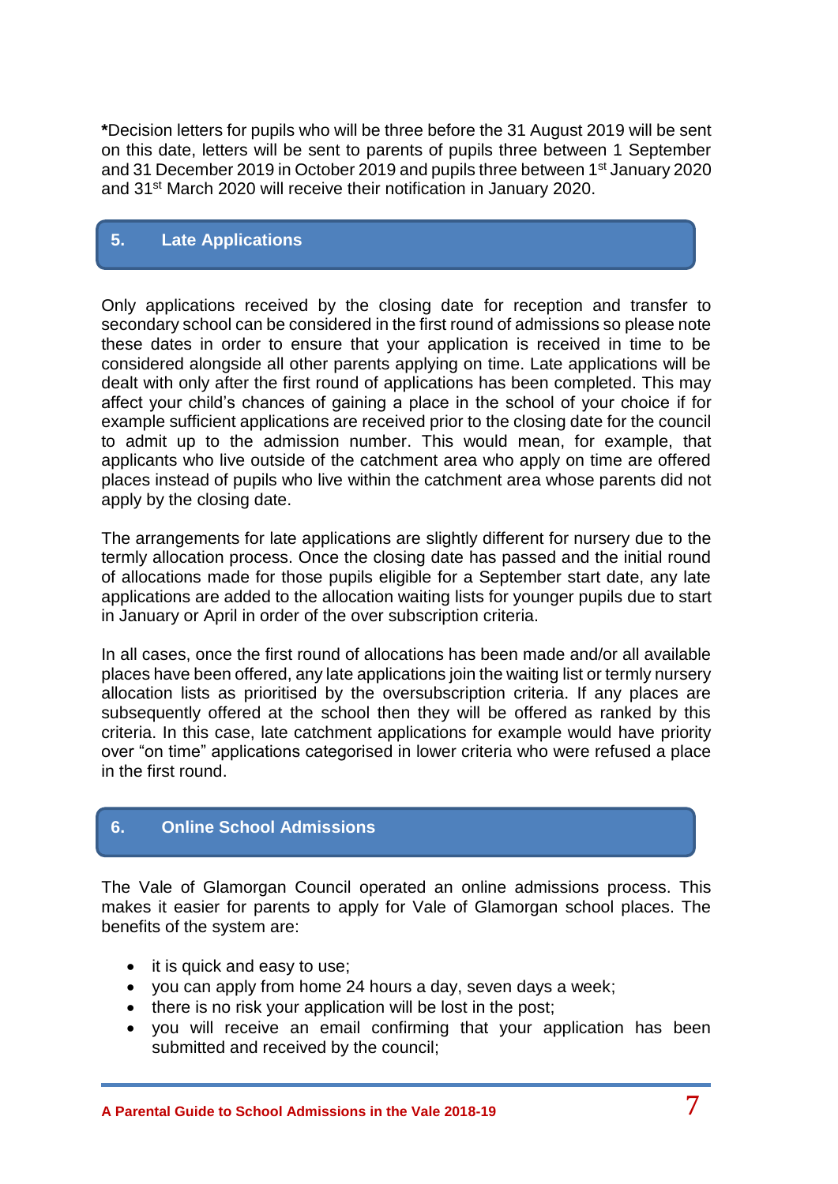*Decision letters for pupils who will be three before the 31 August 2019 will be sent on this date, letters will be sent to parents of pupils three between 1 September and 31 December 2019 in October 2019 and pupils three between 1st January 2020 and 31st March 2020 will receive their notification in January 2020.

## 5. Late Applications

Only applications received by the closing date for reception and transfer to secondary school can be considered in the first round of admissions so please note these dates in order to ensure that your application is received in time to be considered alongside all other parents applying on time. Late applications will be dealt with only after the first round of applications has been completed. This may affect your child's chances of gaining a place in the school of your choice if for example sufficient applications are received prior to the closing date for the council to admit up to the admission number. This would mean, for example, that applicants who live outside of the catchment area who apply on time are offered places instead of pupils who live within the catchment area whose parents did not apply by the closing date.

The arrangements for late applications are slightly different for nursery due to the termly allocation process. Once the closing date has passed and the initial round of allocations made for those pupils eligible for a September start date, any late applications are added to the allocation waiting lists for younger pupils due to start in January or April in order of the over subscription criteria.

In all cases, once the first round of allocations has been made and/or all available places have been offered, any late applications join the waiting list or termly nursery allocation lists as prioritised by the oversubscription criteria. If any places are subsequently offered at the school then they will be offered as ranked by this criteria. In this case, late catchment applications for example would have priority over "on time" applications categorised in lower criteria who were refused a place in the first round.

## 6. Online School Admissions

The Vale of Glamorgan Council operated an online admissions process. This makes it easier for parents to apply for Vale of Glamorgan school places. The benefits of the system are:

- it is quick and easy to use;
- you can apply from home 24 hours a day, seven days a week;
- there is no risk your application will be lost in the post;
- you will receive an email confirming that your application has been submitted and received by the council;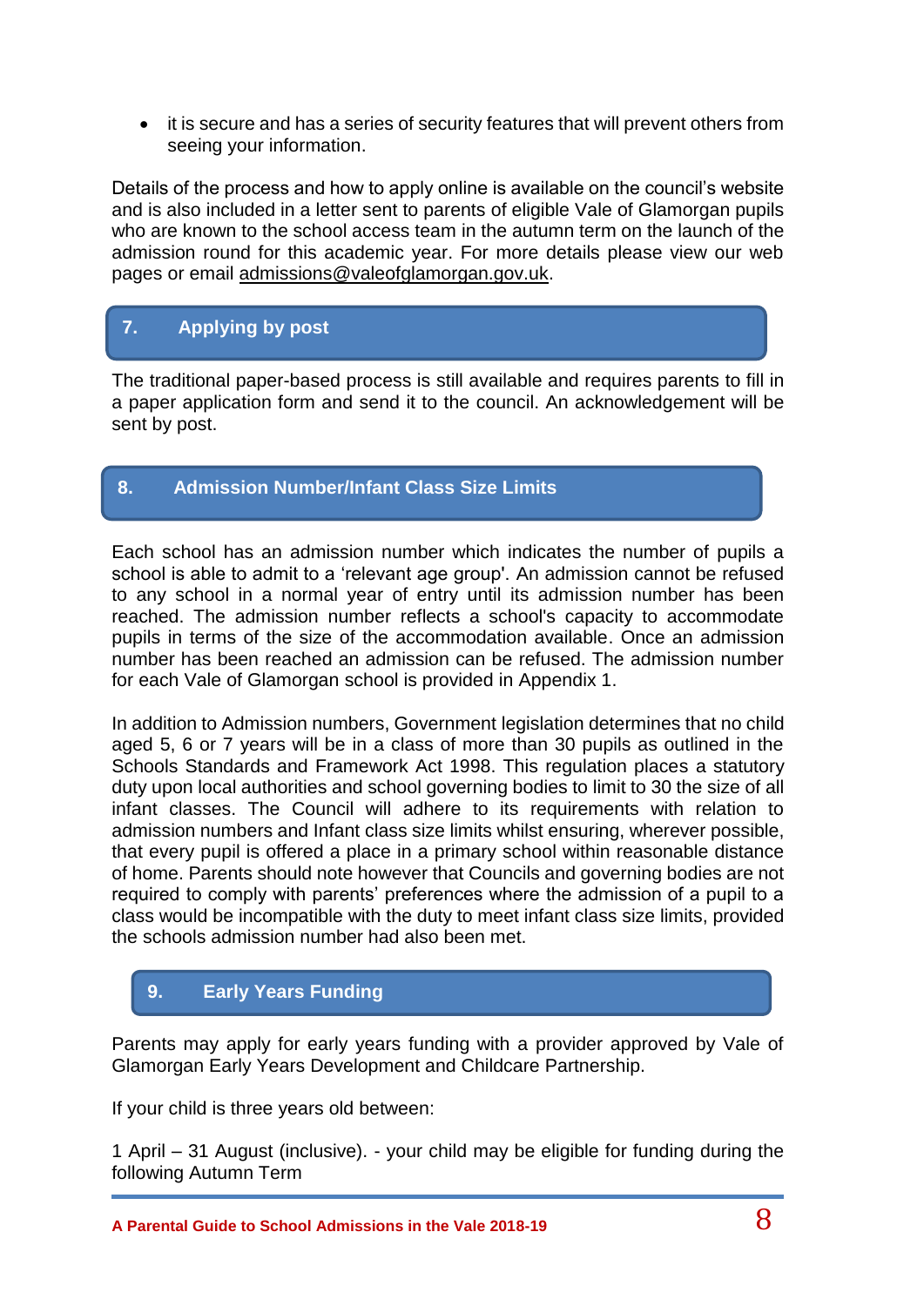- it is secure and has a series of security features that will prevent others from seeing your information.

Details of the process and how to apply online is available on the council's website and is also included in a letter sent to parents of eligible Vale of Glamorgan pupils who are known to the school access team in the autumn term on the launch of the admission round for this academic year. For more details please view our web pages or email admissions@valeofglamorgan.gov.uk.

## 7. Applying by post

The traditional paper-based process is still available and requires parents to fill in a paper application form and send it to the council. An acknowledgement will be sent by post.

## 8. Admission Number/Infant Class Size Limits

Each school has an admission number which indicates the number of pupils a school is able to admit to a 'relevant age group'. An admission cannot be refused to any school in a normal year of entry until its admission number has been reached. The admission number reflects a school's capacity to accommodate pupils in terms of the size of the accommodation available. Once an admission number has been reached an admission can be refused. The admission number for each Vale of Glamorgan school is provided in Appendix 1.

In addition to Admission numbers, Government legislation determines that no child aged 5, 6 or 7 years will be in a class of more than 30 pupils as outlined in the Schools Standards and Framework Act 1998. This regulation places a statutory duty upon local authorities and school governing bodies to limit to 30 the size of all infant classes. The Council will adhere to its requirements with relation to admission numbers and Infant class size limits whilst ensuring, wherever possible, that every pupil is offered a place in a primary school within reasonable distance of home. Parents should note however that Councils and governing bodies are not required to comply with parents' preferences where the admission of a pupil to a class would be incompatible with the duty to meet infant class size limits, provided the schools admission number had also been met.

## 9. Early Years Funding

Parents may apply for early years funding with a provider approved by Vale of Glamorgan Early Years Development and Childcare Partnership.

If your child is three years old between:

1 April – 31 August (inclusive). - your child may be eligible for funding during the following Autumn Term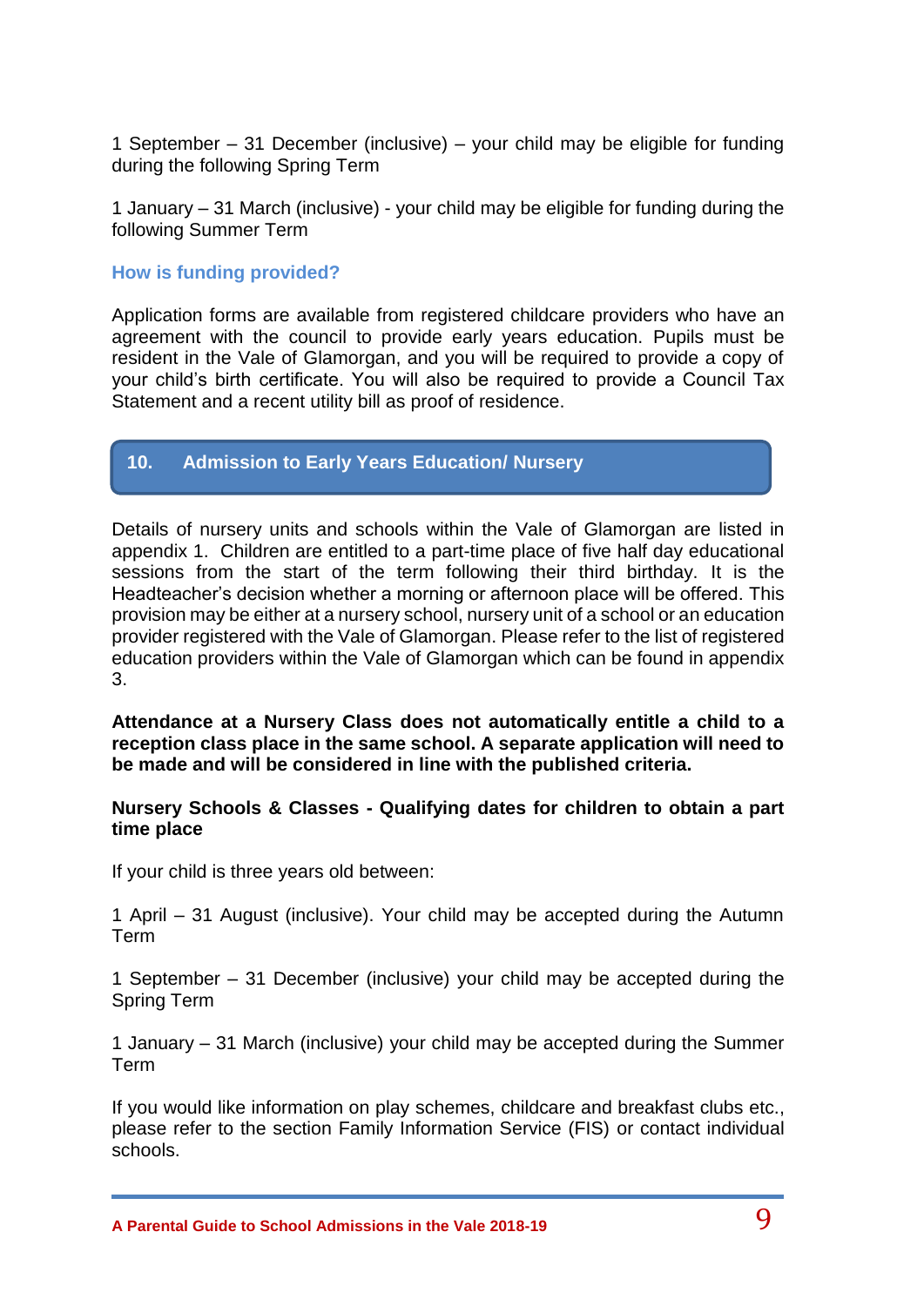1 September – 31 December (inclusive) – your child may be eligible for funding during the following Spring Term

1 January – 31 March (inclusive) - your child may be eligible for funding during the following Summer Term

### How is funding provided?

Application forms are available from registered childcare providers who have an agreement with the council to provide early years education. Pupils must be resident in the Vale of Glamorgan, and you will be required to provide a copy of your child's birth certificate. You will also be required to provide a Council Tax Statement and a recent utility bill as proof of residence.

## 10. Admission to Early Years Education/ Nursery

Details of nursery units and schools within the Vale of Glamorgan are listed in appendix 1. Children are entitled to a part-time place of five half day educational sessions from the start of the term following their third birthday. It is the Headteacher's decision whether a morning or afternoon place will be offered. This provision may be either at a nursery school, nursery unit of a school or an education provider registered with the Vale of Glamorgan. Please refer to the list of registered education providers within the Vale of Glamorgan which can be found in appendix 3.

**Attendance at a Nursery Class does not automatically entitle a child to a reception class place in the same school. A separate application will need to be made and will be considered in line with the published criteria.**

**Nursery Schools & Classes - Qualifying dates for children to obtain a part time place**

If your child is three years old between:

1 April – 31 August (inclusive). Your child may be accepted during the Autumn Term

1 September – 31 December (inclusive) your child may be accepted during the Spring Term

1 January – 31 March (inclusive) your child may be accepted during the Summer Term

If you would like information on play schemes, childcare and breakfast clubs etc., please refer to the section Family Information Service (FIS) or contact individual schools.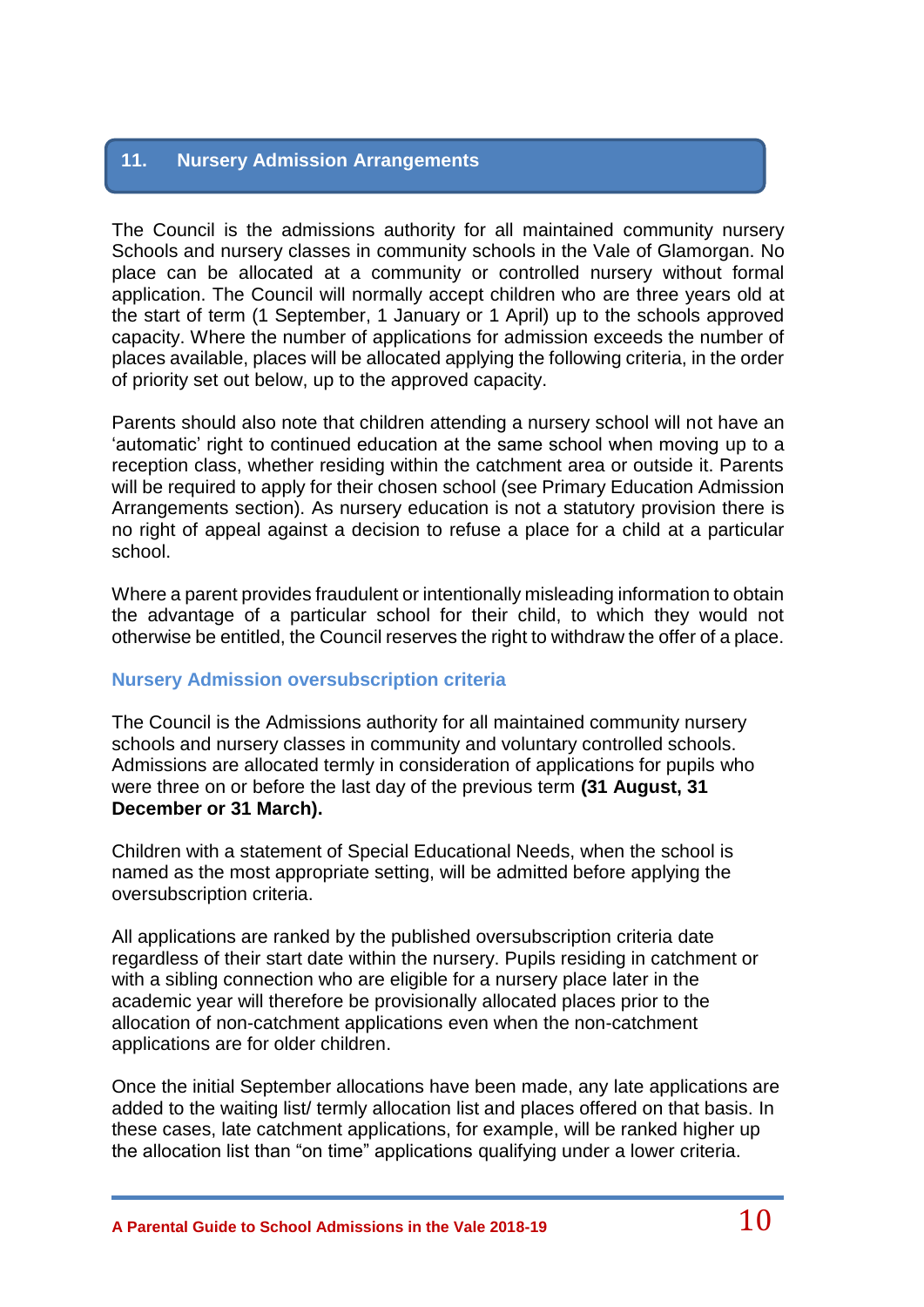## 11. Nursery Admission Arrangements

The Council is the admissions authority for all maintained community nursery Schools and nursery classes in community schools in the Vale of Glamorgan. No place can be allocated at a community or controlled nursery without formal application. The Council will normally accept children who are three years old at the start of term (1 September, 1 January or 1 April) up to the schools approved capacity. Where the number of applications for admission exceeds the number of places available, places will be allocated applying the following criteria, in the order of priority set out below, up to the approved capacity.

Parents should also note that children attending a nursery school will not have an 'automatic' right to continued education at the same school when moving up to a reception class, whether residing within the catchment area or outside it. Parents will be required to apply for their chosen school (see Primary Education Admission Arrangements section). As nursery education is not a statutory provision there is no right of appeal against a decision to refuse a place for a child at a particular school.

Where a parent provides fraudulent or intentionally misleading information to obtain the advantage of a particular school for their child, to which they would not otherwise be entitled, the Council reserves the right to withdraw the offer of a place.

### Nursery Admission oversubscription criteria

The Council is the Admissions authority for all maintained community nursery schools and nursery classes in community and voluntary controlled schools. Admissions are allocated termly in consideration of applications for pupils who were three on or before the last day of the previous term **(31 August, 31 December or 31 March).**

Children with a statement of Special Educational Needs, when the school is named as the most appropriate setting, will be admitted before applying the oversubscription criteria.

All applications are ranked by the published oversubscription criteria date regardless of their start date within the nursery. Pupils residing in catchment or with a sibling connection who are eligible for a nursery place later in the academic year will therefore be provisionally allocated places prior to the allocation of non-catchment applications even when the non-catchment applications are for older children.

Once the initial September allocations have been made, any late applications are added to the waiting list/ termly allocation list and places offered on that basis. In these cases, late catchment applications, for example, will be ranked higher up the allocation list than "on time" applications qualifying under a lower criteria.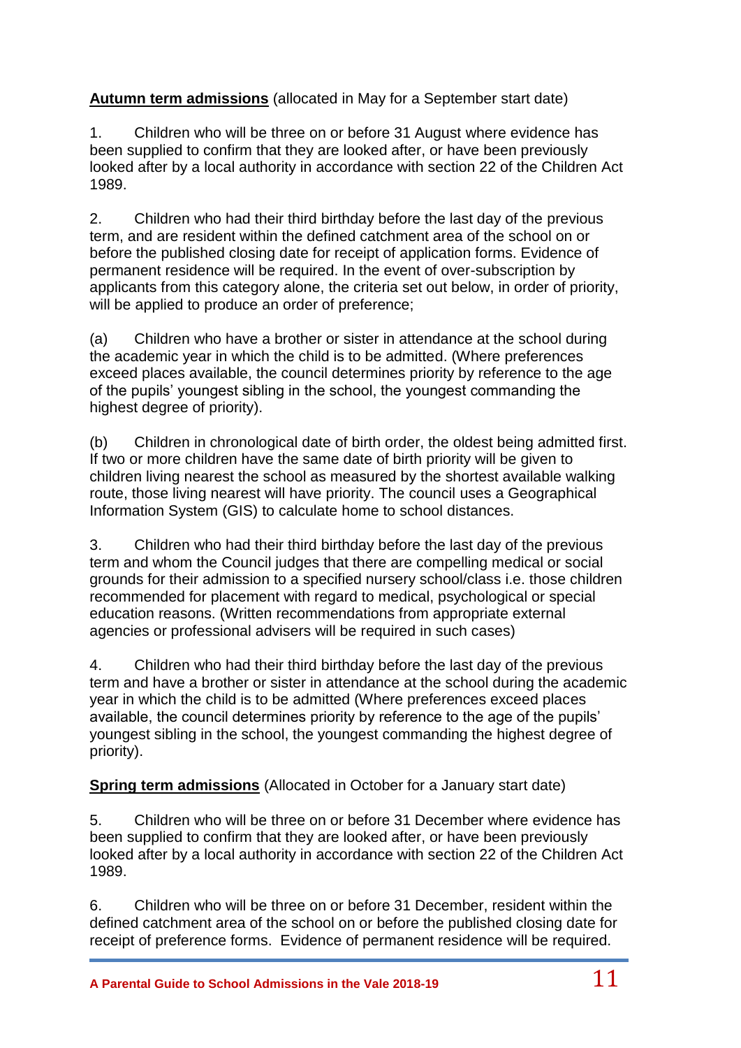**<u>Autumn term admissions</u>** (allocated in May for a September start date)

1. Children who will be three on or before 31 August where evidence has been supplied to confirm that they are looked after, or have been previously looked after by a local authority in accordance with section 22 of the Children Act 1989.

2. Children who had their third birthday before the last day of the previous term, and are resident within the defined catchment area of the school on or before the published closing date for receipt of application forms. Evidence of permanent residence will be required. In the event of over-subscription by applicants from this category alone, the criteria set out below, in order of priority, will be applied to produce an order of preference;

(a) Children who have a brother or sister in attendance at the school during the academic year in which the child is to be admitted. (Where preferences exceed places available, the council determines priority by reference to the age of the pupils' youngest sibling in the school, the youngest commanding the highest degree of priority).

(b) Children in chronological date of birth order, the oldest being admitted first. If two or more children have the same date of birth priority will be given to children living nearest the school as measured by the shortest available walking route, those living nearest will have priority. The council uses a Geographical Information System (GIS) to calculate home to school distances.

3. Children who had their third birthday before the last day of the previous term and whom the Council judges that there are compelling medical or social grounds for their admission to a specified nursery school/class i.e. those children recommended for placement with regard to medical, psychological or special education reasons. (Written recommendations from appropriate external agencies or professional advisers will be required in such cases)

4. Children who had their third birthday before the last day of the previous term and have a brother or sister in attendance at the school during the academic year in which the child is to be admitted (Where preferences exceed places available, the council determines priority by reference to the age of the pupils' youngest sibling in the school, the youngest commanding the highest degree of priority).

**<u>Spring term admissions</u>** (Allocated in October for a January start date)

5. Children who will be three on or before 31 December where evidence has been supplied to confirm that they are looked after, or have been previously looked after by a local authority in accordance with section 22 of the Children Act 1989.

6. Children who will be three on or before 31 December, resident within the defined catchment area of the school on or before the published closing date for receipt of preference forms. Evidence of permanent residence will be required.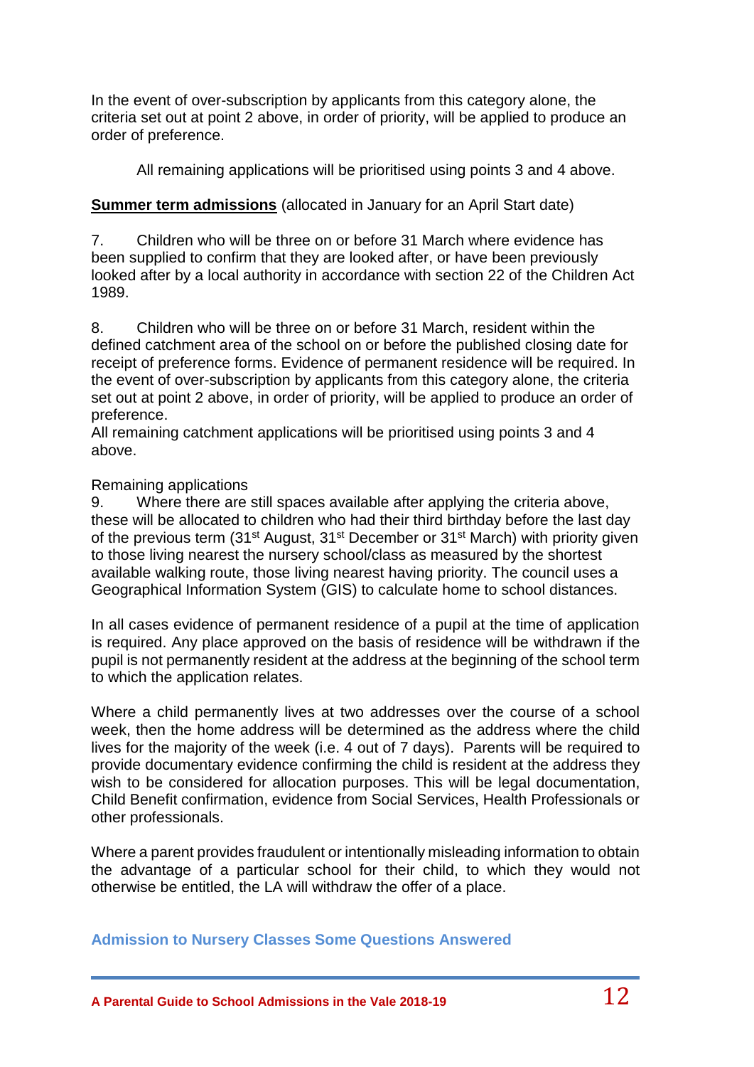In the event of over-subscription by applicants from this category alone, the criteria set out at point 2 above, in order of priority, will be applied to produce an order of preference.

All remaining applications will be prioritised using points 3 and 4 above.

**Summer term admissions** (allocated in January for an April Start date)

7. Children who will be three on or before 31 March where evidence has been supplied to confirm that they are looked after, or have been previously looked after by a local authority in accordance with section 22 of the Children Act 1989.

8. Children who will be three on or before 31 March, resident within the defined catchment area of the school on or before the published closing date for receipt of preference forms. Evidence of permanent residence will be required. In the event of over-subscription by applicants from this category alone, the criteria set out at point 2 above, in order of priority, will be applied to produce an order of preference.
All remaining catchment applications will be prioritised using points 3 and 4 above.

Remaining applications

9. Where there are still spaces available after applying the criteria above, these will be allocated to children who had their third birthday before the last day of the previous term (31st August, 31st December or 31st March) with priority given to those living nearest the nursery school/class as measured by the shortest available walking route, those living nearest having priority. The council uses a Geographical Information System (GIS) to calculate home to school distances.

In all cases evidence of permanent residence of a pupil at the time of application is required. Any place approved on the basis of residence will be withdrawn if the pupil is not permanently resident at the address at the beginning of the school term to which the application relates.

Where a child permanently lives at two addresses over the course of a school week, then the home address will be determined as the address where the child lives for the majority of the week (i.e. 4 out of 7 days). Parents will be required to provide documentary evidence confirming the child is resident at the address they wish to be considered for allocation purposes. This will be legal documentation, Child Benefit confirmation, evidence from Social Services, Health Professionals or other professionals.

Where a parent provides fraudulent or intentionally misleading information to obtain the advantage of a particular school for their child, to which they would not otherwise be entitled, the LA will withdraw the offer of a place.

## Admission to Nursery Classes Some Questions Answered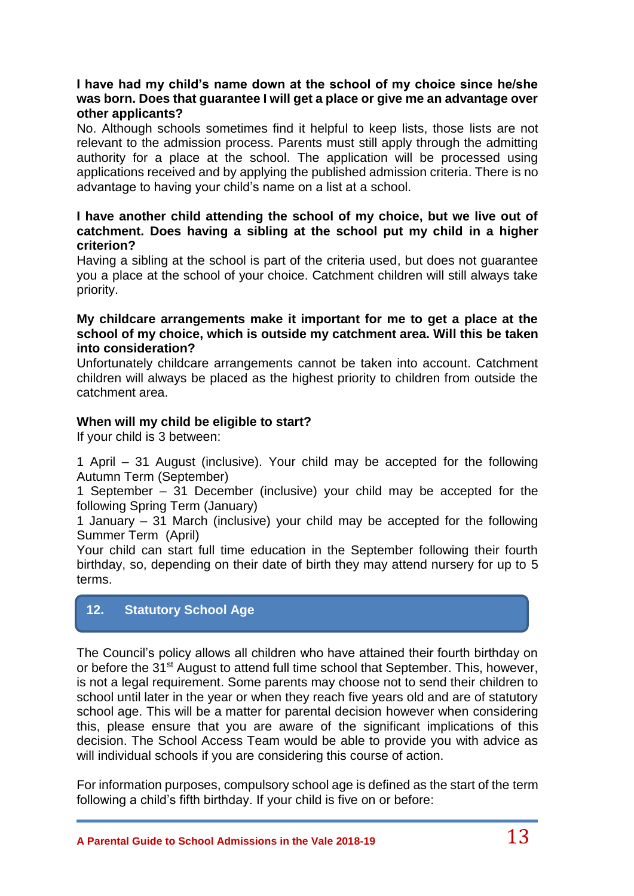**I have had my child's name down at the school of my choice since he/she was born. Does that guarantee I will get a place or give me an advantage over other applicants?**

No. Although schools sometimes find it helpful to keep lists, those lists are not relevant to the admission process. Parents must still apply through the admitting authority for a place at the school. The application will be processed using applications received and by applying the published admission criteria. There is no advantage to having your child's name on a list at a school.

**I have another child attending the school of my choice, but we live out of catchment. Does having a sibling at the school put my child in a higher criterion?**

Having a sibling at the school is part of the criteria used, but does not guarantee you a place at the school of your choice. Catchment children will still always take priority.

**My childcare arrangements make it important for me to get a place at the school of my choice, which is outside my catchment area. Will this be taken into consideration?**

Unfortunately childcare arrangements cannot be taken into account. Catchment children will always be placed as the highest priority to children from outside the catchment area.

**When will my child be eligible to start?**

If your child is 3 between:

1 April – 31 August (inclusive). Your child may be accepted for the following Autumn Term (September)
1 September – 31 December (inclusive) your child may be accepted for the following Spring Term (January)
1 January – 31 March (inclusive) your child may be accepted for the following Summer Term (April)
Your child can start full time education in the September following their fourth birthday, so, depending on their date of birth they may attend nursery for up to 5 terms.

## 12. Statutory School Age

The Council's policy allows all children who have attained their fourth birthday on or before the 31st August to attend full time school that September. This, however, is not a legal requirement. Some parents may choose not to send their children to school until later in the year or when they reach five years old and are of statutory school age. This will be a matter for parental decision however when considering this, please ensure that you are aware of the significant implications of this decision. The School Access Team would be able to provide you with advice as will individual schools if you are considering this course of action.

For information purposes, compulsory school age is defined as the start of the term following a child's fifth birthday. If your child is five on or before: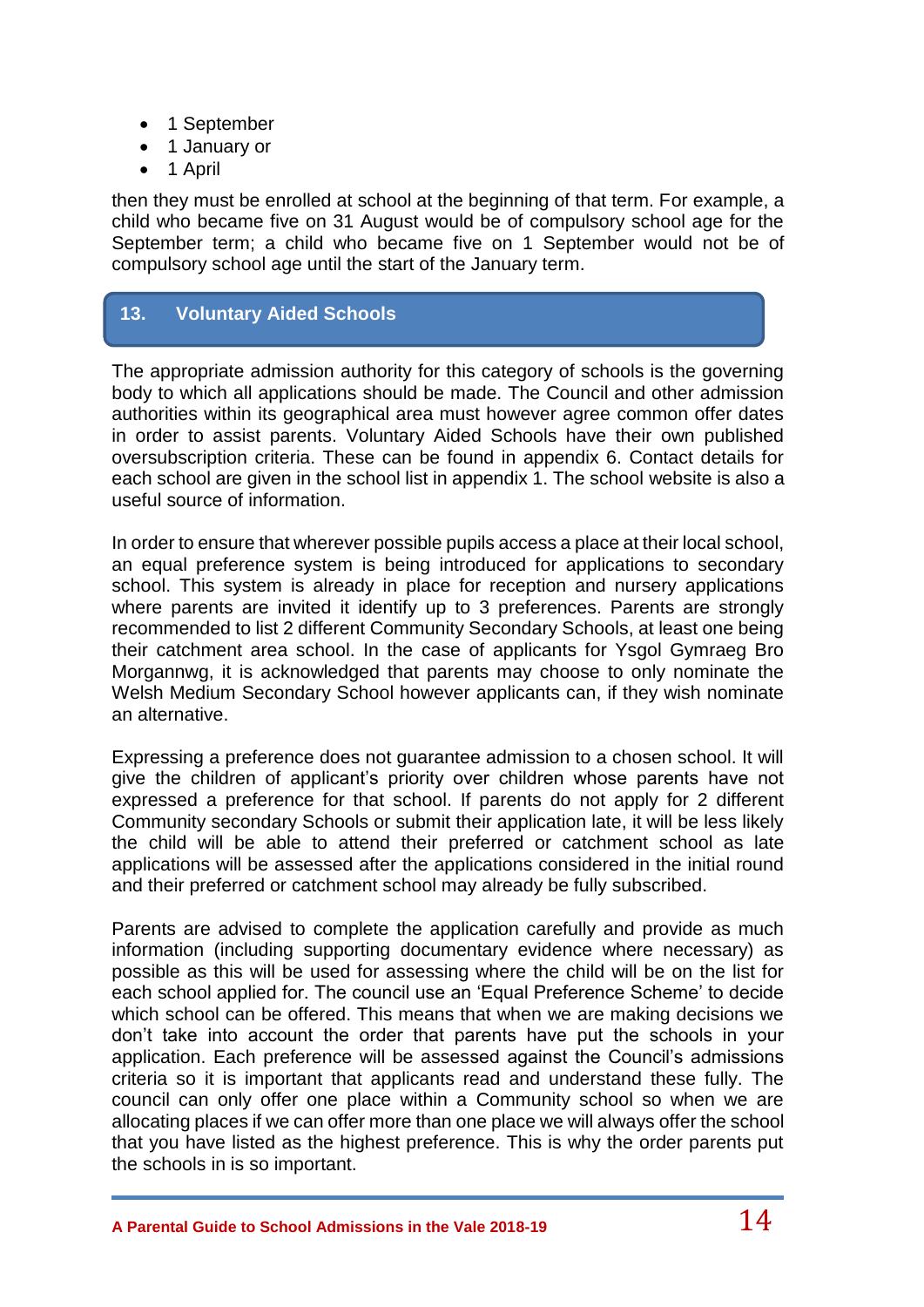- 1 September
- 1 January or
- 1 April

then they must be enrolled at school at the beginning of that term. For example, a child who became five on 31 August would be of compulsory school age for the September term; a child who became five on 1 September would not be of compulsory school age until the start of the January term.

## 13. Voluntary Aided Schools

The appropriate admission authority for this category of schools is the governing body to which all applications should be made. The Council and other admission authorities within its geographical area must however agree common offer dates in order to assist parents. Voluntary Aided Schools have their own published oversubscription criteria. These can be found in appendix 6. Contact details for each school are given in the school list in appendix 1. The school website is also a useful source of information.

In order to ensure that wherever possible pupils access a place at their local school, an equal preference system is being introduced for applications to secondary school. This system is already in place for reception and nursery applications where parents are invited it identify up to 3 preferences. Parents are strongly recommended to list 2 different Community Secondary Schools, at least one being their catchment area school. In the case of applicants for Ysgol Gymraeg Bro Morgannwg, it is acknowledged that parents may choose to only nominate the Welsh Medium Secondary School however applicants can, if they wish nominate an alternative.

Expressing a preference does not guarantee admission to a chosen school. It will give the children of applicant's priority over children whose parents have not expressed a preference for that school. If parents do not apply for 2 different Community secondary Schools or submit their application late, it will be less likely the child will be able to attend their preferred or catchment school as late applications will be assessed after the applications considered in the initial round and their preferred or catchment school may already be fully subscribed.

Parents are advised to complete the application carefully and provide as much information (including supporting documentary evidence where necessary) as possible as this will be used for assessing where the child will be on the list for each school applied for. The council use an 'Equal Preference Scheme' to decide which school can be offered. This means that when we are making decisions we don't take into account the order that parents have put the schools in your application. Each preference will be assessed against the Council's admissions criteria so it is important that applicants read and understand these fully. The council can only offer one place within a Community school so when we are allocating places if we can offer more than one place we will always offer the school that you have listed as the highest preference. This is why the order parents put the schools in is so important.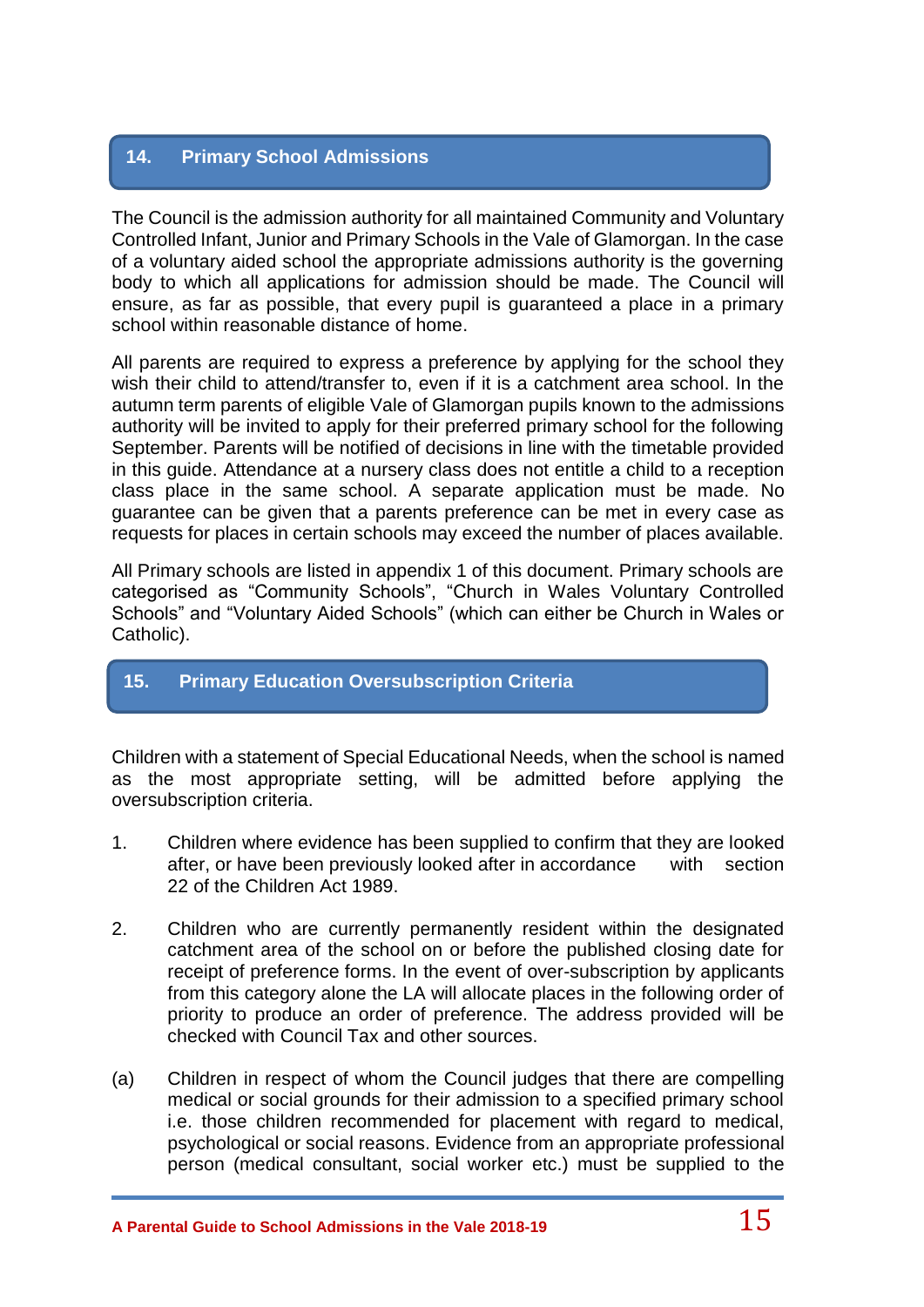## 14. Primary School Admissions

The Council is the admission authority for all maintained Community and Voluntary Controlled Infant, Junior and Primary Schools in the Vale of Glamorgan. In the case of a voluntary aided school the appropriate admissions authority is the governing body to which all applications for admission should be made. The Council will ensure, as far as possible, that every pupil is guaranteed a place in a primary school within reasonable distance of home.

All parents are required to express a preference by applying for the school they wish their child to attend/transfer to, even if it is a catchment area school. In the autumn term parents of eligible Vale of Glamorgan pupils known to the admissions authority will be invited to apply for their preferred primary school for the following September. Parents will be notified of decisions in line with the timetable provided in this guide. Attendance at a nursery class does not entitle a child to a reception class place in the same school. A separate application must be made. No guarantee can be given that a parents preference can be met in every case as requests for places in certain schools may exceed the number of places available.

All Primary schools are listed in appendix 1 of this document. Primary schools are categorised as "Community Schools", "Church in Wales Voluntary Controlled Schools" and "Voluntary Aided Schools" (which can either be Church in Wales or Catholic).

## 15. Primary Education Oversubscription Criteria

Children with a statement of Special Educational Needs, when the school is named as the most appropriate setting, will be admitted before applying the oversubscription criteria.

1. Children where evidence has been supplied to confirm that they are looked after, or have been previously looked after in accordance with section 22 of the Children Act 1989.

2. Children who are currently permanently resident within the designated catchment area of the school on or before the published closing date for receipt of preference forms. In the event of over-subscription by applicants from this category alone the LA will allocate places in the following order of priority to produce an order of preference. The address provided will be checked with Council Tax and other sources.

(a) Children in respect of whom the Council judges that there are compelling medical or social grounds for their admission to a specified primary school i.e. those children recommended for placement with regard to medical, psychological or social reasons. Evidence from an appropriate professional person (medical consultant, social worker etc.) must be supplied to the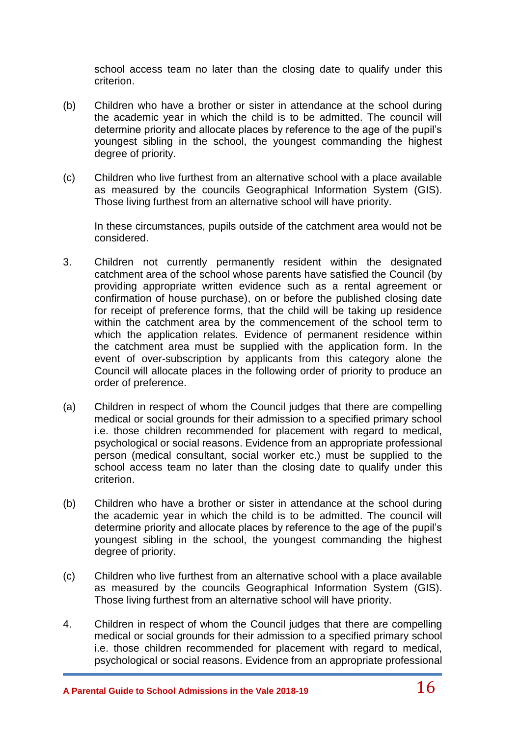school access team no later than the closing date to qualify under this criterion.

(b) Children who have a brother or sister in attendance at the school during the academic year in which the child is to be admitted. The council will determine priority and allocate places by reference to the age of the pupil's youngest sibling in the school, the youngest commanding the highest degree of priority.

(c) Children who live furthest from an alternative school with a place available as measured by the councils Geographical Information System (GIS). Those living furthest from an alternative school will have priority.

In these circumstances, pupils outside of the catchment area would not be considered.

3. Children not currently permanently resident within the designated catchment area of the school whose parents have satisfied the Council (by providing appropriate written evidence such as a rental agreement or confirmation of house purchase), on or before the published closing date for receipt of preference forms, that the child will be taking up residence within the catchment area by the commencement of the school term to which the application relates. Evidence of permanent residence within the catchment area must be supplied with the application form. In the event of over-subscription by applicants from this category alone the Council will allocate places in the following order of priority to produce an order of preference.

(a) Children in respect of whom the Council judges that there are compelling medical or social grounds for their admission to a specified primary school i.e. those children recommended for placement with regard to medical, psychological or social reasons. Evidence from an appropriate professional person (medical consultant, social worker etc.) must be supplied to the school access team no later than the closing date to qualify under this criterion.

(b) Children who have a brother or sister in attendance at the school during the academic year in which the child is to be admitted. The council will determine priority and allocate places by reference to the age of the pupil's youngest sibling in the school, the youngest commanding the highest degree of priority.

(c) Children who live furthest from an alternative school with a place available as measured by the councils Geographical Information System (GIS). Those living furthest from an alternative school will have priority.

4. Children in respect of whom the Council judges that there are compelling medical or social grounds for their admission to a specified primary school i.e. those children recommended for placement with regard to medical, psychological or social reasons. Evidence from an appropriate professional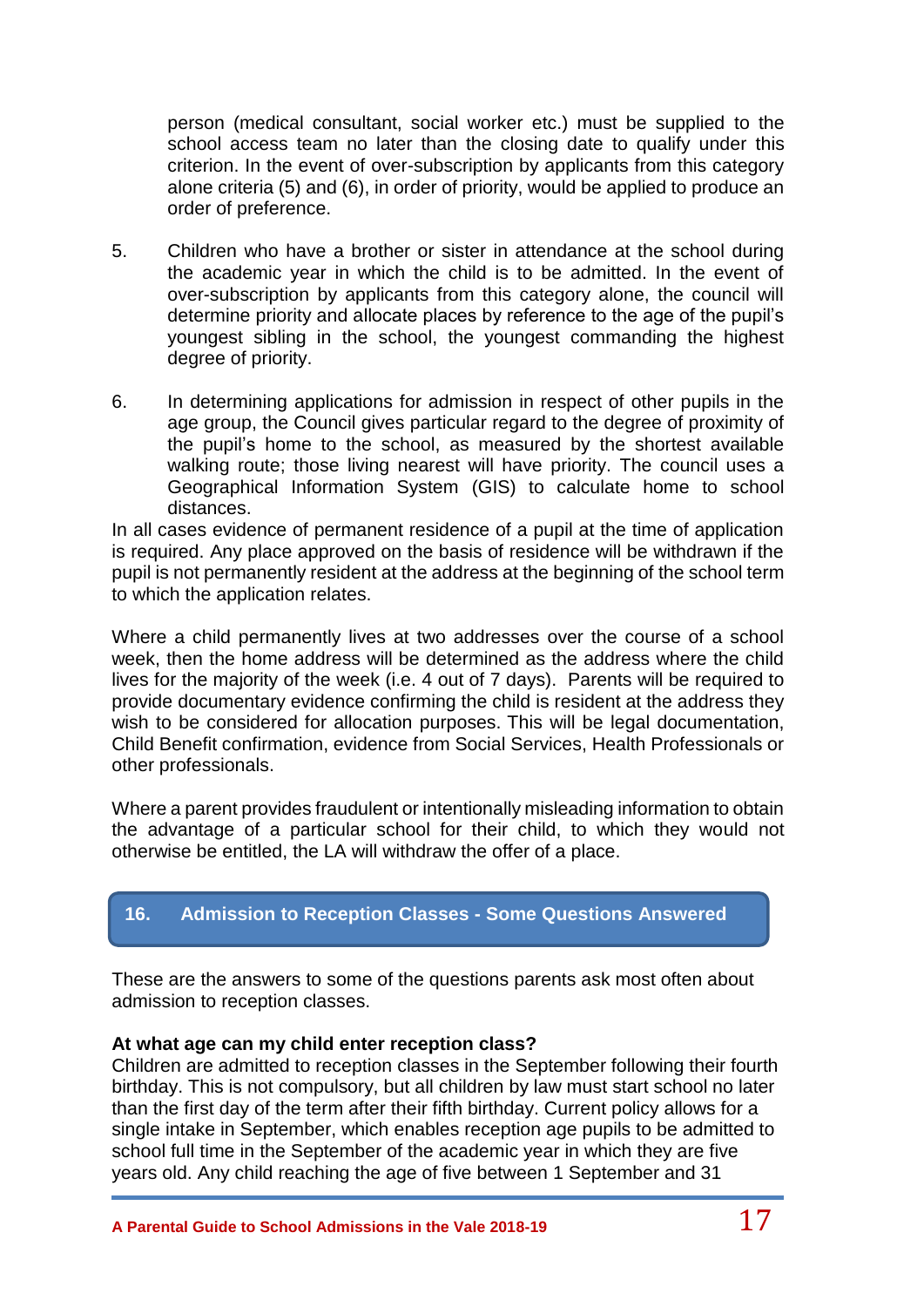person (medical consultant, social worker etc.) must be supplied to the school access team no later than the closing date to qualify under this criterion. In the event of over-subscription by applicants from this category alone criteria (5) and (6), in order of priority, would be applied to produce an order of preference.

5. Children who have a brother or sister in attendance at the school during the academic year in which the child is to be admitted. In the event of over-subscription by applicants from this category alone, the council will determine priority and allocate places by reference to the age of the pupil's youngest sibling in the school, the youngest commanding the highest degree of priority.

6. In determining applications for admission in respect of other pupils in the age group, the Council gives particular regard to the degree of proximity of the pupil's home to the school, as measured by the shortest available walking route; those living nearest will have priority. The council uses a Geographical Information System (GIS) to calculate home to school distances.

In all cases evidence of permanent residence of a pupil at the time of application is required. Any place approved on the basis of residence will be withdrawn if the pupil is not permanently resident at the address at the beginning of the school term to which the application relates.

Where a child permanently lives at two addresses over the course of a school week, then the home address will be determined as the address where the child lives for the majority of the week (i.e. 4 out of 7 days). Parents will be required to provide documentary evidence confirming the child is resident at the address they wish to be considered for allocation purposes. This will be legal documentation, Child Benefit confirmation, evidence from Social Services, Health Professionals or other professionals.

Where a parent provides fraudulent or intentionally misleading information to obtain the advantage of a particular school for their child, to which they would not otherwise be entitled, the LA will withdraw the offer of a place.

## 16. Admission to Reception Classes - Some Questions Answered

These are the answers to some of the questions parents ask most often about admission to reception classes.

**At what age can my child enter reception class?**

Children are admitted to reception classes in the September following their fourth birthday. This is not compulsory, but all children by law must start school no later than the first day of the term after their fifth birthday. Current policy allows for a single intake in September, which enables reception age pupils to be admitted to school full time in the September of the academic year in which they are five years old. Any child reaching the age of five between 1 September and 31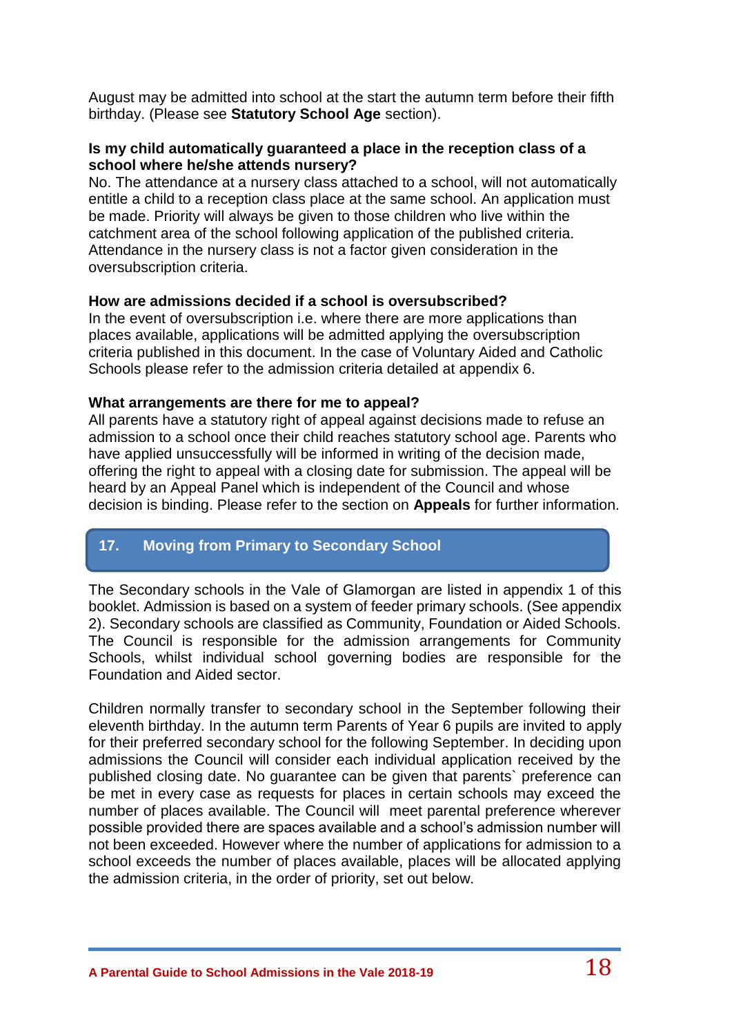August may be admitted into school at the start the autumn term before their fifth birthday. (Please see **Statutory School Age** section).

**Is my child automatically guaranteed a place in the reception class of a school where he/she attends nursery?**

No. The attendance at a nursery class attached to a school, will not automatically entitle a child to a reception class place at the same school. An application must be made. Priority will always be given to those children who live within the catchment area of the school following application of the published criteria. Attendance in the nursery class is not a factor given consideration in the oversubscription criteria.

**How are admissions decided if a school is oversubscribed?**

In the event of oversubscription i.e. where there are more applications than places available, applications will be admitted applying the oversubscription criteria published in this document. In the case of Voluntary Aided and Catholic Schools please refer to the admission criteria detailed at appendix 6.

**What arrangements are there for me to appeal?**

All parents have a statutory right of appeal against decisions made to refuse an admission to a school once their child reaches statutory school age. Parents who have applied unsuccessfully will be informed in writing of the decision made, offering the right to appeal with a closing date for submission. The appeal will be heard by an Appeal Panel which is independent of the Council and whose decision is binding. Please refer to the section on **Appeals** for further information.

## 17. Moving from Primary to Secondary School

The Secondary schools in the Vale of Glamorgan are listed in appendix 1 of this booklet. Admission is based on a system of feeder primary schools. (See appendix 2). Secondary schools are classified as Community, Foundation or Aided Schools. The Council is responsible for the admission arrangements for Community Schools, whilst individual school governing bodies are responsible for the Foundation and Aided sector.

Children normally transfer to secondary school in the September following their eleventh birthday. In the autumn term Parents of Year 6 pupils are invited to apply for their preferred secondary school for the following September. In deciding upon admissions the Council will consider each individual application received by the published closing date. No guarantee can be given that parents` preference can be met in every case as requests for places in certain schools may exceed the number of places available. The Council will meet parental preference wherever possible provided there are spaces available and a school's admission number will not been exceeded. However where the number of applications for admission to a school exceeds the number of places available, places will be allocated applying the admission criteria, in the order of priority, set out below.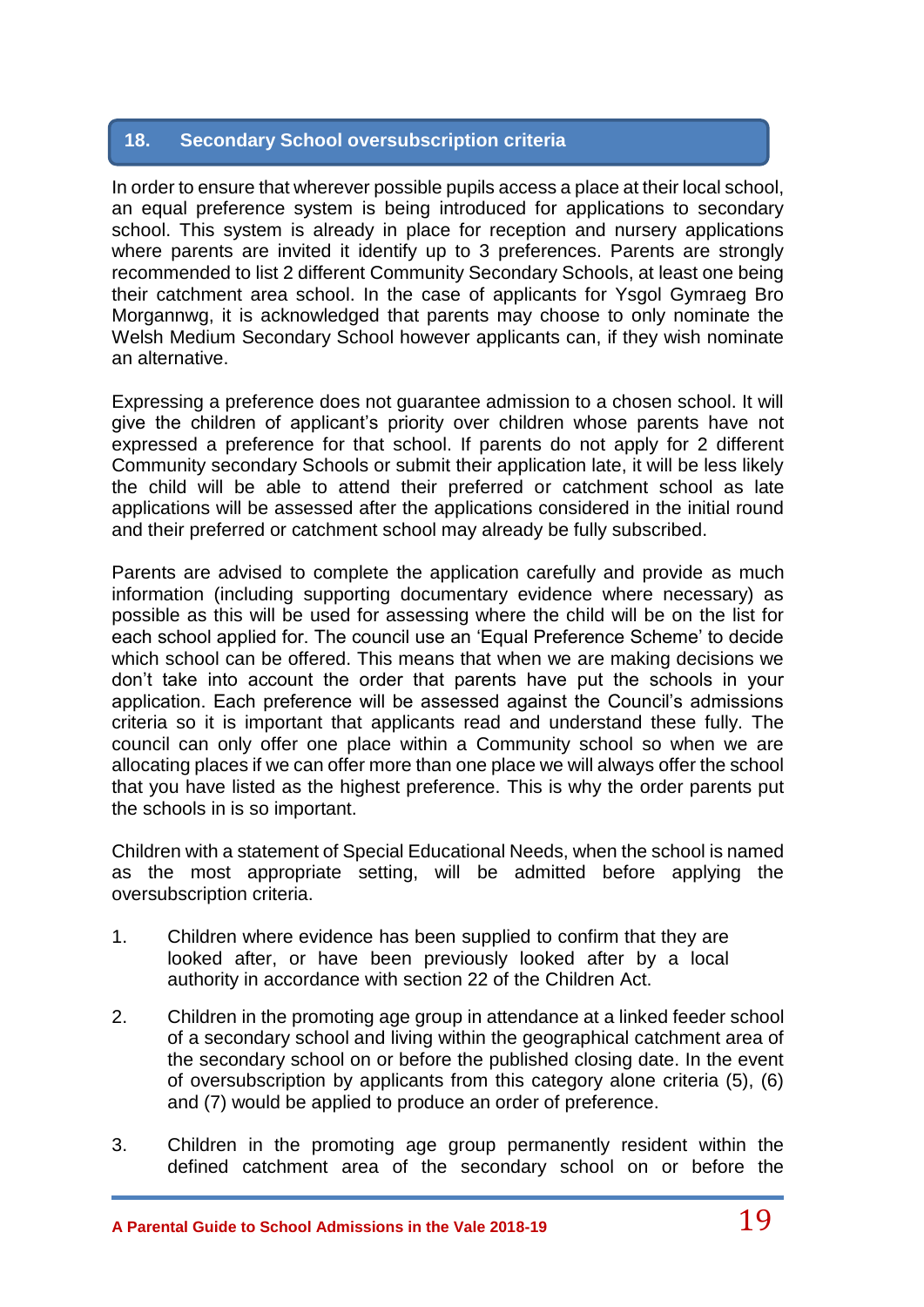## 18. Secondary School oversubscription criteria

In order to ensure that wherever possible pupils access a place at their local school, an equal preference system is being introduced for applications to secondary school. This system is already in place for reception and nursery applications where parents are invited it identify up to 3 preferences. Parents are strongly recommended to list 2 different Community Secondary Schools, at least one being their catchment area school. In the case of applicants for Ysgol Gymraeg Bro Morgannwg, it is acknowledged that parents may choose to only nominate the Welsh Medium Secondary School however applicants can, if they wish nominate an alternative.

Expressing a preference does not guarantee admission to a chosen school. It will give the children of applicant's priority over children whose parents have not expressed a preference for that school. If parents do not apply for 2 different Community secondary Schools or submit their application late, it will be less likely the child will be able to attend their preferred or catchment school as late applications will be assessed after the applications considered in the initial round and their preferred or catchment school may already be fully subscribed.

Parents are advised to complete the application carefully and provide as much information (including supporting documentary evidence where necessary) as possible as this will be used for assessing where the child will be on the list for each school applied for. The council use an 'Equal Preference Scheme' to decide which school can be offered. This means that when we are making decisions we don't take into account the order that parents have put the schools in your application. Each preference will be assessed against the Council's admissions criteria so it is important that applicants read and understand these fully. The council can only offer one place within a Community school so when we are allocating places if we can offer more than one place we will always offer the school that you have listed as the highest preference. This is why the order parents put the schools in is so important.

Children with a statement of Special Educational Needs, when the school is named as the most appropriate setting, will be admitted before applying the oversubscription criteria.

1. Children where evidence has been supplied to confirm that they are looked after, or have been previously looked after by a local authority in accordance with section 22 of the Children Act.

2. Children in the promoting age group in attendance at a linked feeder school of a secondary school and living within the geographical catchment area of the secondary school on or before the published closing date. In the event of oversubscription by applicants from this category alone criteria (5), (6) and (7) would be applied to produce an order of preference.

3. Children in the promoting age group permanently resident within the defined catchment area of the secondary school on or before the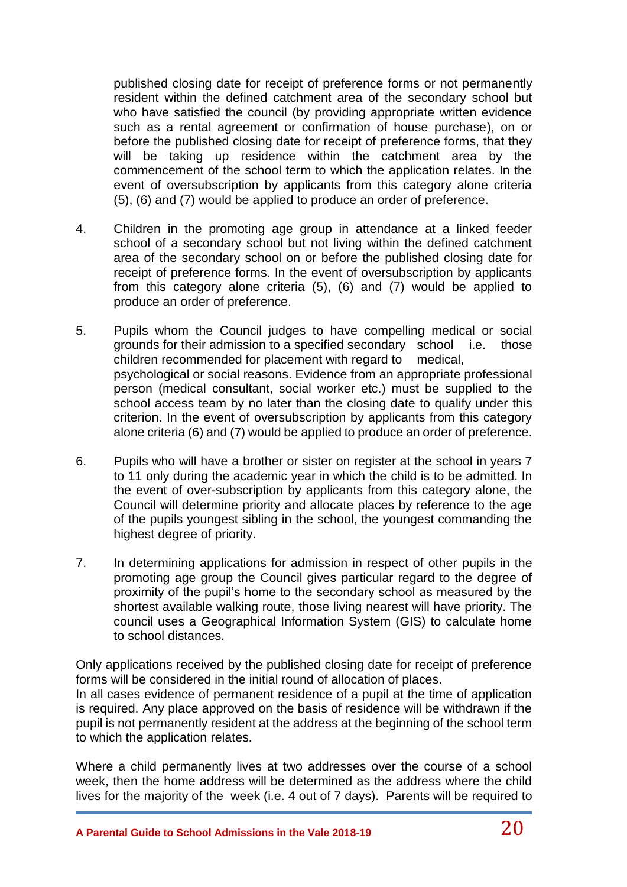published closing date for receipt of preference forms or not permanently resident within the defined catchment area of the secondary school but who have satisfied the council (by providing appropriate written evidence such as a rental agreement or confirmation of house purchase), on or before the published closing date for receipt of preference forms, that they will be taking up residence within the catchment area by the commencement of the school term to which the application relates. In the event of oversubscription by applicants from this category alone criteria (5), (6) and (7) would be applied to produce an order of preference.

4. Children in the promoting age group in attendance at a linked feeder school of a secondary school but not living within the defined catchment area of the secondary school on or before the published closing date for receipt of preference forms. In the event of oversubscription by applicants from this category alone criteria (5), (6) and (7) would be applied to produce an order of preference.

5. Pupils whom the Council judges to have compelling medical or social grounds for their admission to a specified secondary school i.e. those children recommended for placement with regard to medical, psychological or social reasons. Evidence from an appropriate professional person (medical consultant, social worker etc.) must be supplied to the school access team by no later than the closing date to qualify under this criterion. In the event of oversubscription by applicants from this category alone criteria (6) and (7) would be applied to produce an order of preference.

6. Pupils who will have a brother or sister on register at the school in years 7 to 11 only during the academic year in which the child is to be admitted. In the event of over-subscription by applicants from this category alone, the Council will determine priority and allocate places by reference to the age of the pupils youngest sibling in the school, the youngest commanding the highest degree of priority.

7. In determining applications for admission in respect of other pupils in the promoting age group the Council gives particular regard to the degree of proximity of the pupil's home to the secondary school as measured by the shortest available walking route, those living nearest will have priority. The council uses a Geographical Information System (GIS) to calculate home to school distances.

Only applications received by the published closing date for receipt of preference forms will be considered in the initial round of allocation of places.
In all cases evidence of permanent residence of a pupil at the time of application is required. Any place approved on the basis of residence will be withdrawn if the pupil is not permanently resident at the address at the beginning of the school term to which the application relates.

Where a child permanently lives at two addresses over the course of a school week, then the home address will be determined as the address where the child lives for the majority of the week (i.e. 4 out of 7 days). Parents will be required to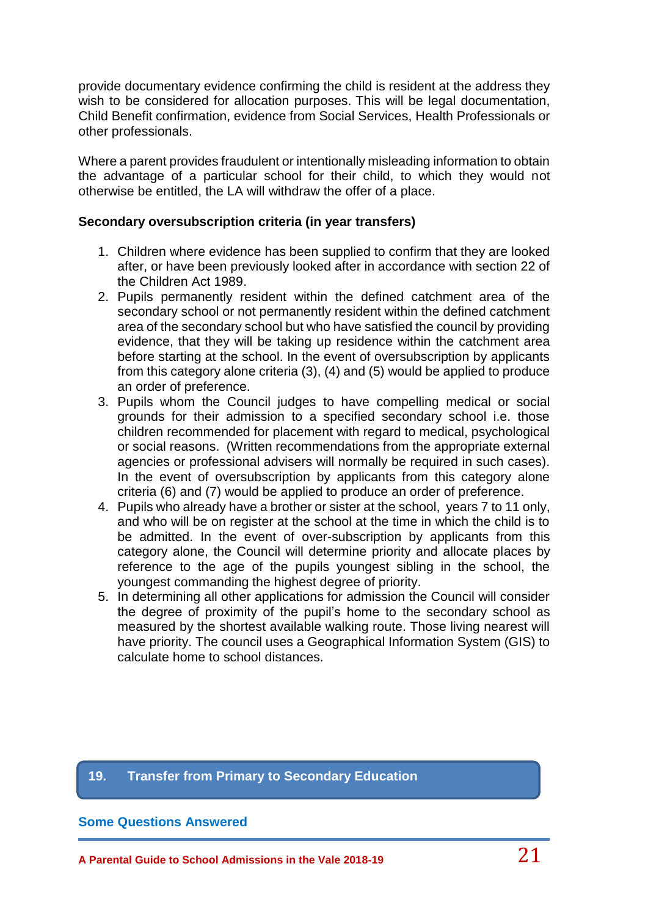provide documentary evidence confirming the child is resident at the address they wish to be considered for allocation purposes. This will be legal documentation, Child Benefit confirmation, evidence from Social Services, Health Professionals or other professionals.

Where a parent provides fraudulent or intentionally misleading information to obtain the advantage of a particular school for their child, to which they would not otherwise be entitled, the LA will withdraw the offer of a place.

**Secondary oversubscription criteria (in year transfers)**

1. Children where evidence has been supplied to confirm that they are looked after, or have been previously looked after in accordance with section 22 of the Children Act 1989.
2. Pupils permanently resident within the defined catchment area of the secondary school or not permanently resident within the defined catchment area of the secondary school but who have satisfied the council by providing evidence, that they will be taking up residence within the catchment area before starting at the school. In the event of oversubscription by applicants from this category alone criteria (3), (4) and (5) would be applied to produce an order of preference.
3. Pupils whom the Council judges to have compelling medical or social grounds for their admission to a specified secondary school i.e. those children recommended for placement with regard to medical, psychological or social reasons. (Written recommendations from the appropriate external agencies or professional advisers will normally be required in such cases). In the event of oversubscription by applicants from this category alone criteria (6) and (7) would be applied to produce an order of preference.
4. Pupils who already have a brother or sister at the school, years 7 to 11 only, and who will be on register at the school at the time in which the child is to be admitted. In the event of over-subscription by applicants from this category alone, the Council will determine priority and allocate places by reference to the age of the pupils youngest sibling in the school, the youngest commanding the highest degree of priority.
5. In determining all other applications for admission the Council will consider the degree of proximity of the pupil's home to the secondary school as measured by the shortest available walking route. Those living nearest will have priority. The council uses a Geographical Information System (GIS) to calculate home to school distances.

## 19. Transfer from Primary to Secondary Education

### Some Questions Answered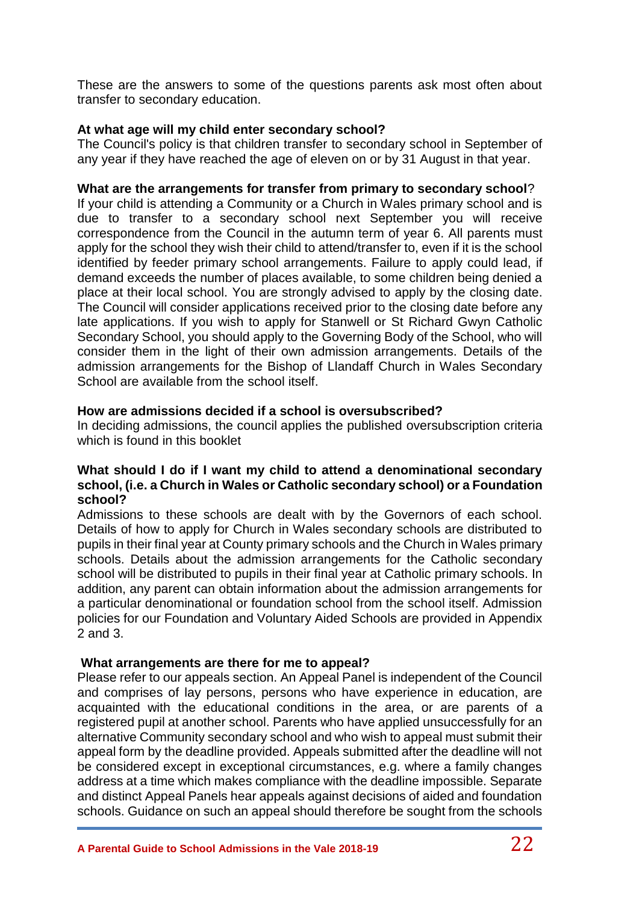These are the answers to some of the questions parents ask most often about transfer to secondary education.

**At what age will my child enter secondary school?**

The Council's policy is that children transfer to secondary school in September of any year if they have reached the age of eleven on or by 31 August in that year.

**What are the arrangements for transfer from primary to secondary school**?

If your child is attending a Community or a Church in Wales primary school and is due to transfer to a secondary school next September you will receive correspondence from the Council in the autumn term of year 6. All parents must apply for the school they wish their child to attend/transfer to, even if it is the school identified by feeder primary school arrangements. Failure to apply could lead, if demand exceeds the number of places available, to some children being denied a place at their local school. You are strongly advised to apply by the closing date. The Council will consider applications received prior to the closing date before any late applications. If you wish to apply for Stanwell or St Richard Gwyn Catholic Secondary School, you should apply to the Governing Body of the School, who will consider them in the light of their own admission arrangements. Details of the admission arrangements for the Bishop of Llandaff Church in Wales Secondary School are available from the school itself.

**How are admissions decided if a school is oversubscribed?**

In deciding admissions, the council applies the published oversubscription criteria which is found in this booklet

**What should I do if I want my child to attend a denominational secondary school, (i.e. a Church in Wales or Catholic secondary school) or a Foundation school?**

Admissions to these schools are dealt with by the Governors of each school. Details of how to apply for Church in Wales secondary schools are distributed to pupils in their final year at County primary schools and the Church in Wales primary schools. Details about the admission arrangements for the Catholic secondary school will be distributed to pupils in their final year at Catholic primary schools. In addition, any parent can obtain information about the admission arrangements for a particular denominational or foundation school from the school itself. Admission policies for our Foundation and Voluntary Aided Schools are provided in Appendix 2 and 3.

**What arrangements are there for me to appeal?**

Please refer to our appeals section. An Appeal Panel is independent of the Council and comprises of lay persons, persons who have experience in education, are acquainted with the educational conditions in the area, or are parents of a registered pupil at another school. Parents who have applied unsuccessfully for an alternative Community secondary school and who wish to appeal must submit their appeal form by the deadline provided. Appeals submitted after the deadline will not be considered except in exceptional circumstances, e.g. where a family changes address at a time which makes compliance with the deadline impossible. Separate and distinct Appeal Panels hear appeals against decisions of aided and foundation schools. Guidance on such an appeal should therefore be sought from the schools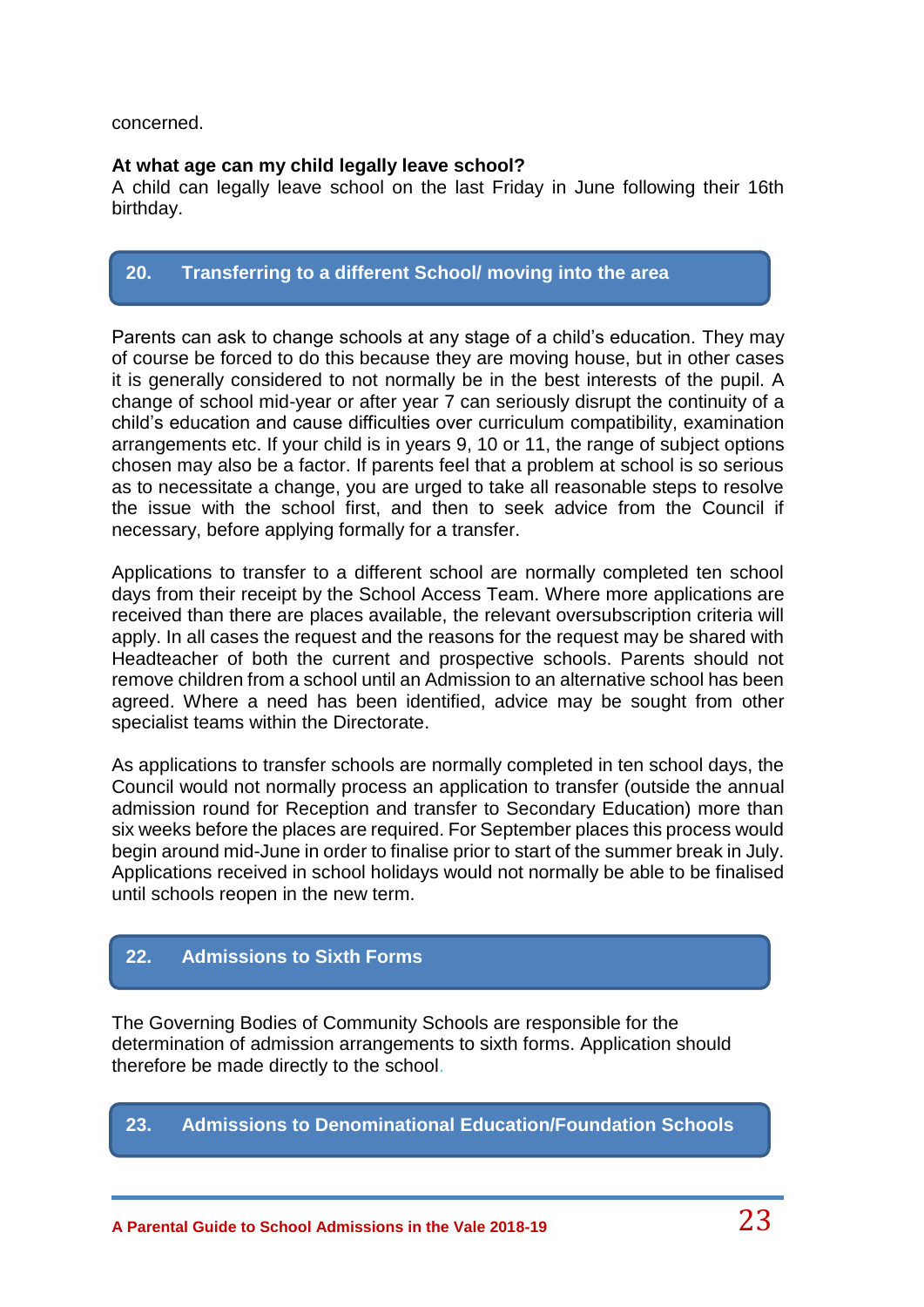concerned.

**At what age can my child legally leave school?**
A child can legally leave school on the last Friday in June following their 16th birthday.

## 20. Transferring to a different School/ moving into the area

Parents can ask to change schools at any stage of a child's education. They may of course be forced to do this because they are moving house, but in other cases it is generally considered to not normally be in the best interests of the pupil. A change of school mid-year or after year 7 can seriously disrupt the continuity of a child's education and cause difficulties over curriculum compatibility, examination arrangements etc. If your child is in years 9, 10 or 11, the range of subject options chosen may also be a factor. If parents feel that a problem at school is so serious as to necessitate a change, you are urged to take all reasonable steps to resolve the issue with the school first, and then to seek advice from the Council if necessary, before applying formally for a transfer.

Applications to transfer to a different school are normally completed ten school days from their receipt by the School Access Team. Where more applications are received than there are places available, the relevant oversubscription criteria will apply. In all cases the request and the reasons for the request may be shared with Headteacher of both the current and prospective schools. Parents should not remove children from a school until an Admission to an alternative school has been agreed. Where a need has been identified, advice may be sought from other specialist teams within the Directorate.

As applications to transfer schools are normally completed in ten school days, the Council would not normally process an application to transfer (outside the annual admission round for Reception and transfer to Secondary Education) more than six weeks before the places are required. For September places this process would begin around mid-June in order to finalise prior to start of the summer break in July. Applications received in school holidays would not normally be able to be finalised until schools reopen in the new term.

## 22. Admissions to Sixth Forms

The Governing Bodies of Community Schools are responsible for the determination of admission arrangements to sixth forms. Application should therefore be made directly to the school.

## 23. Admissions to Denominational Education/Foundation Schools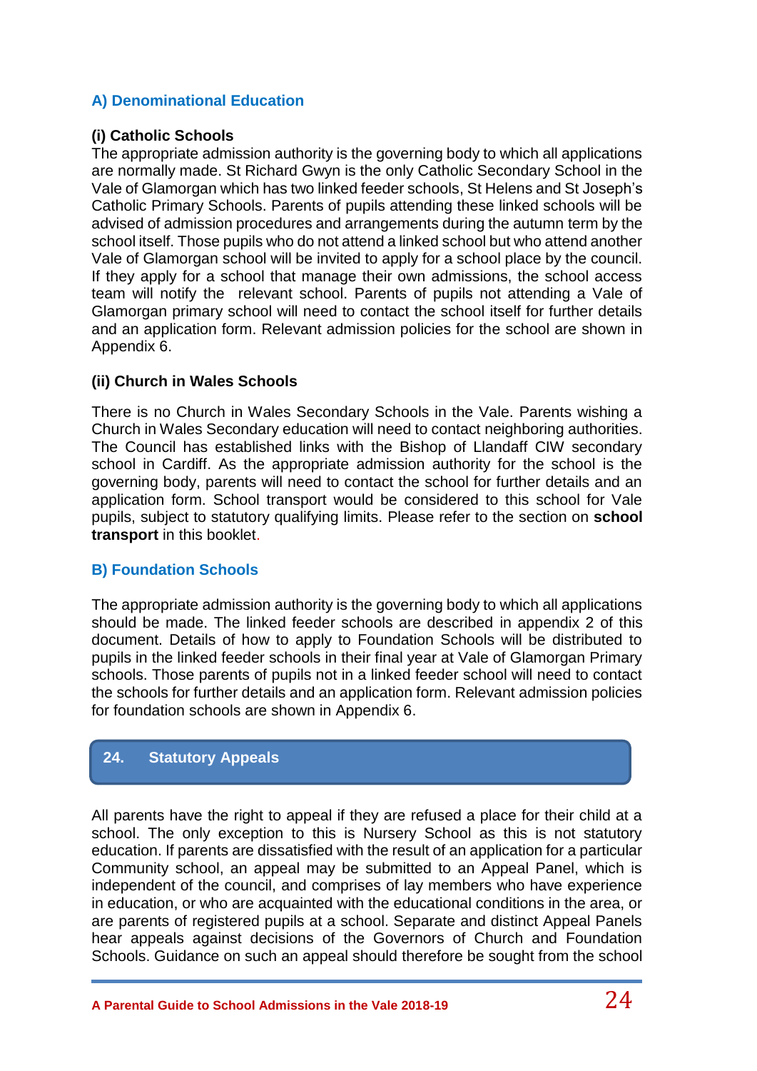## A) Denominational Education

### (i) Catholic Schools

The appropriate admission authority is the governing body to which all applications are normally made. St Richard Gwyn is the only Catholic Secondary School in the Vale of Glamorgan which has two linked feeder schools, St Helens and St Joseph's Catholic Primary Schools. Parents of pupils attending these linked schools will be advised of admission procedures and arrangements during the autumn term by the school itself. Those pupils who do not attend a linked school but who attend another Vale of Glamorgan school will be invited to apply for a school place by the council. If they apply for a school that manage their own admissions, the school access team will notify the relevant school. Parents of pupils not attending a Vale of Glamorgan primary school will need to contact the school itself for further details and an application form. Relevant admission policies for the school are shown in Appendix 6.

### (ii) Church in Wales Schools

There is no Church in Wales Secondary Schools in the Vale. Parents wishing a Church in Wales Secondary education will need to contact neighboring authorities. The Council has established links with the Bishop of Llandaff CIW secondary school in Cardiff. As the appropriate admission authority for the school is the governing body, parents will need to contact the school for further details and an application form. School transport would be considered to this school for Vale pupils, subject to statutory qualifying limits. Please refer to the section on **school transport** in this booklet.

## B) Foundation Schools

The appropriate admission authority is the governing body to which all applications should be made. The linked feeder schools are described in appendix 2 of this document. Details of how to apply to Foundation Schools will be distributed to pupils in the linked feeder schools in their final year at Vale of Glamorgan Primary schools. Those parents of pupils not in a linked feeder school will need to contact the schools for further details and an application form. Relevant admission policies for foundation schools are shown in Appendix 6.

## 24. Statutory Appeals

All parents have the right to appeal if they are refused a place for their child at a school. The only exception to this is Nursery School as this is not statutory education. If parents are dissatisfied with the result of an application for a particular Community school, an appeal may be submitted to an Appeal Panel, which is independent of the council, and comprises of lay members who have experience in education, or who are acquainted with the educational conditions in the area, or are parents of registered pupils at a school. Separate and distinct Appeal Panels hear appeals against decisions of the Governors of Church and Foundation Schools. Guidance on such an appeal should therefore be sought from the school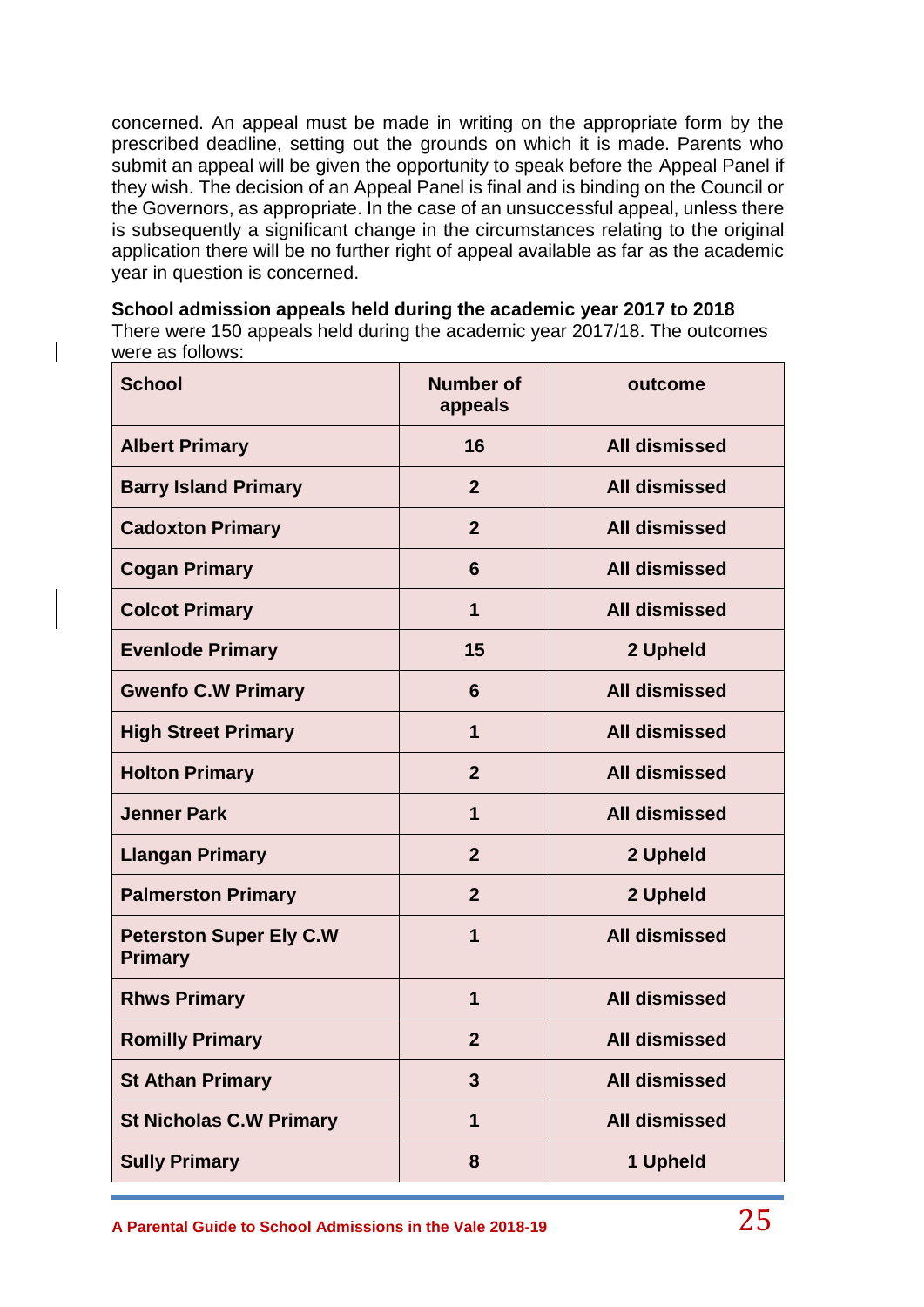concerned. An appeal must be made in writing on the appropriate form by the prescribed deadline, setting out the grounds on which it is made. Parents who submit an appeal will be given the opportunity to speak before the Appeal Panel if they wish. The decision of an Appeal Panel is final and is binding on the Council or the Governors, as appropriate. In the case of an unsuccessful appeal, unless there is subsequently a significant change in the circumstances relating to the original application there will be no further right of appeal available as far as the academic year in question is concerned.

**School admission appeals held during the academic year 2017 to 2018**

There were 150 appeals held during the academic year 2017/18. The outcomes were as follows:

| School | Number of appeals | outcome |
|---|---|---|
| Albert Primary | 16 | All dismissed |
| Barry Island Primary | 2 | All dismissed |
| Cadoxton Primary | 2 | All dismissed |
| Cogan Primary | 6 | All dismissed |
| Colcot Primary | 1 | All dismissed |
| Evenlode Primary | 15 | 2 Upheld |
| Gwenfo C.W Primary | 6 | All dismissed |
| High Street Primary | 1 | All dismissed |
| Holton Primary | 2 | All dismissed |
| Jenner Park | 1 | All dismissed |
| Llangan Primary | 2 | 2 Upheld |
| Palmerston Primary | 2 | 2 Upheld |
| Peterston Super Ely C.W Primary | 1 | All dismissed |
| Rhws Primary | 1 | All dismissed |
| Romilly Primary | 2 | All dismissed |
| St Athan Primary | 3 | All dismissed |
| St Nicholas C.W Primary | 1 | All dismissed |
| Sully Primary | 8 | 1 Upheld |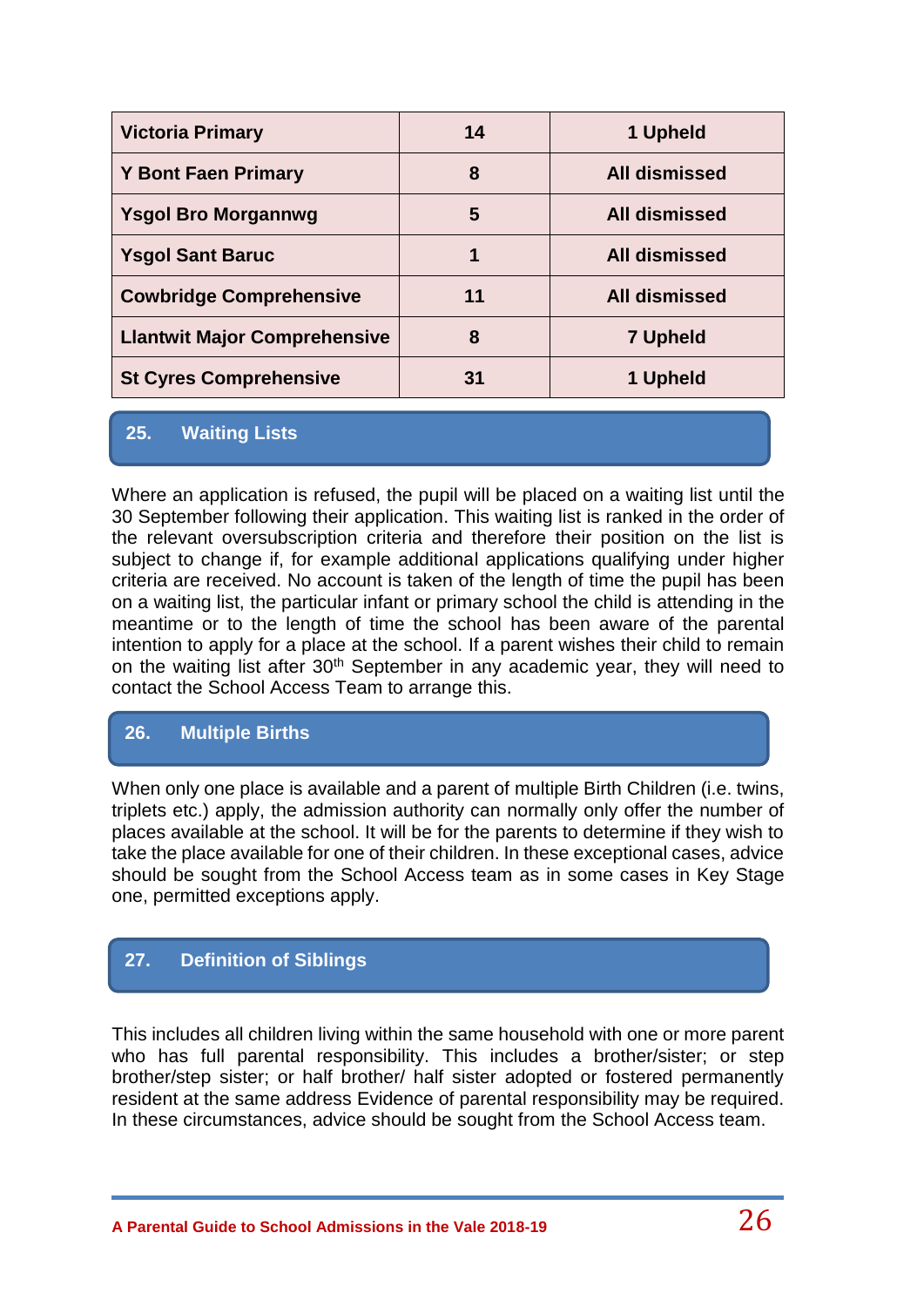| Victoria Primary | 14 | 1 Upheld |
|---|---|---|
| Y Bont Faen Primary | 8 | All dismissed |
| Ysgol Bro Morgannwg | 5 | All dismissed |
| Ysgol Sant Baruc | 1 | All dismissed |
| Cowbridge Comprehensive | 11 | All dismissed |
| Llantwit Major Comprehensive | 8 | 7 Upheld |
| St Cyres Comprehensive | 31 | 1 Upheld |

## 25. Waiting Lists

Where an application is refused, the pupil will be placed on a waiting list until the 30 September following their application. This waiting list is ranked in the order of the relevant oversubscription criteria and therefore their position on the list is subject to change if, for example additional applications qualifying under higher criteria are received. No account is taken of the length of time the pupil has been on a waiting list, the particular infant or primary school the child is attending in the meantime or to the length of time the school has been aware of the parental intention to apply for a place at the school. If a parent wishes their child to remain on the waiting list after 30th September in any academic year, they will need to contact the School Access Team to arrange this.

## 26. Multiple Births

When only one place is available and a parent of multiple Birth Children (i.e. twins, triplets etc.) apply, the admission authority can normally only offer the number of places available at the school. It will be for the parents to determine if they wish to take the place available for one of their children. In these exceptional cases, advice should be sought from the School Access team as in some cases in Key Stage one, permitted exceptions apply.

## 27. Definition of Siblings

This includes all children living within the same household with one or more parent who has full parental responsibility. This includes a brother/sister; or step brother/step sister; or half brother/ half sister adopted or fostered permanently resident at the same address Evidence of parental responsibility may be required. In these circumstances, advice should be sought from the School Access team.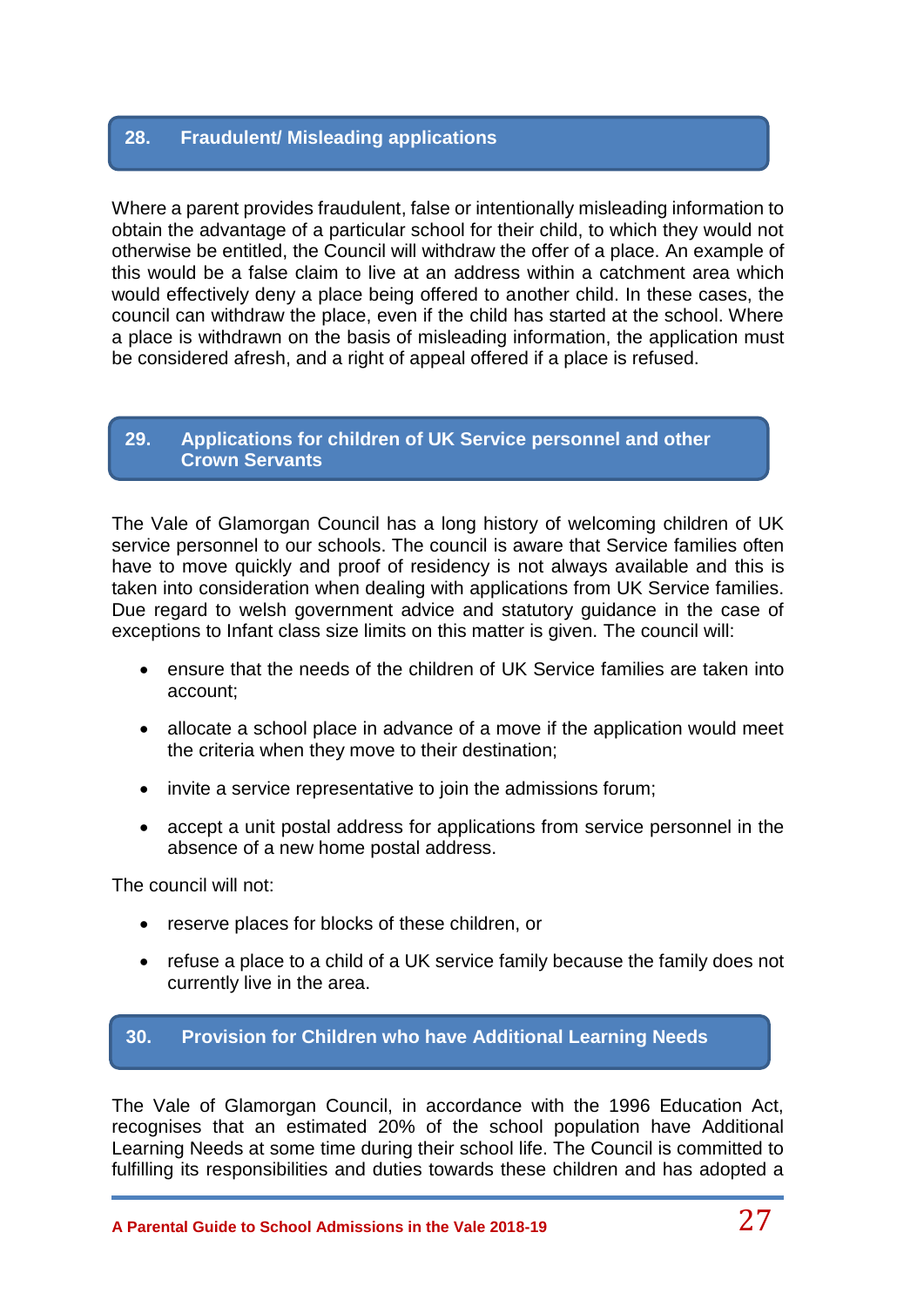## 28. Fraudulent/ Misleading applications

Where a parent provides fraudulent, false or intentionally misleading information to obtain the advantage of a particular school for their child, to which they would not otherwise be entitled, the Council will withdraw the offer of a place. An example of this would be a false claim to live at an address within a catchment area which would effectively deny a place being offered to another child. In these cases, the council can withdraw the place, even if the child has started at the school. Where a place is withdrawn on the basis of misleading information, the application must be considered afresh, and a right of appeal offered if a place is refused.

## 29. Applications for children of UK Service personnel and other Crown Servants

The Vale of Glamorgan Council has a long history of welcoming children of UK service personnel to our schools. The council is aware that Service families often have to move quickly and proof of residency is not always available and this is taken into consideration when dealing with applications from UK Service families. Due regard to welsh government advice and statutory guidance in the case of exceptions to Infant class size limits on this matter is given. The council will:

- ensure that the needs of the children of UK Service families are taken into account;
- allocate a school place in advance of a move if the application would meet the criteria when they move to their destination;
- invite a service representative to join the admissions forum;
- accept a unit postal address for applications from service personnel in the absence of a new home postal address.

The council will not:

- reserve places for blocks of these children, or
- refuse a place to a child of a UK service family because the family does not currently live in the area.

## 30. Provision for Children who have Additional Learning Needs

The Vale of Glamorgan Council, in accordance with the 1996 Education Act, recognises that an estimated 20% of the school population have Additional Learning Needs at some time during their school life. The Council is committed to fulfilling its responsibilities and duties towards these children and has adopted a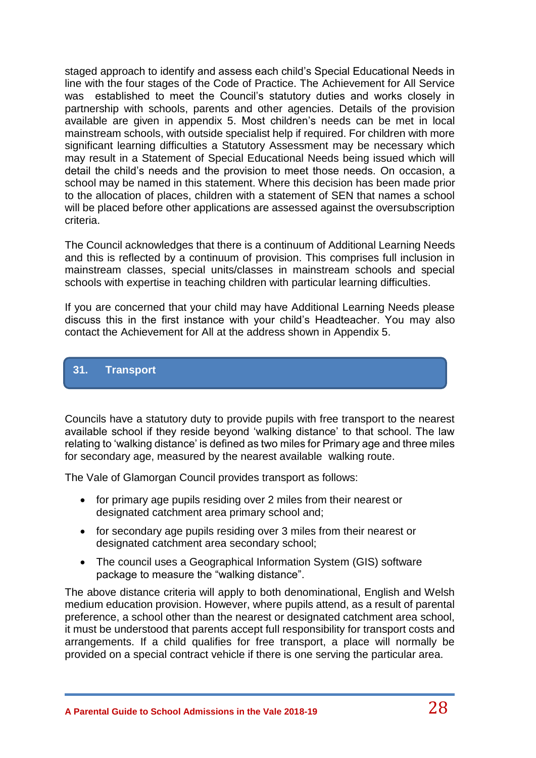staged approach to identify and assess each child's Special Educational Needs in line with the four stages of the Code of Practice. The Achievement for All Service was established to meet the Council's statutory duties and works closely in partnership with schools, parents and other agencies. Details of the provision available are given in appendix 5. Most children's needs can be met in local mainstream schools, with outside specialist help if required. For children with more significant learning difficulties a Statutory Assessment may be necessary which may result in a Statement of Special Educational Needs being issued which will detail the child's needs and the provision to meet those needs. On occasion, a school may be named in this statement. Where this decision has been made prior to the allocation of places, children with a statement of SEN that names a school will be placed before other applications are assessed against the oversubscription criteria.

The Council acknowledges that there is a continuum of Additional Learning Needs and this is reflected by a continuum of provision. This comprises full inclusion in mainstream classes, special units/classes in mainstream schools and special schools with expertise in teaching children with particular learning difficulties.

If you are concerned that your child may have Additional Learning Needs please discuss this in the first instance with your child's Headteacher. You may also contact the Achievement for All at the address shown in Appendix 5.

## 31. Transport

Councils have a statutory duty to provide pupils with free transport to the nearest available school if they reside beyond 'walking distance' to that school. The law relating to 'walking distance' is defined as two miles for Primary age and three miles for secondary age, measured by the nearest available walking route.

The Vale of Glamorgan Council provides transport as follows:

- for primary age pupils residing over 2 miles from their nearest or designated catchment area primary school and;
- for secondary age pupils residing over 3 miles from their nearest or designated catchment area secondary school;
- The council uses a Geographical Information System (GIS) software package to measure the "walking distance".

The above distance criteria will apply to both denominational, English and Welsh medium education provision. However, where pupils attend, as a result of parental preference, a school other than the nearest or designated catchment area school, it must be understood that parents accept full responsibility for transport costs and arrangements. If a child qualifies for free transport, a place will normally be provided on a special contract vehicle if there is one serving the particular area.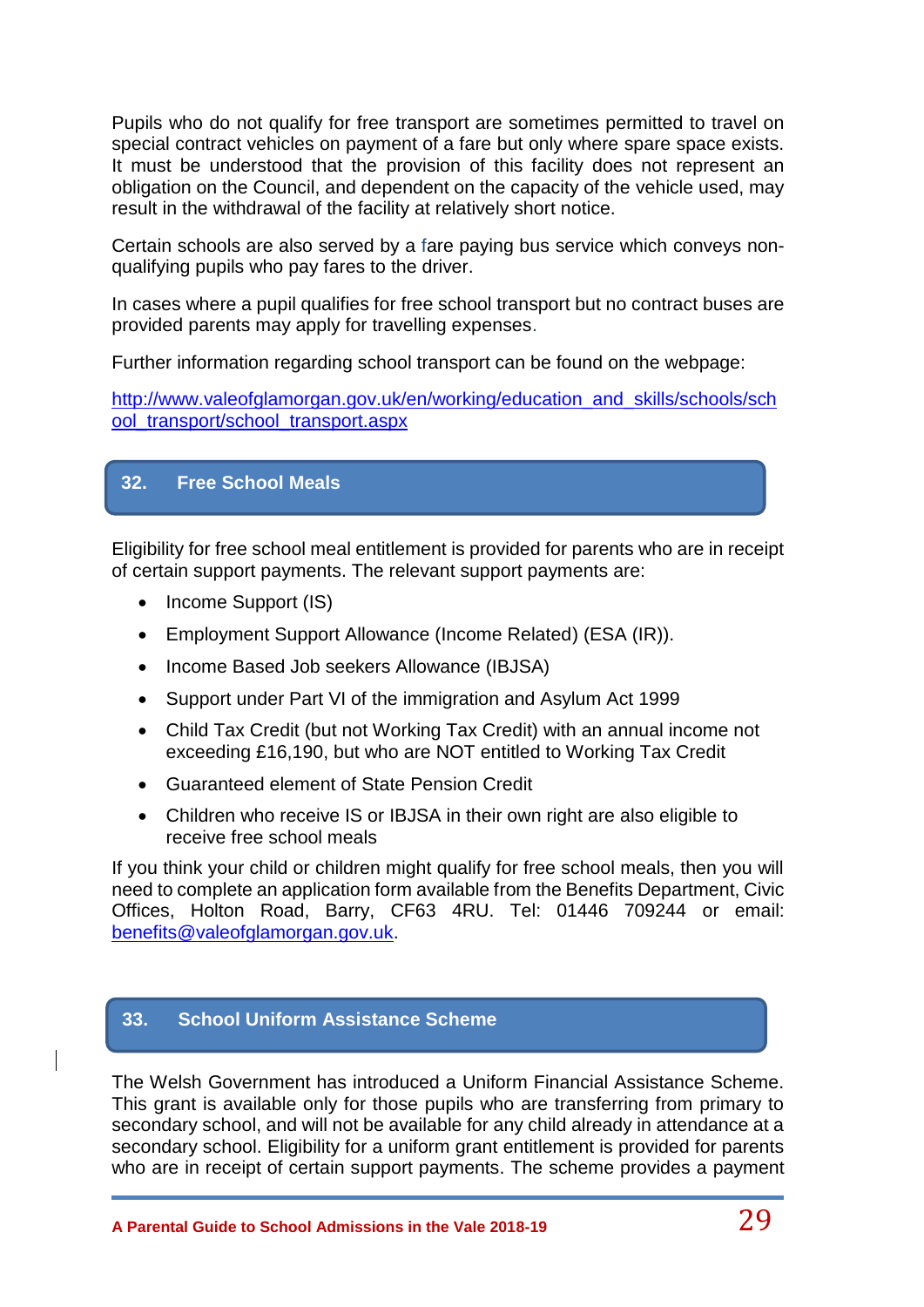Pupils who do not qualify for free transport are sometimes permitted to travel on special contract vehicles on payment of a fare but only where spare space exists. It must be understood that the provision of this facility does not represent an obligation on the Council, and dependent on the capacity of the vehicle used, may result in the withdrawal of the facility at relatively short notice.

Certain schools are also served by a fare paying bus service which conveys non-qualifying pupils who pay fares to the driver.

In cases where a pupil qualifies for free school transport but no contract buses are provided parents may apply for travelling expenses.

Further information regarding school transport can be found on the webpage:

http://www.valeofglamorgan.gov.uk/en/working/education_and_skills/schools/school_transport/school_transport.aspx

## 32. Free School Meals

Eligibility for free school meal entitlement is provided for parents who are in receipt of certain support payments. The relevant support payments are:

- Income Support (IS)
- Employment Support Allowance (Income Related) (ESA (IR)).
- Income Based Job seekers Allowance (IBJSA)
- Support under Part VI of the immigration and Asylum Act 1999
- Child Tax Credit (but not Working Tax Credit) with an annual income not exceeding £16,190, but who are NOT entitled to Working Tax Credit
- Guaranteed element of State Pension Credit
- Children who receive IS or IBJSA in their own right are also eligible to receive free school meals

If you think your child or children might qualify for free school meals, then you will need to complete an application form available from the Benefits Department, Civic Offices, Holton Road, Barry, CF63 4RU. Tel: 01446 709244 or email: benefits@valeofglamorgan.gov.uk.

## 33. School Uniform Assistance Scheme

The Welsh Government has introduced a Uniform Financial Assistance Scheme. This grant is available only for those pupils who are transferring from primary to secondary school, and will not be available for any child already in attendance at a secondary school. Eligibility for a uniform grant entitlement is provided for parents who are in receipt of certain support payments. The scheme provides a payment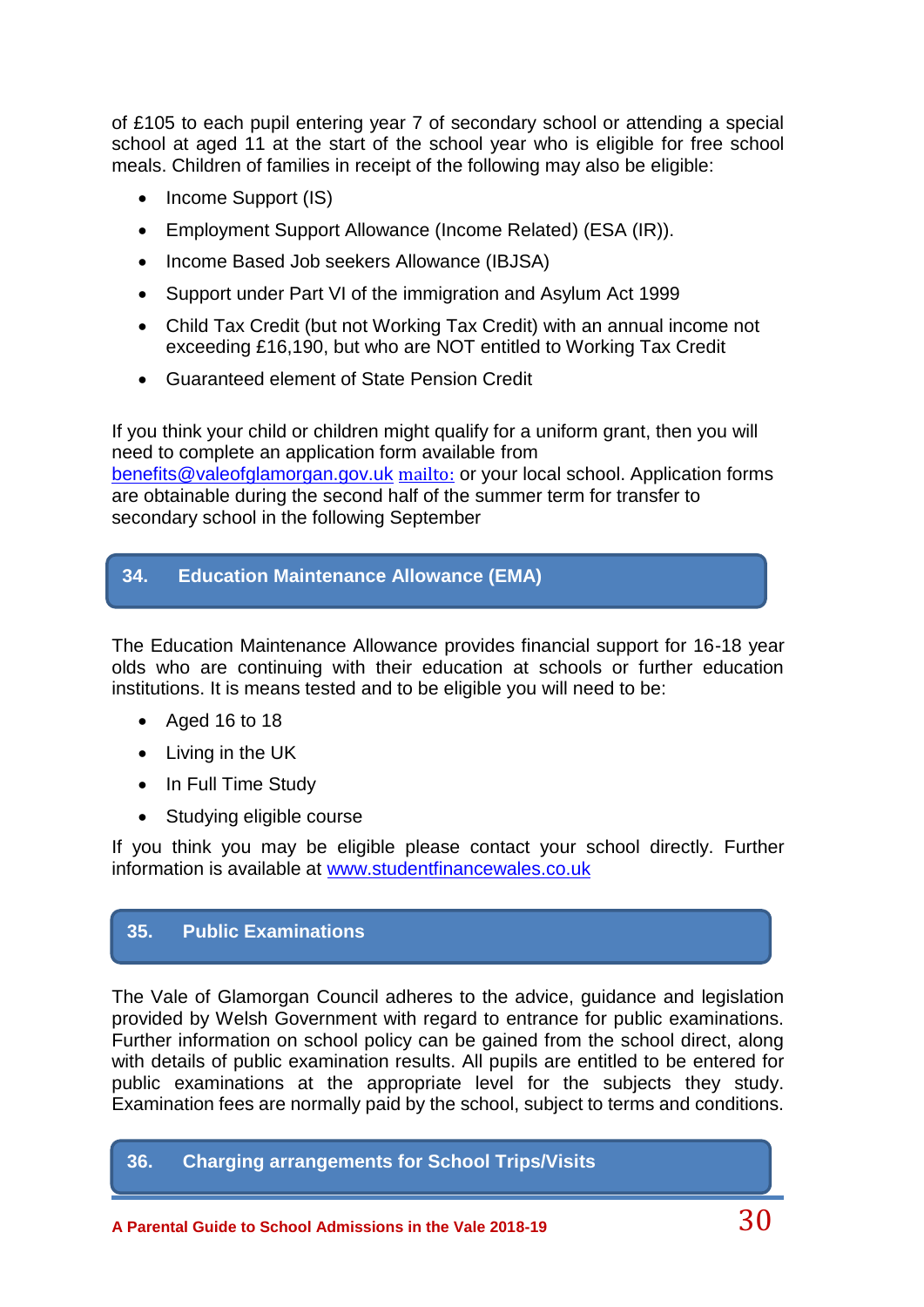of £105 to each pupil entering year 7 of secondary school or attending a special school at aged 11 at the start of the school year who is eligible for free school meals. Children of families in receipt of the following may also be eligible:

- Income Support (IS)
- Employment Support Allowance (Income Related) (ESA (IR)).
- Income Based Job seekers Allowance (IBJSA)
- Support under Part VI of the immigration and Asylum Act 1999
- Child Tax Credit (but not Working Tax Credit) with an annual income not exceeding £16,190, but who are NOT entitled to Working Tax Credit
- Guaranteed element of State Pension Credit

If you think your child or children might qualify for a uniform grant, then you will need to complete an application form available from benefits@valeofglamorgan.gov.uk mailto: or your local school. Application forms are obtainable during the second half of the summer term for transfer to secondary school in the following September

## 34. Education Maintenance Allowance (EMA)

The Education Maintenance Allowance provides financial support for 16-18 year olds who are continuing with their education at schools or further education institutions. It is means tested and to be eligible you will need to be:

- Aged 16 to 18
- Living in the UK
- In Full Time Study
- Studying eligible course

If you think you may be eligible please contact your school directly. Further information is available at www.studentfinancewales.co.uk

## 35. Public Examinations

The Vale of Glamorgan Council adheres to the advice, guidance and legislation provided by Welsh Government with regard to entrance for public examinations. Further information on school policy can be gained from the school direct, along with details of public examination results. All pupils are entitled to be entered for public examinations at the appropriate level for the subjects they study. Examination fees are normally paid by the school, subject to terms and conditions.

## 36. Charging arrangements for School Trips/Visits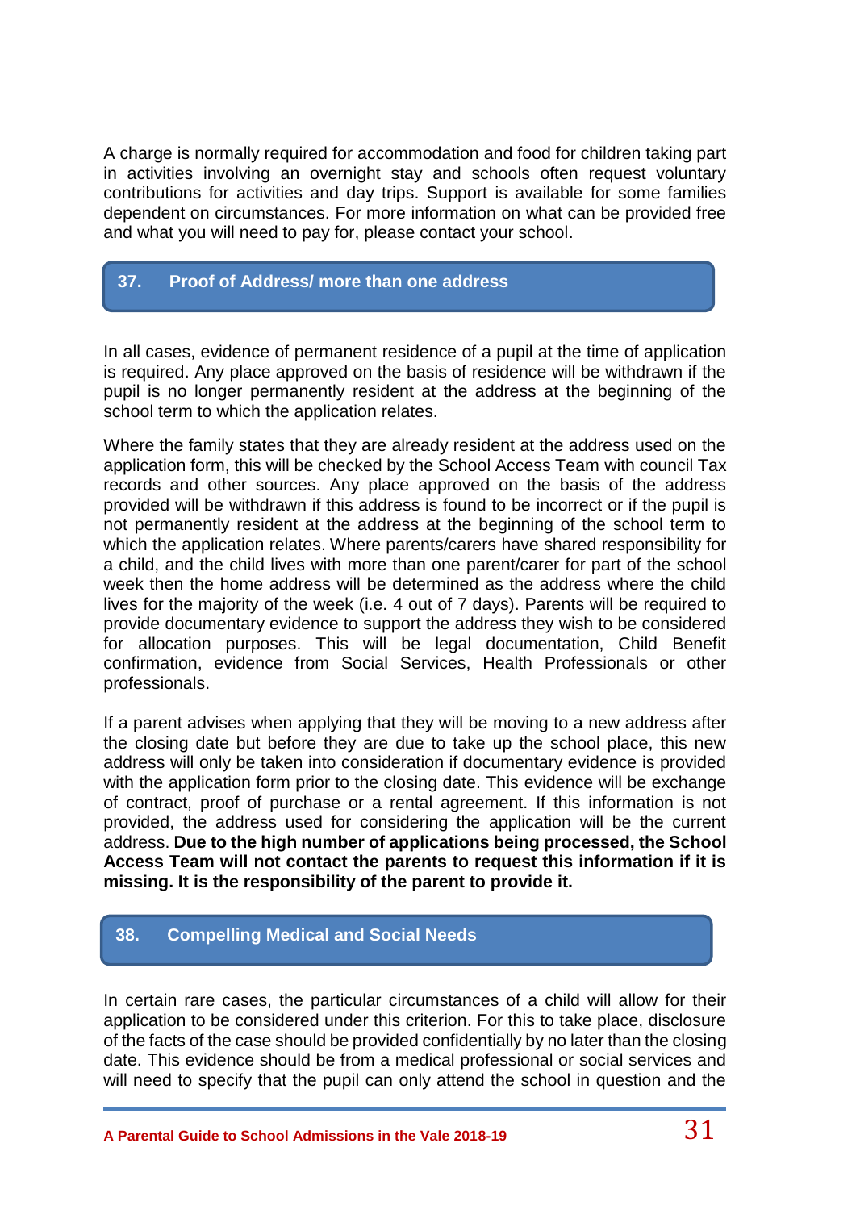A charge is normally required for accommodation and food for children taking part in activities involving an overnight stay and schools often request voluntary contributions for activities and day trips. Support is available for some families dependent on circumstances. For more information on what can be provided free and what you will need to pay for, please contact your school.

## 37. Proof of Address/ more than one address

In all cases, evidence of permanent residence of a pupil at the time of application is required. Any place approved on the basis of residence will be withdrawn if the pupil is no longer permanently resident at the address at the beginning of the school term to which the application relates.

Where the family states that they are already resident at the address used on the application form, this will be checked by the School Access Team with council Tax records and other sources. Any place approved on the basis of the address provided will be withdrawn if this address is found to be incorrect or if the pupil is not permanently resident at the address at the beginning of the school term to which the application relates. Where parents/carers have shared responsibility for a child, and the child lives with more than one parent/carer for part of the school week then the home address will be determined as the address where the child lives for the majority of the week (i.e. 4 out of 7 days). Parents will be required to provide documentary evidence to support the address they wish to be considered for allocation purposes. This will be legal documentation, Child Benefit confirmation, evidence from Social Services, Health Professionals or other professionals.

If a parent advises when applying that they will be moving to a new address after the closing date but before they are due to take up the school place, this new address will only be taken into consideration if documentary evidence is provided with the application form prior to the closing date. This evidence will be exchange of contract, proof of purchase or a rental agreement. If this information is not provided, the address used for considering the application will be the current address. **Due to the high number of applications being processed, the School Access Team will not contact the parents to request this information if it is missing. It is the responsibility of the parent to provide it.**

## 38. Compelling Medical and Social Needs

In certain rare cases, the particular circumstances of a child will allow for their application to be considered under this criterion. For this to take place, disclosure of the facts of the case should be provided confidentially by no later than the closing date. This evidence should be from a medical professional or social services and will need to specify that the pupil can only attend the school in question and the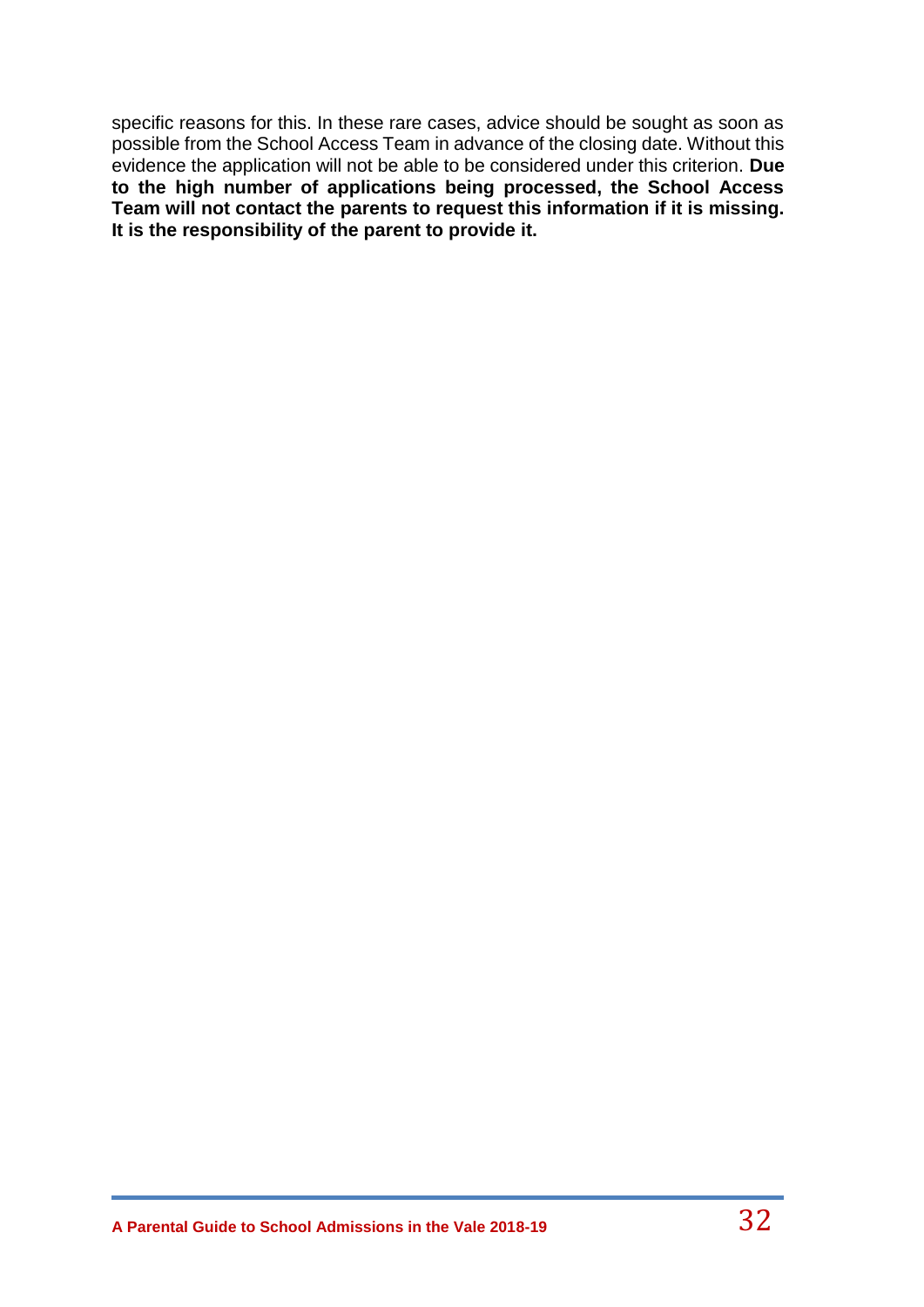specific reasons for this. In these rare cases, advice should be sought as soon as possible from the School Access Team in advance of the closing date. Without this evidence the application will not be able to be considered under this criterion. **Due to the high number of applications being processed, the School Access Team will not contact the parents to request this information if it is missing. It is the responsibility of the parent to provide it.**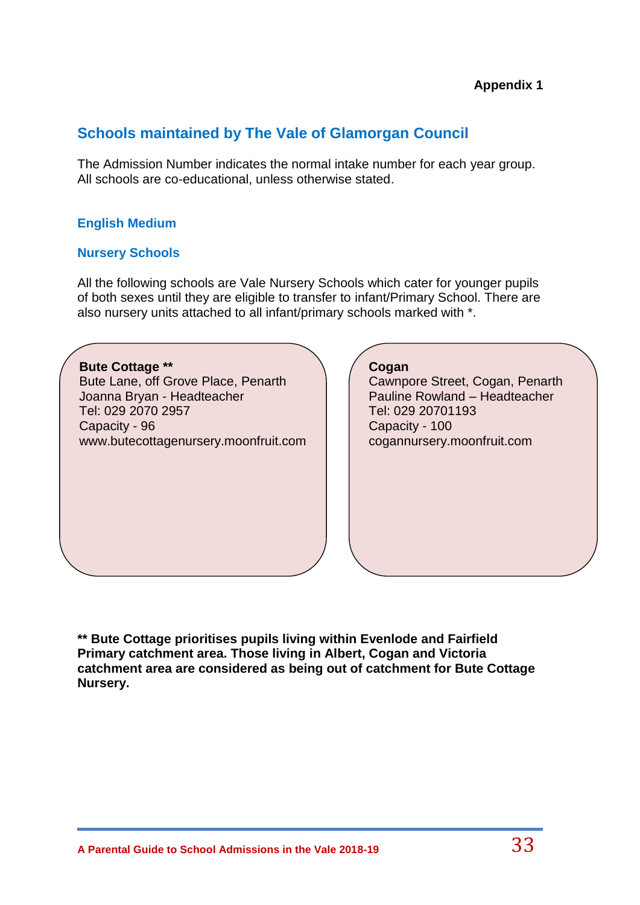**Appendix 1**

## Schools maintained by The Vale of Glamorgan Council

The Admission Number indicates the normal intake number for each year group. All schools are co-educational, unless otherwise stated.

### English Medium

### Nursery Schools

All the following schools are Vale Nursery Schools which cater for younger pupils of both sexes until they are eligible to transfer to infant/Primary School. There are also nursery units attached to all infant/primary schools marked with *.

**Bute Cottage ****
Bute Lane, off Grove Place, Penarth
Joanna Bryan - Headteacher
Tel: 029 2070 2957
Capacity - 96
www.butecottagenursery.moonfruit.com

**Cogan**
Cawnpore Street, Cogan, Penarth
Pauline Rowland – Headteacher
Tel: 029 20701193
Capacity - 100
cogannursery.moonfruit.com

**** Bute Cottage prioritises pupils living within Evenlode and Fairfield Primary catchment area. Those living in Albert, Cogan and Victoria catchment area are considered as being out of catchment for Bute Cottage Nursery.**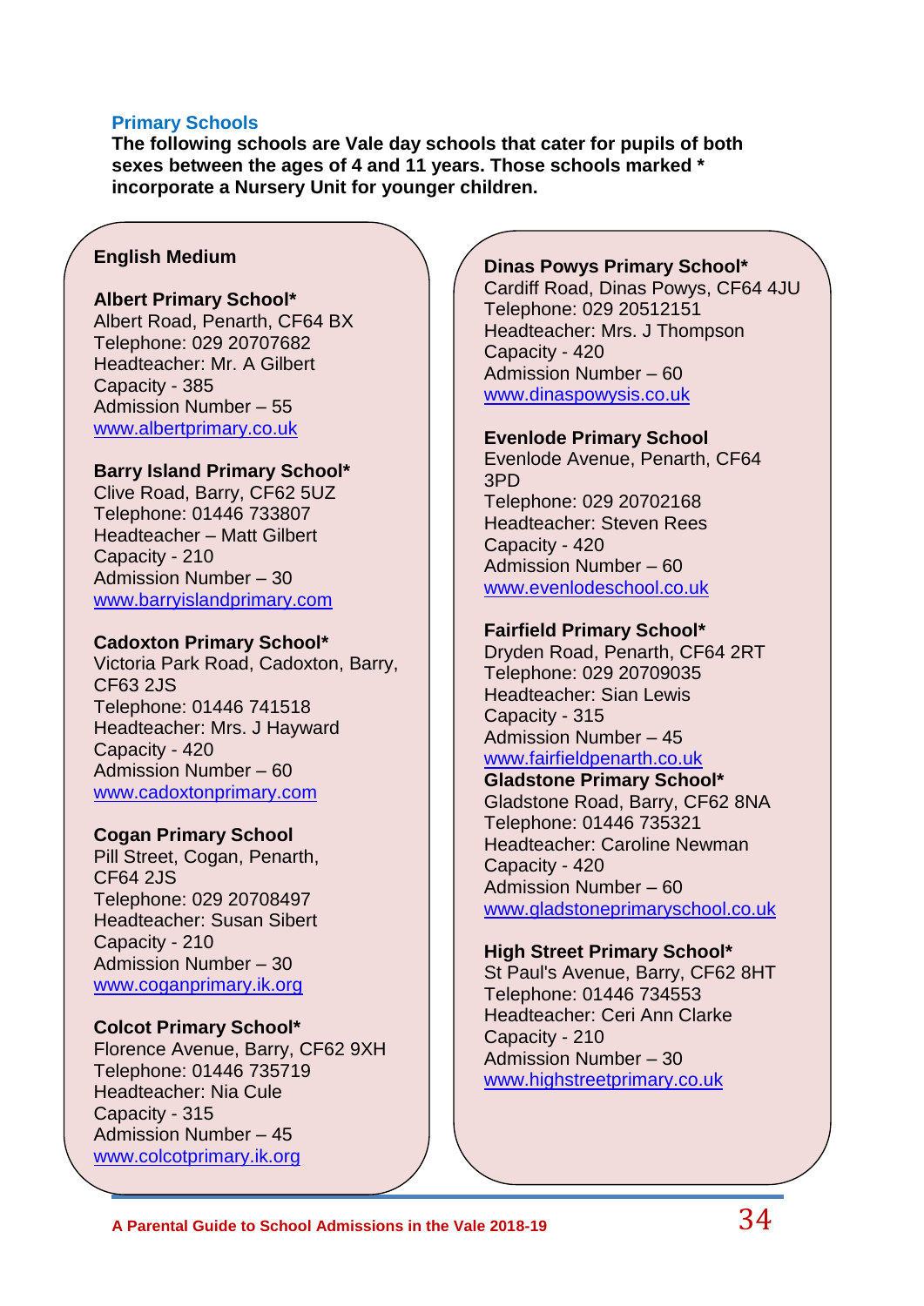## Primary Schools

**The following schools are Vale day schools that cater for pupils of both sexes between the ages of 4 and 11 years. Those schools marked * incorporate a Nursery Unit for younger children.**

### English Medium

**Albert Primary School***
Albert Road, Penarth, CF64 BX
Telephone: 029 20707682
Headteacher: Mr. A Gilbert
Capacity - 385
Admission Number – 55
www.albertprimary.co.uk

**Barry Island Primary School***
Clive Road, Barry, CF62 5UZ
Telephone: 01446 733807
Headteacher – Matt Gilbert
Capacity - 210
Admission Number – 30
www.barryislandprimary.com

**Cadoxton Primary School***
Victoria Park Road, Cadoxton, Barry, CF63 2JS
Telephone: 01446 741518
Headteacher: Mrs. J Hayward
Capacity - 420
Admission Number – 60
www.cadoxtonprimary.com

**Cogan Primary School**
Pill Street, Cogan, Penarth, CF64 2JS
Telephone: 029 20708497
Headteacher: Susan Sibert
Capacity - 210
Admission Number – 30
www.coganprimary.ik.org

**Colcot Primary School***
Florence Avenue, Barry, CF62 9XH
Telephone: 01446 735719
Headteacher: Nia Cule
Capacity - 315
Admission Number – 45
www.colcotprimary.ik.org

**Dinas Powys Primary School***
Cardiff Road, Dinas Powys, CF64 4JU
Telephone: 029 20512151
Headteacher: Mrs. J Thompson
Capacity - 420
Admission Number – 60
www.dinaspowysis.co.uk

**Evenlode Primary School**
Evenlode Avenue, Penarth, CF64 3PD
Telephone: 029 20702168
Headteacher: Steven Rees
Capacity - 420
Admission Number – 60
www.evenlodeschool.co.uk

**Fairfield Primary School***
Dryden Road, Penarth, CF64 2RT
Telephone: 029 20709035
Headteacher: Sian Lewis
Capacity - 315
Admission Number – 45
www.fairfieldpenarth.co.uk

**Gladstone Primary School***
Gladstone Road, Barry, CF62 8NA
Telephone: 01446 735321
Headteacher: Caroline Newman
Capacity - 420
Admission Number – 60
www.gladstoneprimaryschool.co.uk

**High Street Primary School***
St Paul's Avenue, Barry, CF62 8HT
Telephone: 01446 734553
Headteacher: Ceri Ann Clarke
Capacity - 210
Admission Number – 30
www.highstreetprimary.co.uk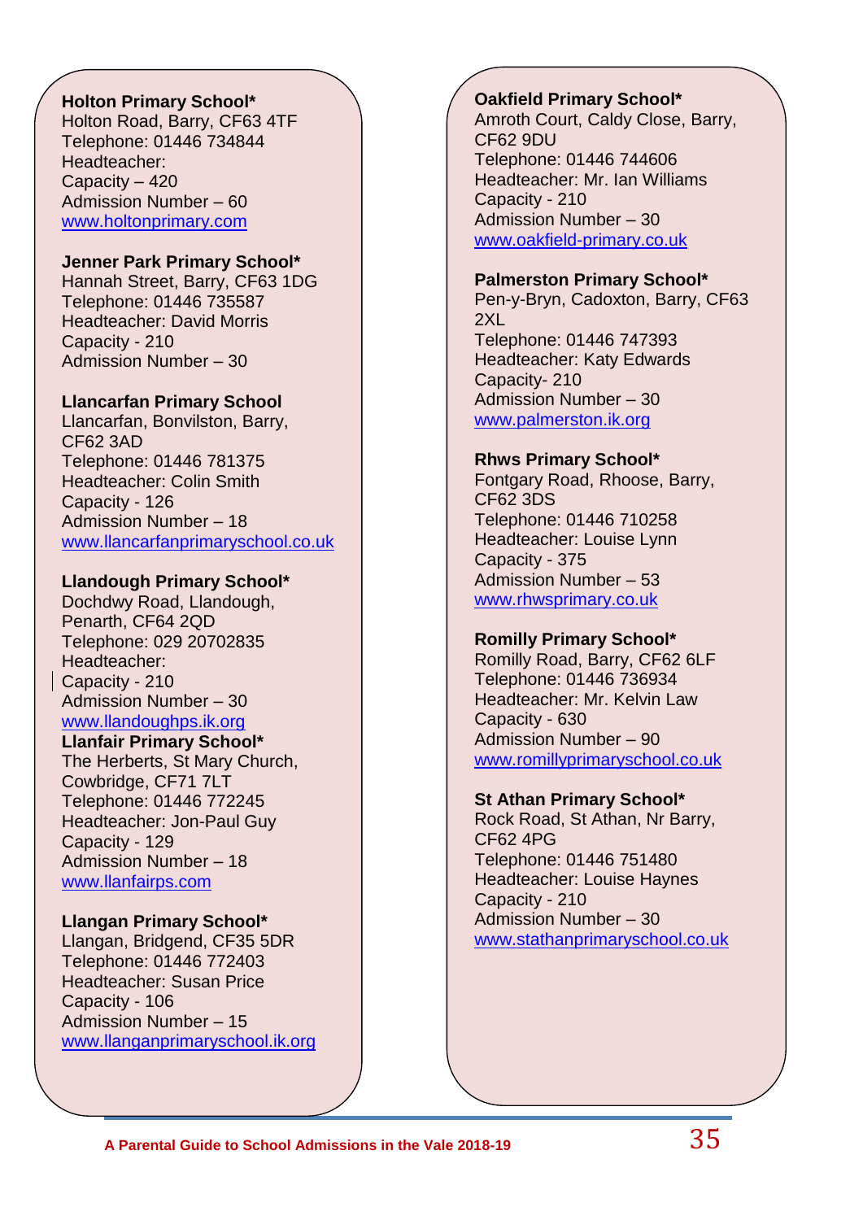**Holton Primary School***
Holton Road, Barry, CF63 4TF
Telephone: 01446 734844
Headteacher:
Capacity – 420
Admission Number – 60
www.holtonprimary.com

**Jenner Park Primary School***
Hannah Street, Barry, CF63 1DG
Telephone: 01446 735587
Headteacher: David Morris
Capacity - 210
Admission Number – 30

**Llancarfan Primary School**
Llancarfan, Bonvilston, Barry, CF62 3AD
Telephone: 01446 781375
Headteacher: Colin Smith
Capacity - 126
Admission Number – 18
www.llancarfanprimaryschool.co.uk

**Llandough Primary School***
Dochdwy Road, Llandough, Penarth, CF64 2QD
Telephone: 029 20702835
Headteacher:
Capacity - 210
Admission Number – 30
www.llandoughps.ik.org

**Llanfair Primary School***
The Herberts, St Mary Church, Cowbridge, CF71 7LT
Telephone: 01446 772245
Headteacher: Jon-Paul Guy
Capacity - 129
Admission Number – 18
www.llanfairps.com

**Llangan Primary School***
Llangan, Bridgend, CF35 5DR
Telephone: 01446 772403
Headteacher: Susan Price
Capacity - 106
Admission Number – 15
www.llanganprimaryschool.ik.org

**Oakfield Primary School***
Amroth Court, Caldy Close, Barry, CF62 9DU
Telephone: 01446 744606
Headteacher: Mr. Ian Williams
Capacity - 210
Admission Number – 30
www.oakfield-primary.co.uk

**Palmerston Primary School***
Pen-y-Bryn, Cadoxton, Barry, CF63 2XL
Telephone: 01446 747393
Headteacher: Katy Edwards
Capacity- 210
Admission Number – 30
www.palmerston.ik.org

**Rhws Primary School***
Fontgary Road, Rhoose, Barry, CF62 3DS
Telephone: 01446 710258
Headteacher: Louise Lynn
Capacity - 375
Admission Number – 53
www.rhwsprimary.co.uk

**Romilly Primary School***
Romilly Road, Barry, CF62 6LF
Telephone: 01446 736934
Headteacher: Mr. Kelvin Law
Capacity - 630
Admission Number – 90
www.romillyprimaryschool.co.uk

**St Athan Primary School***
Rock Road, St Athan, Nr Barry, CF62 4PG
Telephone: 01446 751480
Headteacher: Louise Haynes
Capacity - 210
Admission Number – 30
www.stathanprimaryschool.co.uk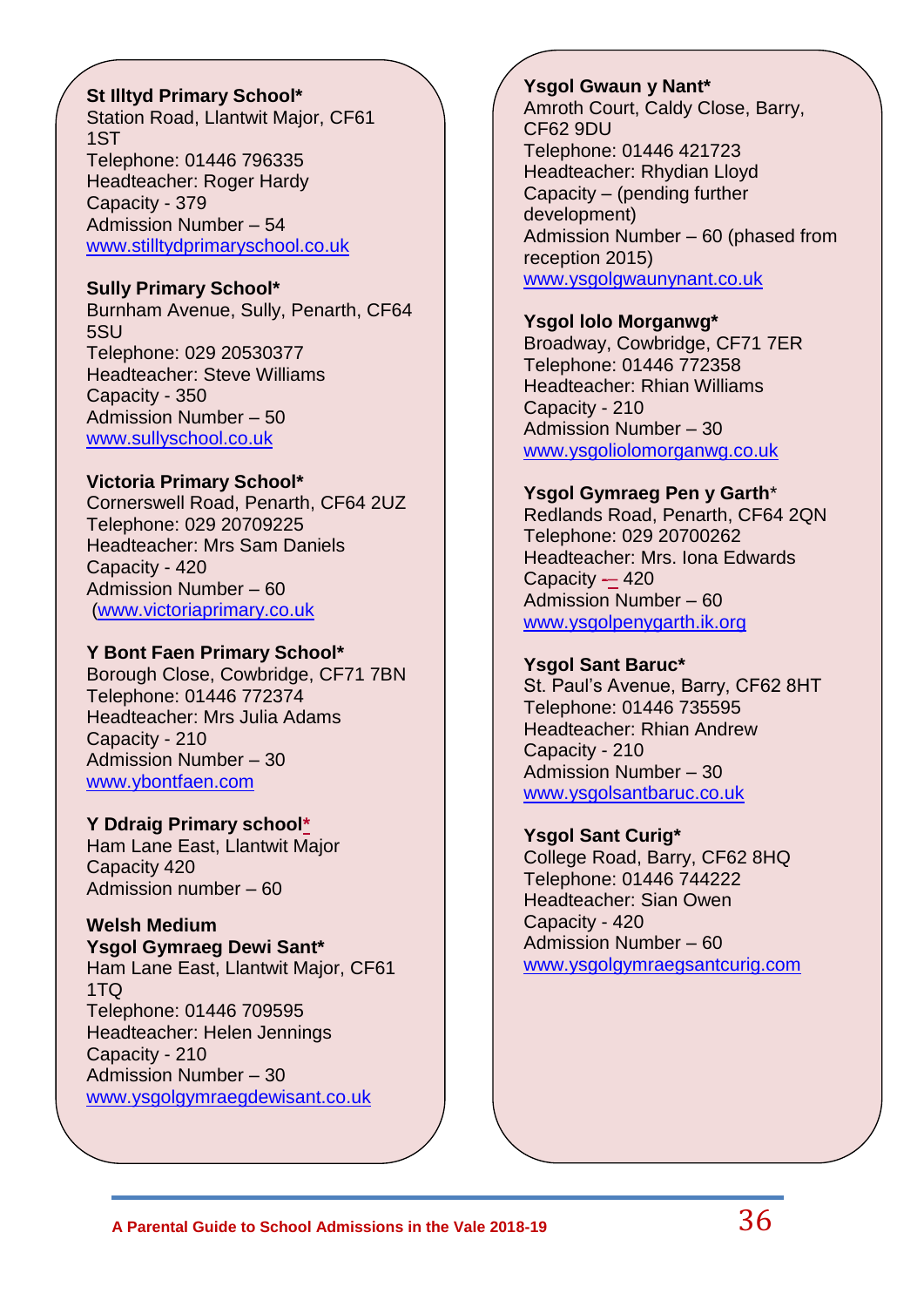**St Illtyd Primary School***
Station Road, Llantwit Major, CF61 1ST
Telephone: 01446 796335
Headteacher: Roger Hardy
Capacity - 379
Admission Number – 54
www.stilltydprimaryschool.co.uk

**Sully Primary School***
Burnham Avenue, Sully, Penarth, CF64 5SU
Telephone: 029 20530377
Headteacher: Steve Williams
Capacity - 350
Admission Number – 50
www.sullyschool.co.uk

**Victoria Primary School***
Cornerswell Road, Penarth, CF64 2UZ
Telephone: 029 20709225
Headteacher: Mrs Sam Daniels
Capacity - 420
Admission Number – 60
(www.victoriaprimary.co.uk

**Y Bont Faen Primary School***
Borough Close, Cowbridge, CF71 7BN
Telephone: 01446 772374
Headteacher: Mrs Julia Adams
Capacity - 210
Admission Number – 30
www.ybontfaen.com

**Y Ddraig Primary school***
Ham Lane East, Llantwit Major
Capacity 420
Admission number – 60

**Welsh Medium**

**Ysgol Gymraeg Dewi Sant***
Ham Lane East, Llantwit Major, CF61 1TQ
Telephone: 01446 709595
Headteacher: Helen Jennings
Capacity - 210
Admission Number – 30
www.ysgolgymraegdewisant.co.uk

**Ysgol Gwaun y Nant***
Amroth Court, Caldy Close, Barry, CF62 9DU
Telephone: 01446 421723
Headteacher: Rhydian Lloyd
Capacity – (pending further development)
Admission Number – 60 (phased from reception 2015)
www.ysgolgwaunynant.co.uk

**Ysgol Iolo Morganwg***
Broadway, Cowbridge, CF71 7ER
Telephone: 01446 772358
Headteacher: Rhian Williams
Capacity - 210
Admission Number – 30
www.ysgoliolomorganwg.co.uk

**Ysgol Gymraeg Pen y Garth***
Redlands Road, Penarth, CF64 2QN
Telephone: 029 20700262
Headteacher: Mrs. Iona Edwards
Capacity – 420
Admission Number – 60
www.ysgolpenygarth.ik.org

**Ysgol Sant Baruc***
St. Paul's Avenue, Barry, CF62 8HT
Telephone: 01446 735595
Headteacher: Rhian Andrew
Capacity - 210
Admission Number – 30
www.ysgolsantbaruc.co.uk

**Ysgol Sant Curig***
College Road, Barry, CF62 8HQ
Telephone: 01446 744222
Headteacher: Sian Owen
Capacity - 420
Admission Number – 60
www.ysgolgymraegsantcurig.com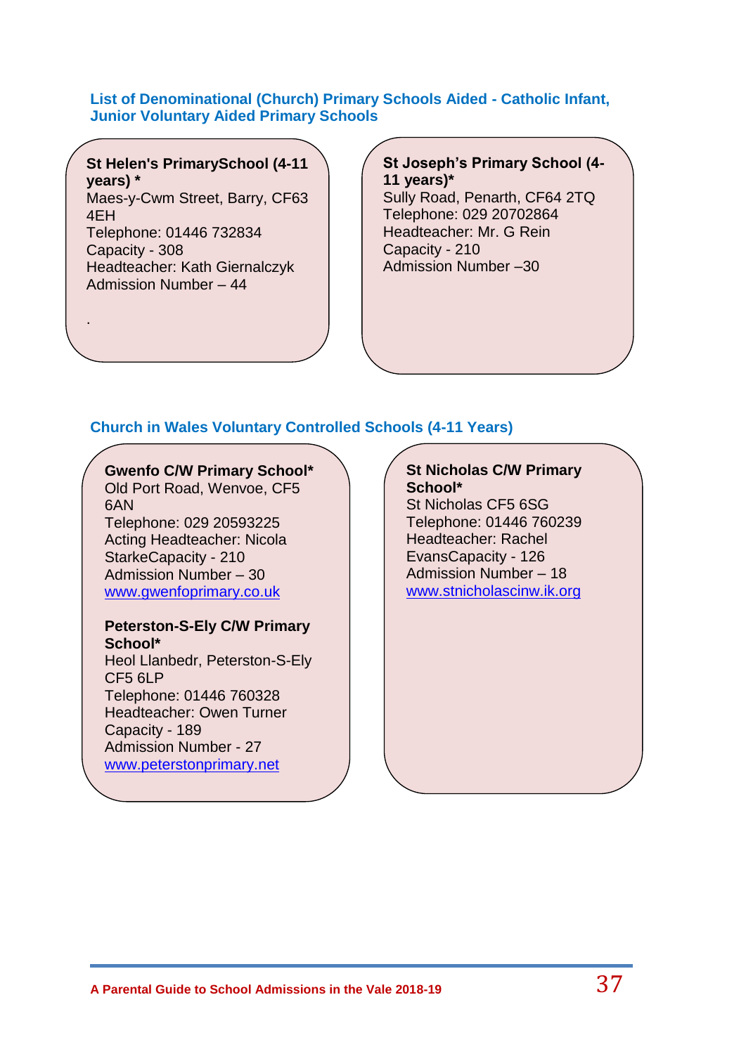## List of Denominational (Church) Primary Schools Aided - Catholic Infant, Junior Voluntary Aided Primary Schools

**St Helen's PrimarySchool (4-11 years) ***
Maes-y-Cwm Street, Barry, CF63 4EH
Telephone: 01446 732834
Capacity - 308
Headteacher: Kath Giernalczyk
Admission Number – 44

.

**St Joseph's Primary School (4-11 years)***
Sully Road, Penarth, CF64 2TQ
Telephone: 029 20702864
Headteacher: Mr. G Rein
Capacity - 210
Admission Number –30

## Church in Wales Voluntary Controlled Schools (4-11 Years)

**Gwenfo C/W Primary School***
Old Port Road, Wenvoe, CF5 6AN
Telephone: 029 20593225
Acting Headteacher: Nicola StarkeCapacity - 210
Admission Number – 30
www.gwenfoprimary.co.uk

**Peterston-S-Ely C/W Primary School***
Heol Llanbedr, Peterston-S-Ely CF5 6LP
Telephone: 01446 760328
Headteacher: Owen Turner
Capacity - 189
Admission Number - 27
www.peterstonprimary.net

**St Nicholas C/W Primary School***
St Nicholas CF5 6SG
Telephone: 01446 760239
Headteacher: Rachel EvansCapacity - 126
Admission Number – 18
www.stnicholascinw.ik.org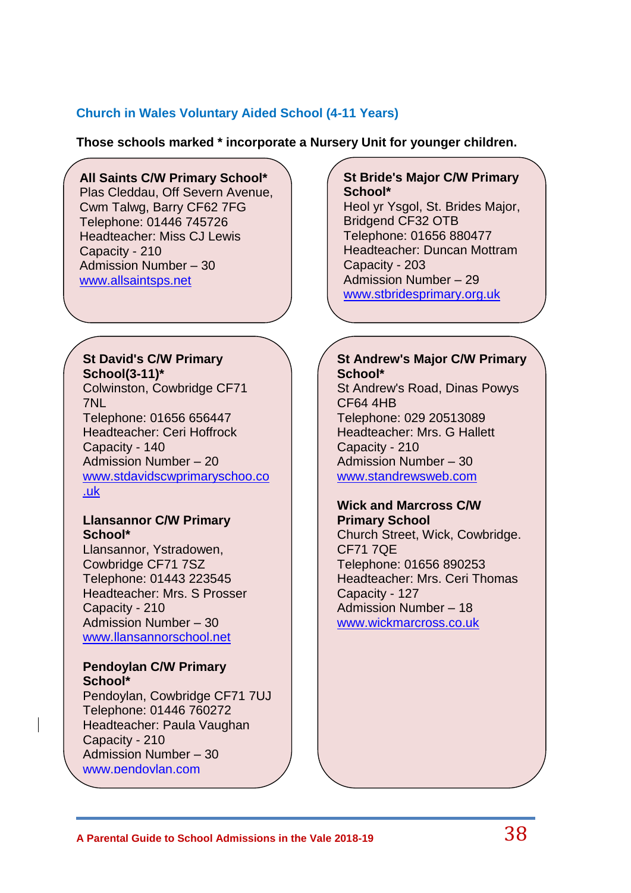## Church in Wales Voluntary Aided School (4-11 Years)

**Those schools marked * incorporate a Nursery Unit for younger children.**

**All Saints C/W Primary School***
Plas Cleddau, Off Severn Avenue, Cwm Talwg, Barry CF62 7FG
Telephone: 01446 745726
Headteacher: Miss CJ Lewis
Capacity - 210
Admission Number – 30
www.allsaintsps.net

**St Bride's Major C/W Primary School***
Heol yr Ysgol, St. Brides Major, Bridgend CF32 OTB
Telephone: 01656 880477
Headteacher: Duncan Mottram
Capacity - 203
Admission Number – 29
www.stbridesprimary.org.uk

**St David's C/W Primary School(3-11)***
Colwinston, Cowbridge CF71 7NL
Telephone: 01656 656447
Headteacher: Ceri Hoffrock
Capacity - 140
Admission Number – 20
www.stdavidscwprimaryschoo.co.uk

**Llansannor C/W Primary School***
Llansannor, Ystradowen, Cowbridge CF71 7SZ
Telephone: 01443 223545
Headteacher: Mrs. S Prosser
Capacity - 210
Admission Number – 30
www.llansannorschool.net

**Pendoylan C/W Primary School***
Pendoylan, Cowbridge CF71 7UJ
Telephone: 01446 760272
Headteacher: Paula Vaughan
Capacity - 210
Admission Number – 30
www.pendoylan.com

**St Andrew's Major C/W Primary School***
St Andrew's Road, Dinas Powys CF64 4HB
Telephone: 029 20513089
Headteacher: Mrs. G Hallett
Capacity - 210
Admission Number – 30
www.standrewsweb.com

**Wick and Marcross C/W Primary School**
Church Street, Wick, Cowbridge. CF71 7QE
Telephone: 01656 890253
Headteacher: Mrs. Ceri Thomas
Capacity - 127
Admission Number – 18
www.wickmarcross.co.uk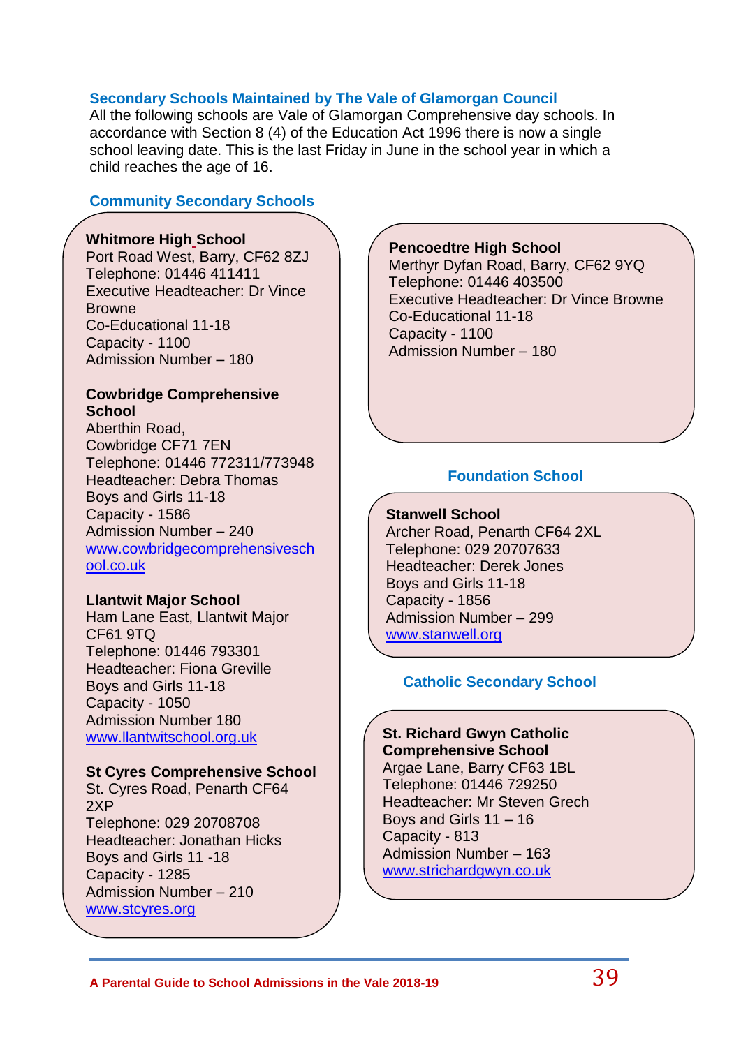## Secondary Schools Maintained by The Vale of Glamorgan Council

All the following schools are Vale of Glamorgan Comprehensive day schools. In accordance with Section 8 (4) of the Education Act 1996 there is now a single school leaving date. This is the last Friday in June in the school year in which a child reaches the age of 16.

### Community Secondary Schools

**Whitmore High School**
Port Road West, Barry, CF62 8ZJ
Telephone: 01446 411411
Executive Headteacher: Dr Vince Browne
Co-Educational 11-18
Capacity - 1100
Admission Number – 180

**Cowbridge Comprehensive School**
Aberthin Road,
Cowbridge CF71 7EN
Telephone: 01446 772311/773948
Headteacher: Debra Thomas
Boys and Girls 11-18
Capacity - 1586
Admission Number – 240
www.cowbridgecomprehensiveschool.co.uk

**Llantwit Major School**
Ham Lane East, Llantwit Major
CF61 9TQ
Telephone: 01446 793301
Headteacher: Fiona Greville
Boys and Girls 11-18
Capacity - 1050
Admission Number 180
www.llantwitschool.org.uk

**St Cyres Comprehensive School**
St. Cyres Road, Penarth CF64 2XP
Telephone: 029 20708708
Headteacher: Jonathan Hicks
Boys and Girls 11 -18
Capacity - 1285
Admission Number – 210
www.stcyres.org

**Pencoedtre High School**
Merthyr Dyfan Road, Barry, CF62 9YQ
Telephone: 01446 403500
Executive Headteacher: Dr Vince Browne
Co-Educational 11-18
Capacity - 1100
Admission Number – 180

### Foundation School

**Stanwell School**
Archer Road, Penarth CF64 2XL
Telephone: 029 20707633
Headteacher: Derek Jones
Boys and Girls 11-18
Capacity - 1856
Admission Number – 299
www.stanwell.org

### Catholic Secondary School

**St. Richard Gwyn Catholic Comprehensive School**
Argae Lane, Barry CF63 1BL
Telephone: 01446 729250
Headteacher: Mr Steven Grech
Boys and Girls 11 – 16
Capacity - 813
Admission Number – 163
www.strichardgwyn.co.uk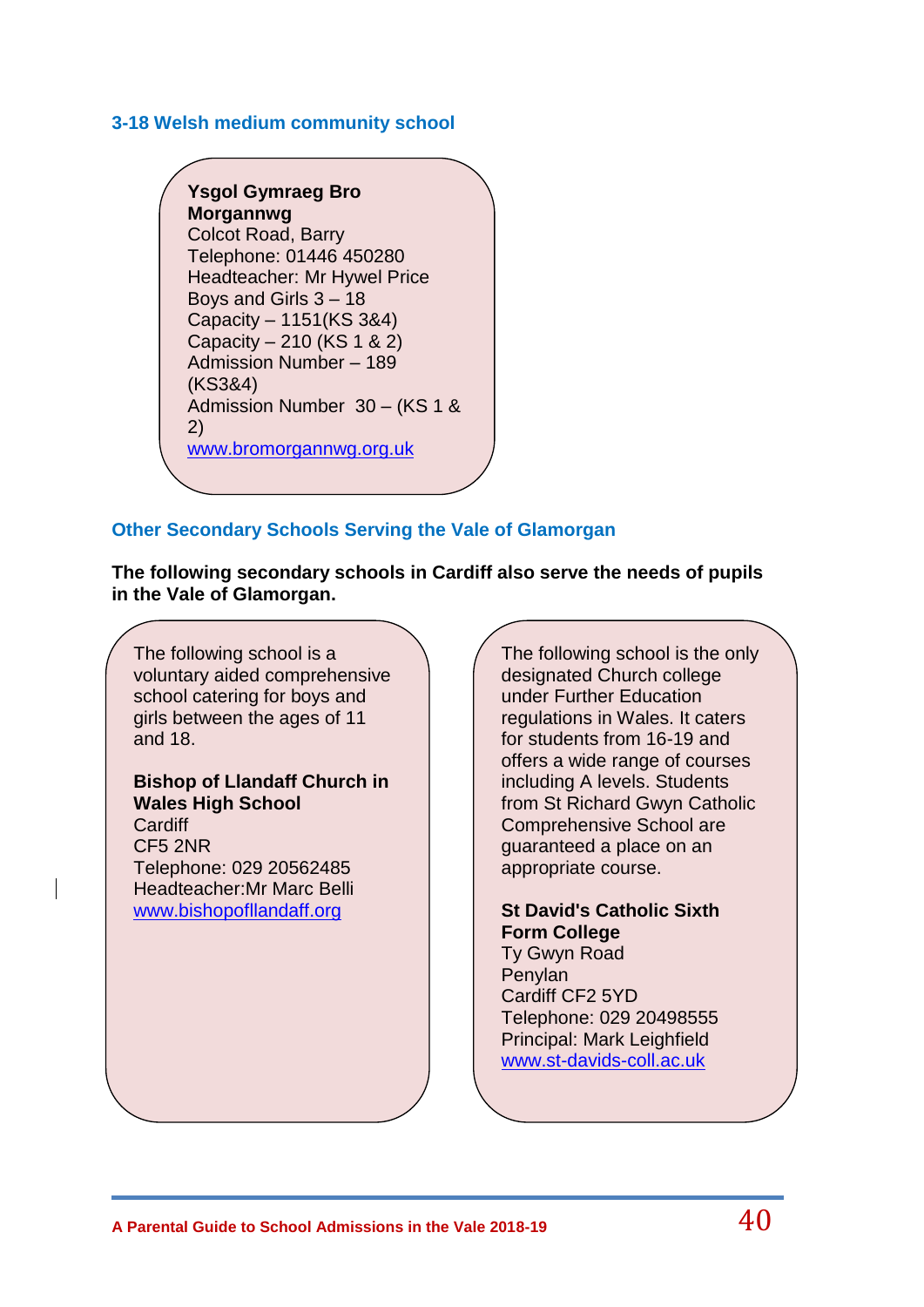## 3-18 Welsh medium community school

**Ysgol Gymraeg Bro Morgannwg**
Colcot Road, Barry
Telephone: 01446 450280
Headteacher: Mr Hywel Price
Boys and Girls 3 – 18
Capacity – 1151(KS 3&4)
Capacity – 210 (KS 1 & 2)
Admission Number – 189 (KS3&4)
Admission Number 30 – (KS 1 & 2)
www.bromorgannwg.org.uk

## Other Secondary Schools Serving the Vale of Glamorgan

**The following secondary schools in Cardiff also serve the needs of pupils in the Vale of Glamorgan.**

The following school is a voluntary aided comprehensive school catering for boys and girls between the ages of 11 and 18.

**Bishop of Llandaff Church in Wales High School**
Cardiff
CF5 2NR
Telephone: 029 20562485
Headteacher:Mr Marc Belli
www.bishopofllandaff.org

The following school is the only designated Church college under Further Education regulations in Wales. It caters for students from 16-19 and offers a wide range of courses including A levels. Students from St Richard Gwyn Catholic Comprehensive School are guaranteed a place on an appropriate course.

**St David's Catholic Sixth Form College**
Ty Gwyn Road
Penylan
Cardiff CF2 5YD
Telephone: 029 20498555
Principal: Mark Leighfield
www.st-davids-coll.ac.uk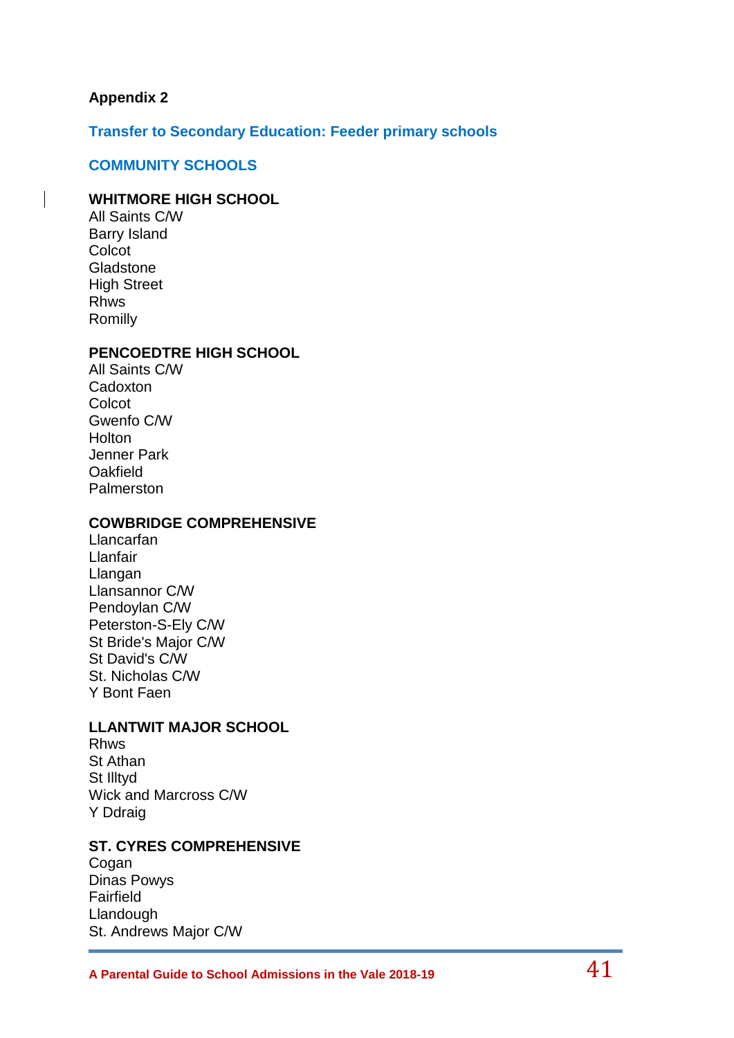**Appendix 2**

## Transfer to Secondary Education: Feeder primary schools

### COMMUNITY SCHOOLS

**WHITMORE HIGH SCHOOL**
All Saints C/W
Barry Island
Colcot
Gladstone
High Street
Rhws
Romilly

**PENCOEDTRE HIGH SCHOOL**
All Saints C/W
Cadoxton
Colcot
Gwenfo C/W
Holton
Jenner Park
Oakfield
Palmerston

**COWBRIDGE COMPREHENSIVE**
Llancarfan
Llanfair
Llangan
Llansannor C/W
Pendoylan C/W
Peterston-S-Ely C/W
St Bride's Major C/W
St David's C/W
St. Nicholas C/W
Y Bont Faen

**LLANTWIT MAJOR SCHOOL**
Rhws
St Athan
St Illtyd
Wick and Marcross C/W
Y Ddraig

**ST. CYRES COMPREHENSIVE**
Cogan
Dinas Powys
Fairfield
Llandough
St. Andrews Major C/W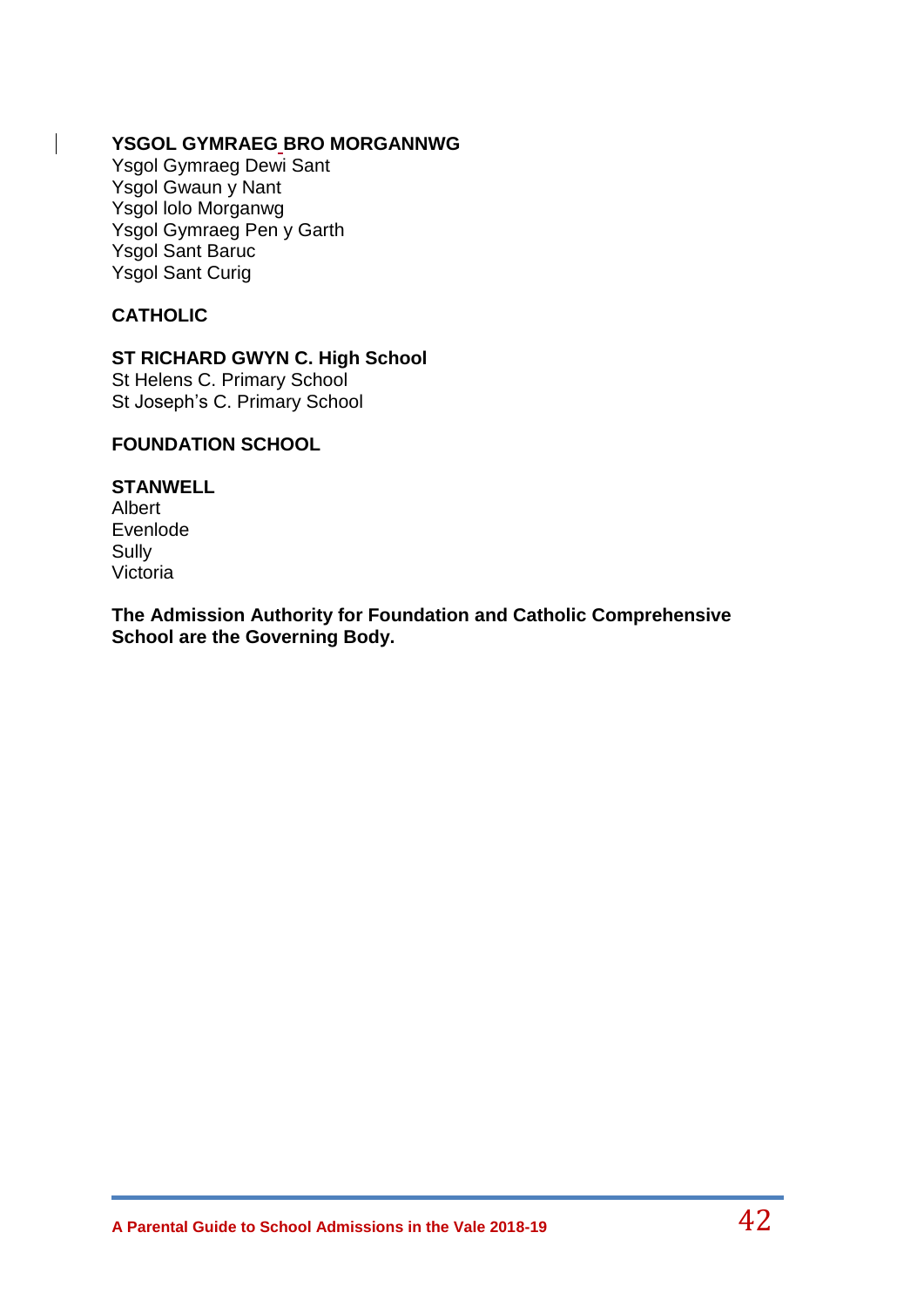**YSGOL GYMRAEG BRO MORGANNWG**
Ysgol Gymraeg Dewi Sant
Ysgol Gwaun y Nant
Ysgol Iolo Morganwg
Ysgol Gymraeg Pen y Garth
Ysgol Sant Baruc
Ysgol Sant Curig

**CATHOLIC**

**ST RICHARD GWYN C. High School**
St Helens C. Primary School
St Joseph's C. Primary School

**FOUNDATION SCHOOL**

**STANWELL**
Albert
Evenlode
Sully
Victoria

**The Admission Authority for Foundation and Catholic Comprehensive School are the Governing Body.**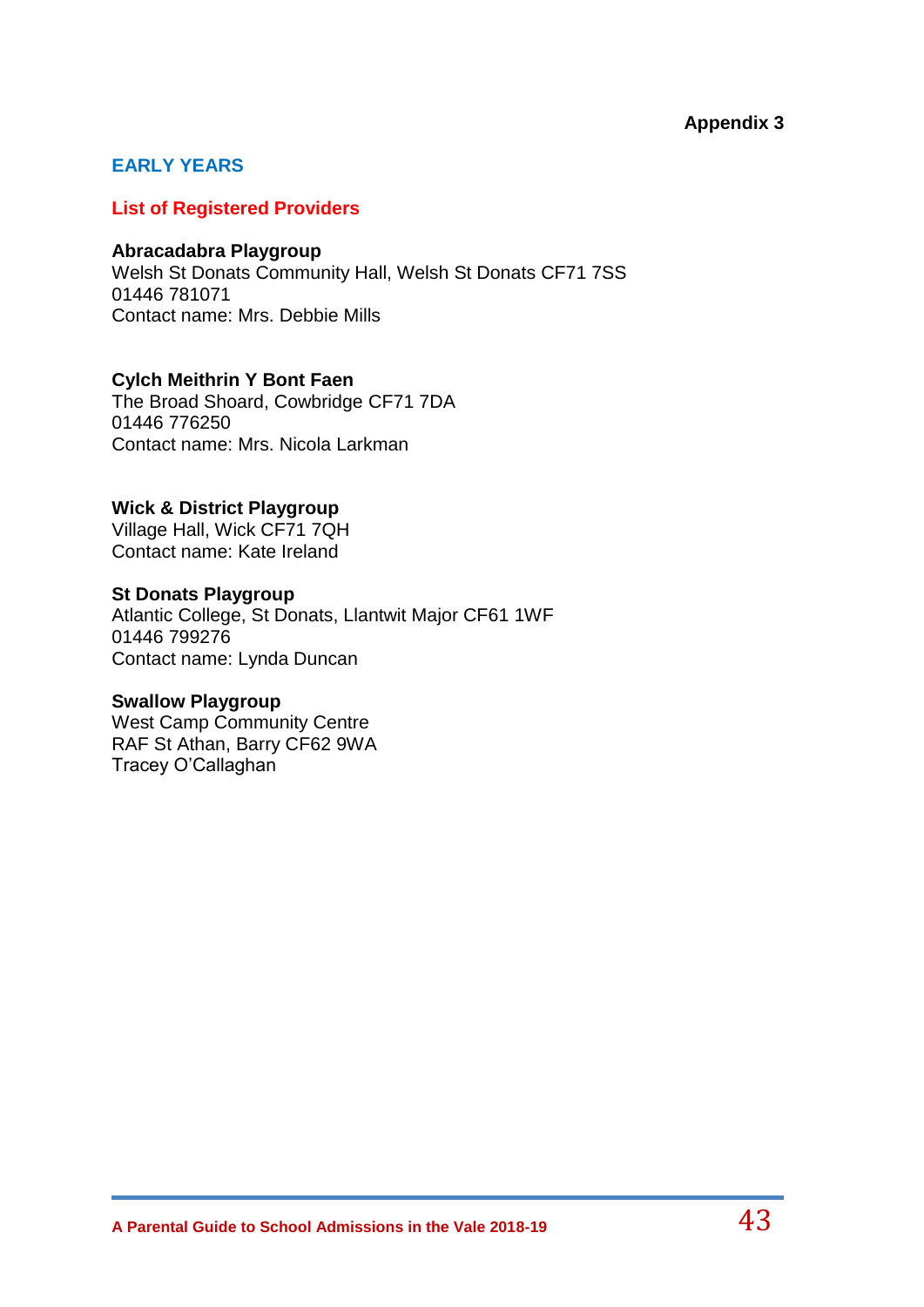**Appendix 3**

## EARLY YEARS

### List of Registered Providers

**Abracadabra Playgroup**
Welsh St Donats Community Hall, Welsh St Donats CF71 7SS
01446 781071
Contact name: Mrs. Debbie Mills

**Cylch Meithrin Y Bont Faen**
The Broad Shoard, Cowbridge CF71 7DA
01446 776250
Contact name: Mrs. Nicola Larkman

**Wick & District Playgroup**
Village Hall, Wick CF71 7QH
Contact name: Kate Ireland

**St Donats Playgroup**
Atlantic College, St Donats, Llantwit Major CF61 1WF
01446 799276
Contact name: Lynda Duncan

**Swallow Playgroup**
West Camp Community Centre
RAF St Athan, Barry CF62 9WA
Tracey O'Callaghan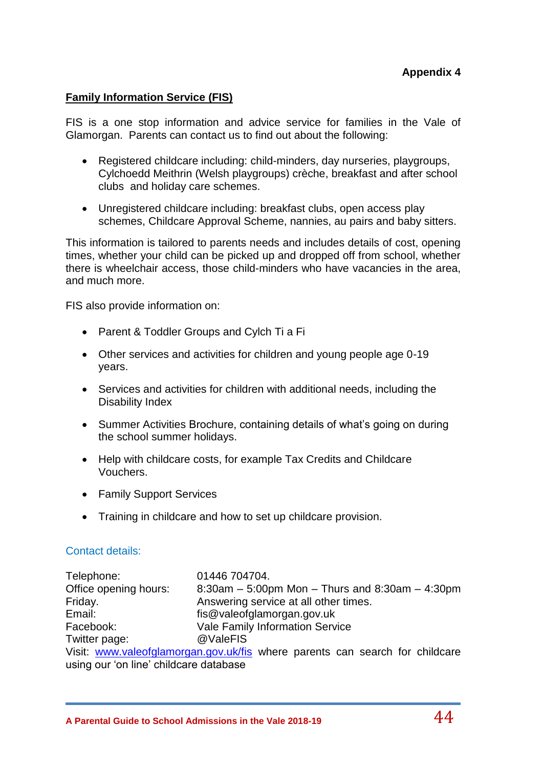**Appendix 4**

**Family Information Service (FIS)**

FIS is a one stop information and advice service for families in the Vale of Glamorgan. Parents can contact us to find out about the following:

- Registered childcare including: child-minders, day nurseries, playgroups, Cylchoedd Meithrin (Welsh playgroups) crèche, breakfast and after school clubs and holiday care schemes.
- Unregistered childcare including: breakfast clubs, open access play schemes, Childcare Approval Scheme, nannies, au pairs and baby sitters.

This information is tailored to parents needs and includes details of cost, opening times, whether your child can be picked up and dropped off from school, whether there is wheelchair access, those child-minders who have vacancies in the area, and much more.

FIS also provide information on:

- Parent & Toddler Groups and Cylch Ti a Fi
- Other services and activities for children and young people age 0-19 years.
- Services and activities for children with additional needs, including the Disability Index
- Summer Activities Brochure, containing details of what's going on during the school summer holidays.
- Help with childcare costs, for example Tax Credits and Childcare Vouchers.
- Family Support Services
- Training in childcare and how to set up childcare provision.

Contact details:

Telephone: 01446 704704.
Office opening hours: 8:30am – 5:00pm Mon – Thurs and 8:30am – 4:30pm Friday. Answering service at all other times.
Email: fis@valeofglamorgan.gov.uk
Facebook: Vale Family Information Service
Twitter page: @ValeFIS
Visit: www.valeofglamorgan.gov.uk/fis where parents can search for childcare using our 'on line' childcare database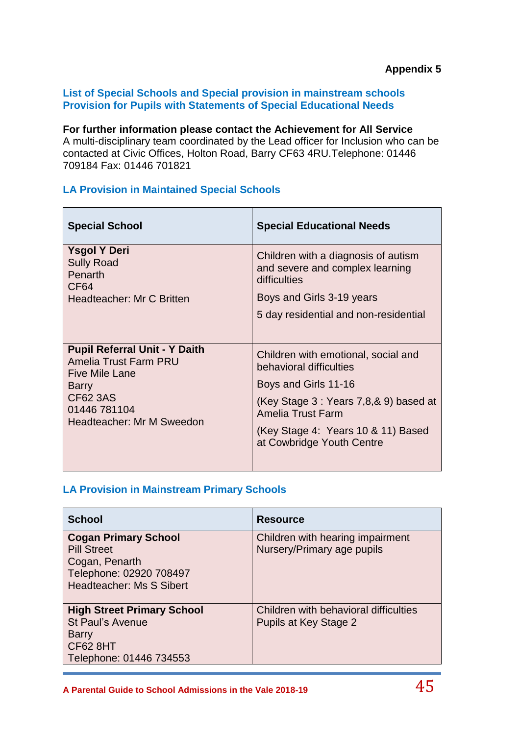**Appendix 5**

## List of Special Schools and Special provision in mainstream schools
## Provision for Pupils with Statements of Special Educational Needs

**For further information please contact the Achievement for All Service**
A multi-disciplinary team coordinated by the Lead officer for Inclusion who can be contacted at Civic Offices, Holton Road, Barry CF63 4RU.Telephone: 01446 709184 Fax: 01446 701821

### LA Provision in Maintained Special Schools

| Special School | Special Educational Needs |
|---|---|
| **Ysgol Y Deri**<br>Sully Road<br>Penarth<br>CF64<br>Headteacher: Mr C Britten | Children with a diagnosis of autism and severe and complex learning difficulties<br>Boys and Girls 3-19 years<br>5 day residential and non-residential |
| **Pupil Referral Unit - Y Daith**<br>Amelia Trust Farm PRU<br>Five Mile Lane<br>Barry<br>CF62 3AS<br>01446 781104<br>Headteacher: Mr M Sweedon | Children with emotional, social and behavioral difficulties<br>Boys and Girls 11-16<br>(Key Stage 3 : Years 7,8,& 9) based at Amelia Trust Farm<br>(Key Stage 4: Years 10 & 11) Based at Cowbridge Youth Centre |

### LA Provision in Mainstream Primary Schools

| School | Resource |
|---|---|
| **Cogan Primary School**<br>Pill Street<br>Cogan, Penarth<br>Telephone: 02920 708497<br>Headteacher: Ms S Sibert | Children with hearing impairment<br>Nursery/Primary age pupils |
| **High Street Primary School**<br>St Paul's Avenue<br>Barry<br>CF62 8HT<br>Telephone: 01446 734553 | Children with behavioral difficulties<br>Pupils at Key Stage 2 |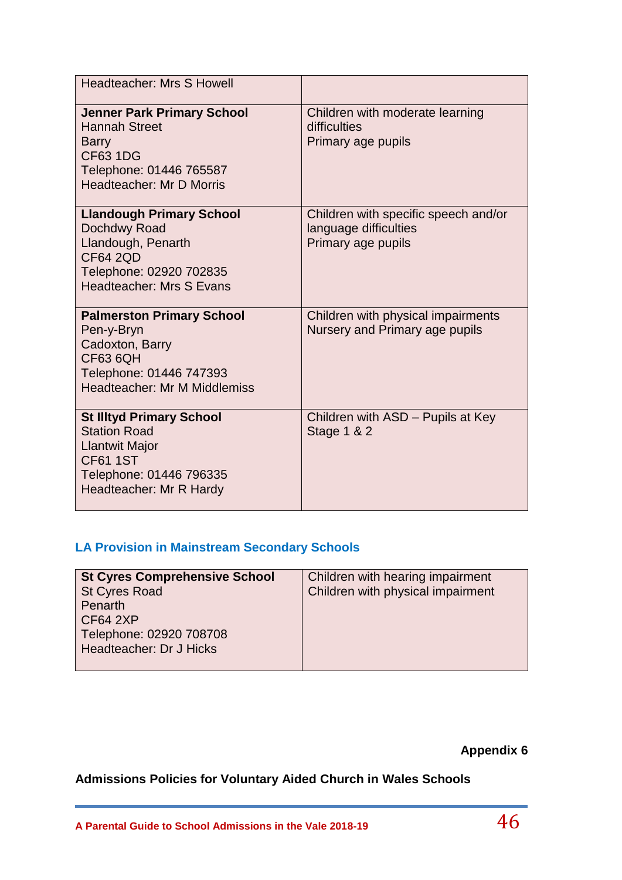| | |
|---|---|
| Headteacher: Mrs S Howell | |
| **Jenner Park Primary School**<br>Hannah Street<br>Barry<br>CF63 1DG<br>Telephone: 01446 765587<br>Headteacher: Mr D Morris | Children with moderate learning difficulties<br>Primary age pupils |
| **Llandough Primary School**<br>Dochdwy Road<br>Llandough, Penarth<br>CF64 2QD<br>Telephone: 02920 702835<br>Headteacher: Mrs S Evans | Children with specific speech and/or language difficulties<br>Primary age pupils |
| **Palmerston Primary School**<br>Pen-y-Bryn<br>Cadoxton, Barry<br>CF63 6QH<br>Telephone: 01446 747393<br>Headteacher: Mr M Middlemiss | Children with physical impairments<br>Nursery and Primary age pupils |
| **St Illtyd Primary School**<br>Station Road<br>Llantwit Major<br>CF61 1ST<br>Telephone: 01446 796335<br>Headteacher: Mr R Hardy | Children with ASD – Pupils at Key Stage 1 & 2 |

### LA Provision in Mainstream Secondary Schools

| | |
|---|---|
| **St Cyres Comprehensive School**<br>St Cyres Road<br>Penarth<br>CF64 2XP<br>Telephone: 02920 708708<br>Headteacher: Dr J Hicks | Children with hearing impairment<br>Children with physical impairment |

**Appendix 6**

## Admissions Policies for Voluntary Aided Church in Wales Schools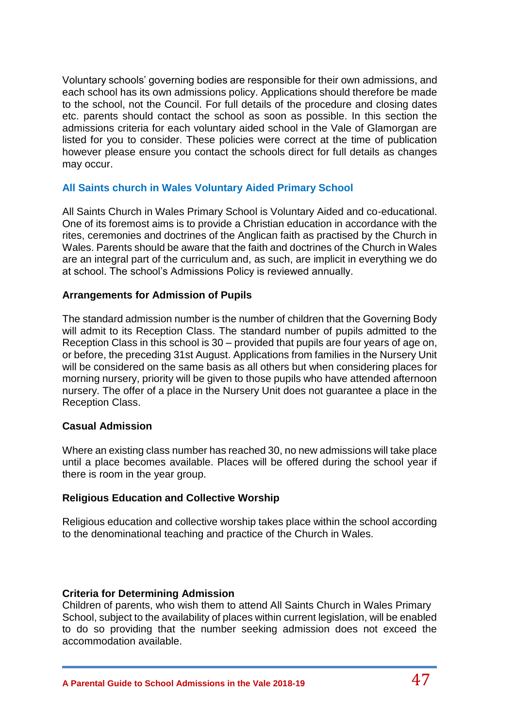Voluntary schools' governing bodies are responsible for their own admissions, and each school has its own admissions policy. Applications should therefore be made to the school, not the Council. For full details of the procedure and closing dates etc. parents should contact the school as soon as possible. In this section the admissions criteria for each voluntary aided school in the Vale of Glamorgan are listed for you to consider. These policies were correct at the time of publication however please ensure you contact the schools direct for full details as changes may occur.

## All Saints church in Wales Voluntary Aided Primary School

All Saints Church in Wales Primary School is Voluntary Aided and co-educational. One of its foremost aims is to provide a Christian education in accordance with the rites, ceremonies and doctrines of the Anglican faith as practised by the Church in Wales. Parents should be aware that the faith and doctrines of the Church in Wales are an integral part of the curriculum and, as such, are implicit in everything we do at school. The school's Admissions Policy is reviewed annually.

### Arrangements for Admission of Pupils

The standard admission number is the number of children that the Governing Body will admit to its Reception Class. The standard number of pupils admitted to the Reception Class in this school is 30 – provided that pupils are four years of age on, or before, the preceding 31st August. Applications from families in the Nursery Unit will be considered on the same basis as all others but when considering places for morning nursery, priority will be given to those pupils who have attended afternoon nursery. The offer of a place in the Nursery Unit does not guarantee a place in the Reception Class.

### Casual Admission

Where an existing class number has reached 30, no new admissions will take place until a place becomes available. Places will be offered during the school year if there is room in the year group.

### Religious Education and Collective Worship

Religious education and collective worship takes place within the school according to the denominational teaching and practice of the Church in Wales.

### Criteria for Determining Admission

Children of parents, who wish them to attend All Saints Church in Wales Primary School, subject to the availability of places within current legislation, will be enabled to do so providing that the number seeking admission does not exceed the accommodation available.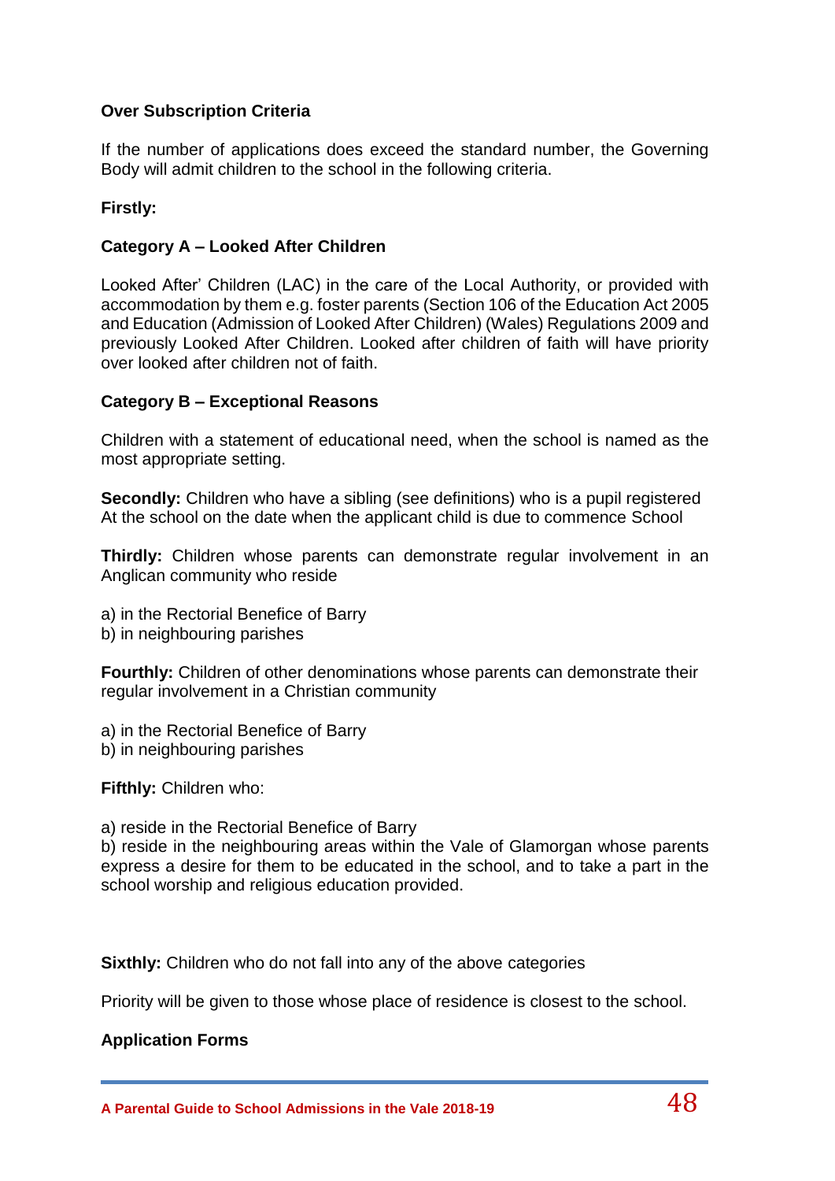**Over Subscription Criteria**

If the number of applications does exceed the standard number, the Governing Body will admit children to the school in the following criteria.

**Firstly:**

**Category A – Looked After Children**

Looked After' Children (LAC) in the care of the Local Authority, or provided with accommodation by them e.g. foster parents (Section 106 of the Education Act 2005 and Education (Admission of Looked After Children) (Wales) Regulations 2009 and previously Looked After Children. Looked after children of faith will have priority over looked after children not of faith.

**Category B – Exceptional Reasons**

Children with a statement of educational need, when the school is named as the most appropriate setting.

**Secondly:** Children who have a sibling (see definitions) who is a pupil registered At the school on the date when the applicant child is due to commence School

**Thirdly:** Children whose parents can demonstrate regular involvement in an Anglican community who reside

a) in the Rectorial Benefice of Barry
b) in neighbouring parishes

**Fourthly:** Children of other denominations whose parents can demonstrate their regular involvement in a Christian community

a) in the Rectorial Benefice of Barry
b) in neighbouring parishes

**Fifthly:** Children who:

a) reside in the Rectorial Benefice of Barry
b) reside in the neighbouring areas within the Vale of Glamorgan whose parents express a desire for them to be educated in the school, and to take a part in the school worship and religious education provided.

**Sixthly:** Children who do not fall into any of the above categories

Priority will be given to those whose place of residence is closest to the school.

**Application Forms**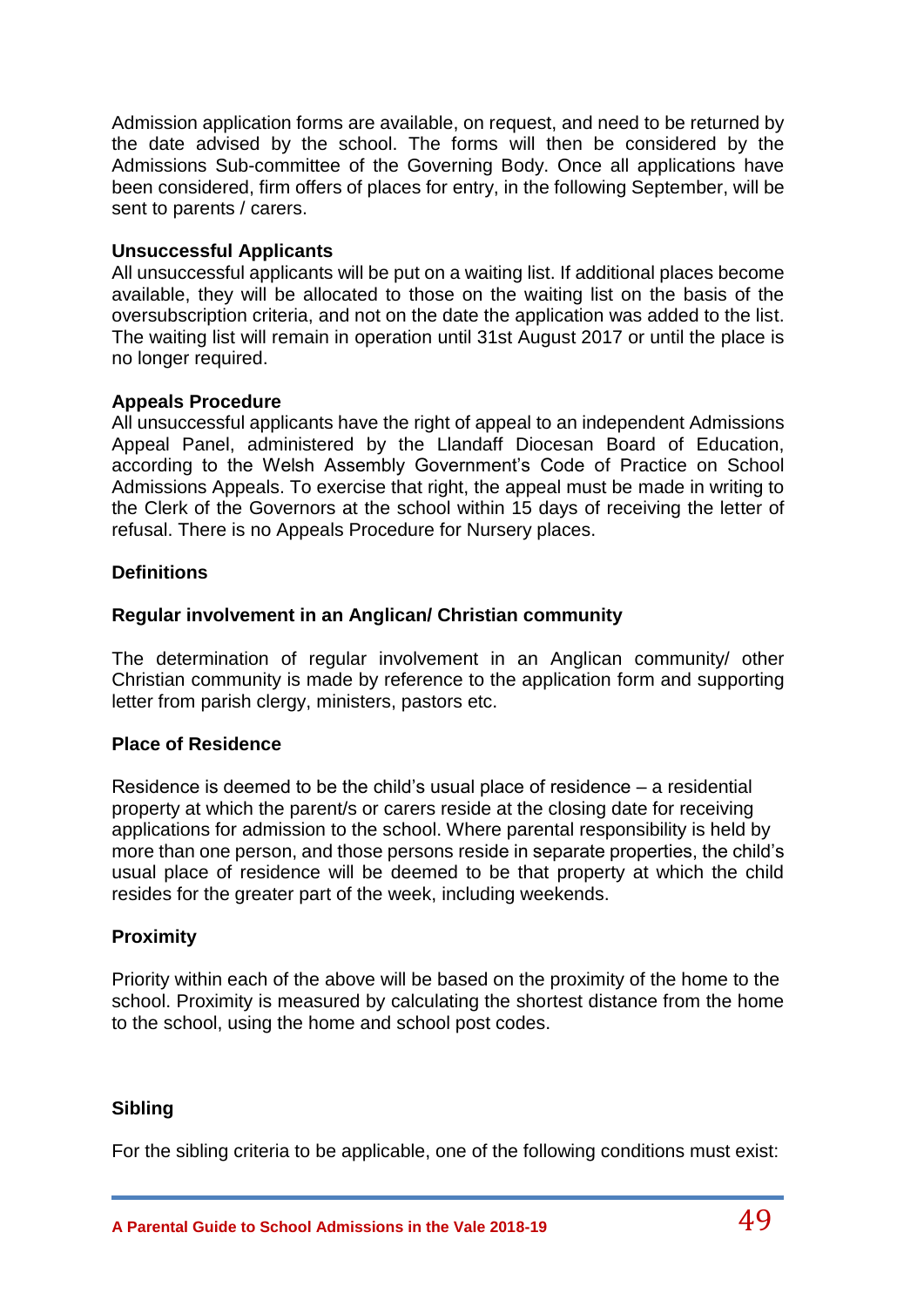Admission application forms are available, on request, and need to be returned by the date advised by the school. The forms will then be considered by the Admissions Sub-committee of the Governing Body. Once all applications have been considered, firm offers of places for entry, in the following September, will be sent to parents / carers.

**Unsuccessful Applicants**

All unsuccessful applicants will be put on a waiting list. If additional places become available, they will be allocated to those on the waiting list on the basis of the oversubscription criteria, and not on the date the application was added to the list. The waiting list will remain in operation until 31st August 2017 or until the place is no longer required.

**Appeals Procedure**

All unsuccessful applicants have the right of appeal to an independent Admissions Appeal Panel, administered by the Llandaff Diocesan Board of Education, according to the Welsh Assembly Government's Code of Practice on School Admissions Appeals. To exercise that right, the appeal must be made in writing to the Clerk of the Governors at the school within 15 days of receiving the letter of refusal. There is no Appeals Procedure for Nursery places.

**Definitions**

**Regular involvement in an Anglican/ Christian community**

The determination of regular involvement in an Anglican community/ other Christian community is made by reference to the application form and supporting letter from parish clergy, ministers, pastors etc.

**Place of Residence**

Residence is deemed to be the child's usual place of residence – a residential property at which the parent/s or carers reside at the closing date for receiving applications for admission to the school. Where parental responsibility is held by more than one person, and those persons reside in separate properties, the child's usual place of residence will be deemed to be that property at which the child resides for the greater part of the week, including weekends.

**Proximity**

Priority within each of the above will be based on the proximity of the home to the school. Proximity is measured by calculating the shortest distance from the home to the school, using the home and school post codes.

**Sibling**

For the sibling criteria to be applicable, one of the following conditions must exist: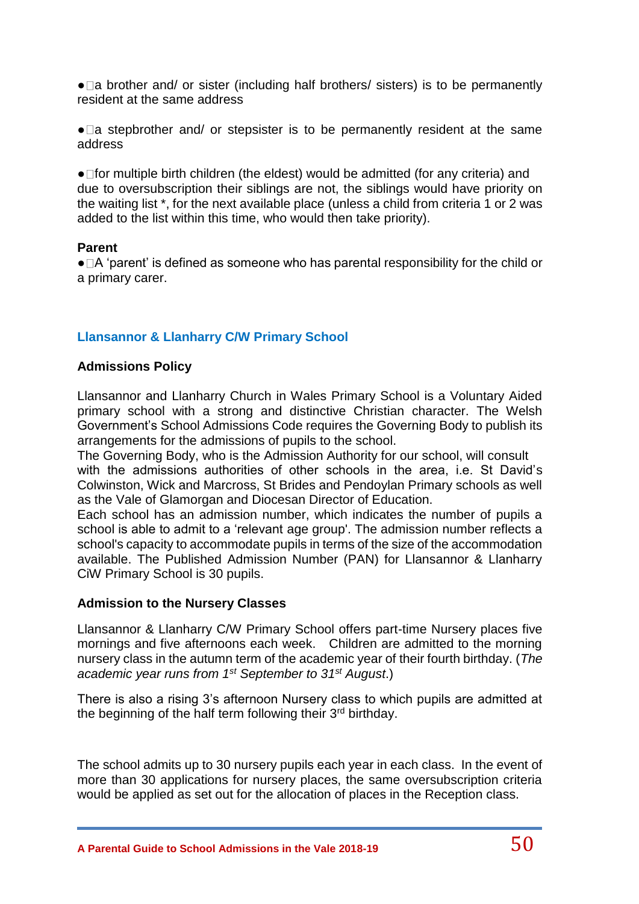- a brother and/ or sister (including half brothers/ sisters) is to be permanently resident at the same address

- a stepbrother and/ or stepsister is to be permanently resident at the same address

- for multiple birth children (the eldest) would be admitted (for any criteria) and due to oversubscription their siblings are not, the siblings would have priority on the waiting list *, for the next available place (unless a child from criteria 1 or 2 was added to the list within this time, who would then take priority).

**Parent**

- A 'parent' is defined as someone who has parental responsibility for the child or a primary carer.

## Llansannor & Llanharry C/W Primary School

### Admissions Policy

Llansannor and Llanharry Church in Wales Primary School is a Voluntary Aided primary school with a strong and distinctive Christian character. The Welsh Government's School Admissions Code requires the Governing Body to publish its arrangements for the admissions of pupils to the school.
The Governing Body, who is the Admission Authority for our school, will consult with the admissions authorities of other schools in the area, i.e. St David's Colwinston, Wick and Marcross, St Brides and Pendoylan Primary schools as well as the Vale of Glamorgan and Diocesan Director of Education.
Each school has an admission number, which indicates the number of pupils a school is able to admit to a 'relevant age group'. The admission number reflects a school's capacity to accommodate pupils in terms of the size of the accommodation available. The Published Admission Number (PAN) for Llansannor & Llanharry CiW Primary School is 30 pupils.

### Admission to the Nursery Classes

Llansannor & Llanharry C/W Primary School offers part-time Nursery places five mornings and five afternoons each week. Children are admitted to the morning nursery class in the autumn term of the academic year of their fourth birthday. (*The academic year runs from 1st September to 31st August*.)

There is also a rising 3's afternoon Nursery class to which pupils are admitted at the beginning of the half term following their 3rd birthday.

The school admits up to 30 nursery pupils each year in each class. In the event of more than 30 applications for nursery places, the same oversubscription criteria would be applied as set out for the allocation of places in the Reception class.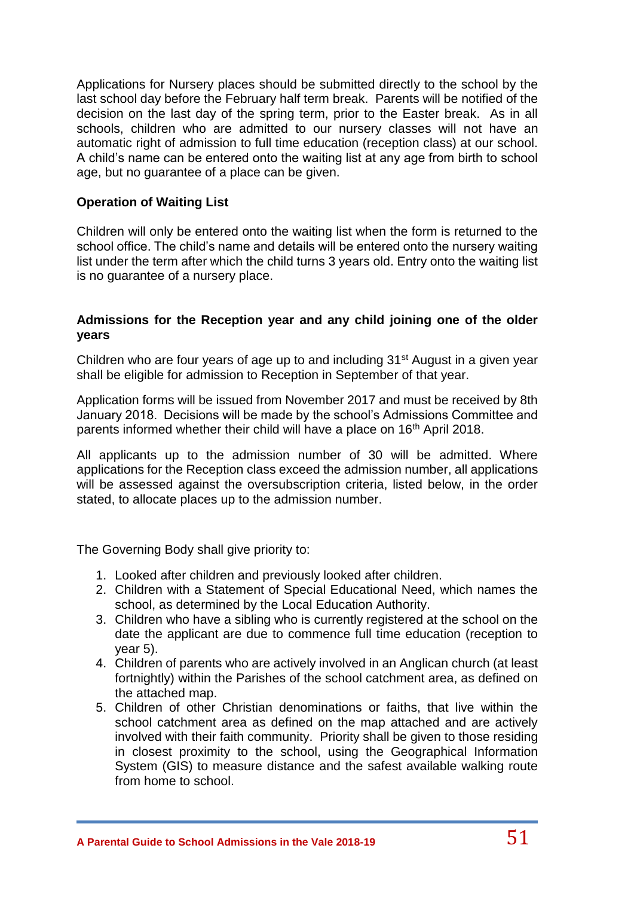Applications for Nursery places should be submitted directly to the school by the last school day before the February half term break. Parents will be notified of the decision on the last day of the spring term, prior to the Easter break. As in all schools, children who are admitted to our nursery classes will not have an automatic right of admission to full time education (reception class) at our school. A child's name can be entered onto the waiting list at any age from birth to school age, but no guarantee of a place can be given.

**Operation of Waiting List**

Children will only be entered onto the waiting list when the form is returned to the school office. The child's name and details will be entered onto the nursery waiting list under the term after which the child turns 3 years old. Entry onto the waiting list is no guarantee of a nursery place.

**Admissions for the Reception year and any child joining one of the older years**

Children who are four years of age up to and including 31st August in a given year shall be eligible for admission to Reception in September of that year.

Application forms will be issued from November 2017 and must be received by 8th January 2018. Decisions will be made by the school's Admissions Committee and parents informed whether their child will have a place on 16th April 2018.

All applicants up to the admission number of 30 will be admitted. Where applications for the Reception class exceed the admission number, all applications will be assessed against the oversubscription criteria, listed below, in the order stated, to allocate places up to the admission number.

The Governing Body shall give priority to:

1. Looked after children and previously looked after children.
2. Children with a Statement of Special Educational Need, which names the school, as determined by the Local Education Authority.
3. Children who have a sibling who is currently registered at the school on the date the applicant are due to commence full time education (reception to year 5).
4. Children of parents who are actively involved in an Anglican church (at least fortnightly) within the Parishes of the school catchment area, as defined on the attached map.
5. Children of other Christian denominations or faiths, that live within the school catchment area as defined on the map attached and are actively involved with their faith community. Priority shall be given to those residing in closest proximity to the school, using the Geographical Information System (GIS) to measure distance and the safest available walking route from home to school.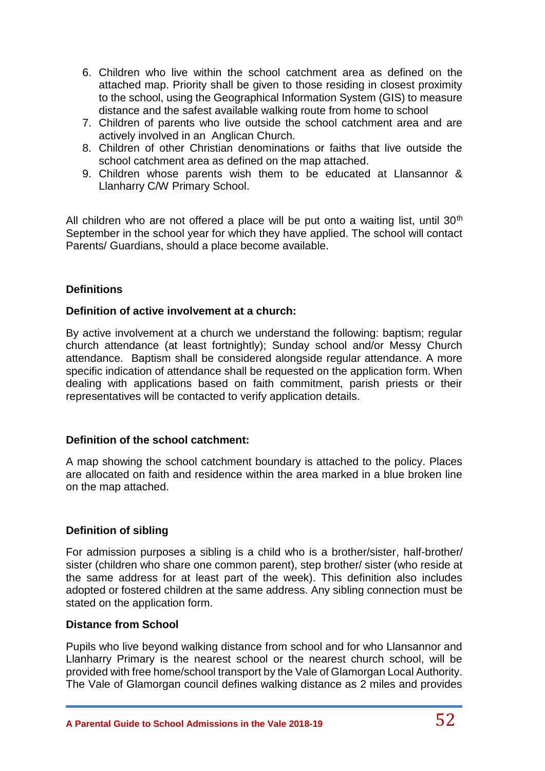6. Children who live within the school catchment area as defined on the attached map. Priority shall be given to those residing in closest proximity to the school, using the Geographical Information System (GIS) to measure distance and the safest available walking route from home to school
7. Children of parents who live outside the school catchment area and are actively involved in an Anglican Church.
8. Children of other Christian denominations or faiths that live outside the school catchment area as defined on the map attached.
9. Children whose parents wish them to be educated at Llansannor & Llanharry C/W Primary School.

All children who are not offered a place will be put onto a waiting list, until 30th September in the school year for which they have applied. The school will contact Parents/ Guardians, should a place become available.

**Definitions**

**Definition of active involvement at a church:**

By active involvement at a church we understand the following: baptism; regular church attendance (at least fortnightly); Sunday school and/or Messy Church attendance. Baptism shall be considered alongside regular attendance. A more specific indication of attendance shall be requested on the application form. When dealing with applications based on faith commitment, parish priests or their representatives will be contacted to verify application details.

**Definition of the school catchment:**

A map showing the school catchment boundary is attached to the policy. Places are allocated on faith and residence within the area marked in a blue broken line on the map attached.

**Definition of sibling**

For admission purposes a sibling is a child who is a brother/sister, half-brother/ sister (children who share one common parent), step brother/ sister (who reside at the same address for at least part of the week). This definition also includes adopted or fostered children at the same address. Any sibling connection must be stated on the application form.

**Distance from School**

Pupils who live beyond walking distance from school and for who Llansannor and Llanharry Primary is the nearest school or the nearest church school, will be provided with free home/school transport by the Vale of Glamorgan Local Authority. The Vale of Glamorgan council defines walking distance as 2 miles and provides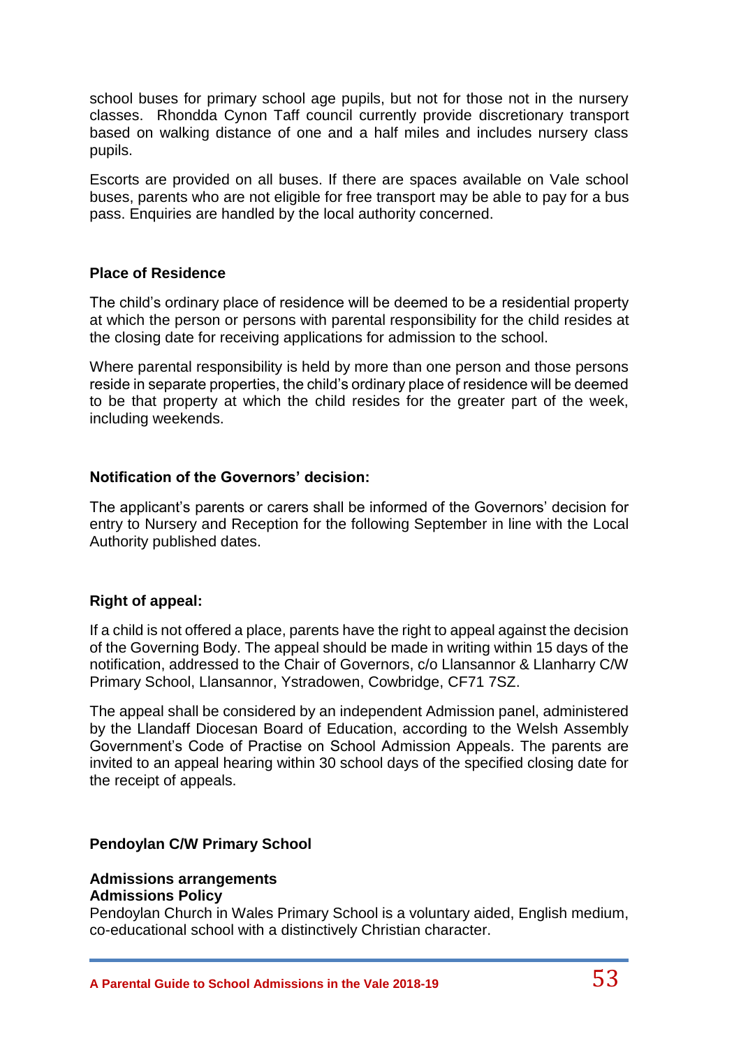school buses for primary school age pupils, but not for those not in the nursery classes. Rhondda Cynon Taff council currently provide discretionary transport based on walking distance of one and a half miles and includes nursery class pupils.

Escorts are provided on all buses. If there are spaces available on Vale school buses, parents who are not eligible for free transport may be able to pay for a bus pass. Enquiries are handled by the local authority concerned.

**Place of Residence**

The child's ordinary place of residence will be deemed to be a residential property at which the person or persons with parental responsibility for the child resides at the closing date for receiving applications for admission to the school.

Where parental responsibility is held by more than one person and those persons reside in separate properties, the child's ordinary place of residence will be deemed to be that property at which the child resides for the greater part of the week, including weekends.

**Notification of the Governors' decision:**

The applicant's parents or carers shall be informed of the Governors' decision for entry to Nursery and Reception for the following September in line with the Local Authority published dates.

**Right of appeal:**

If a child is not offered a place, parents have the right to appeal against the decision of the Governing Body. The appeal should be made in writing within 15 days of the notification, addressed to the Chair of Governors, c/o Llansannor & Llanharry C/W Primary School, Llansannor, Ystradowen, Cowbridge, CF71 7SZ.

The appeal shall be considered by an independent Admission panel, administered by the Llandaff Diocesan Board of Education, according to the Welsh Assembly Government's Code of Practise on School Admission Appeals. The parents are invited to an appeal hearing within 30 school days of the specified closing date for the receipt of appeals.

## Pendoylan C/W Primary School

**Admissions arrangements**
**Admissions Policy**

Pendoylan Church in Wales Primary School is a voluntary aided, English medium, co-educational school with a distinctively Christian character.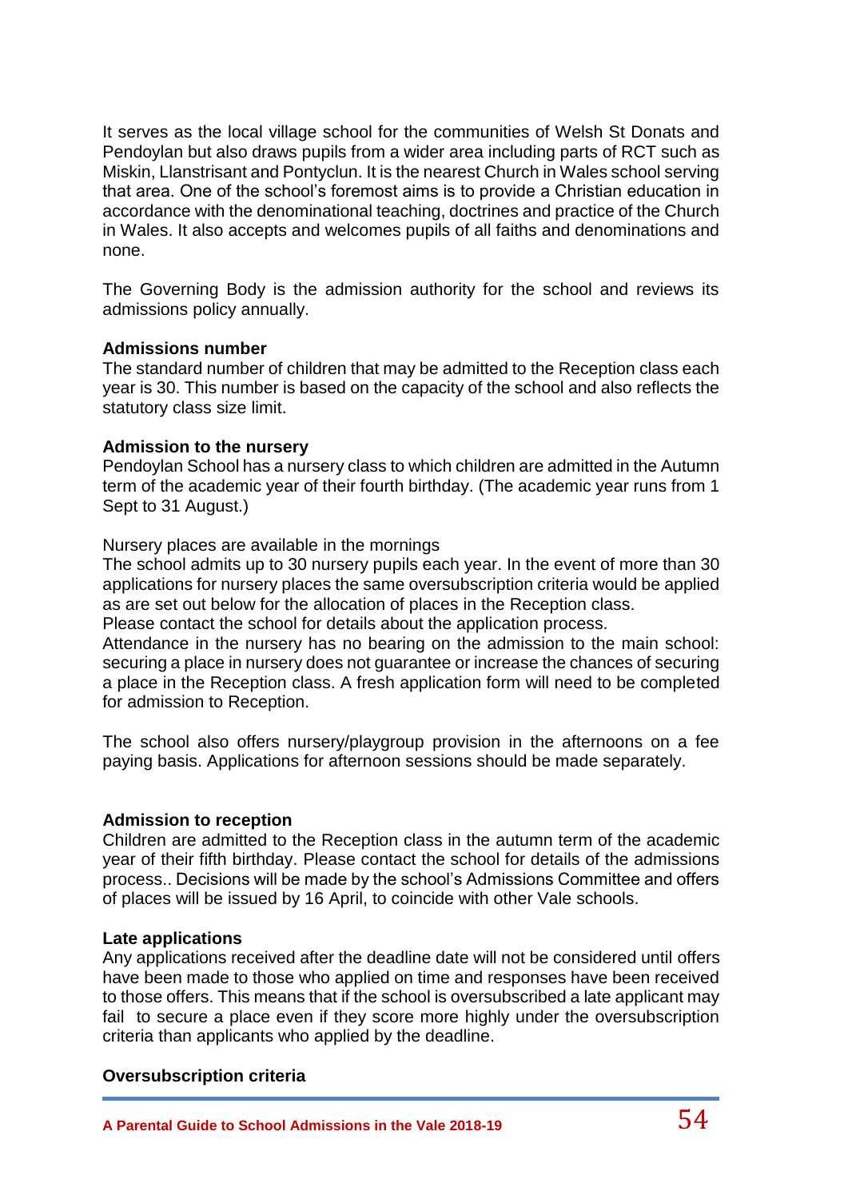It serves as the local village school for the communities of Welsh St Donats and Pendoylan but also draws pupils from a wider area including parts of RCT such as Miskin, Llanstrisant and Pontyclun. It is the nearest Church in Wales school serving that area. One of the school's foremost aims is to provide a Christian education in accordance with the denominational teaching, doctrines and practice of the Church in Wales. It also accepts and welcomes pupils of all faiths and denominations and none.

The Governing Body is the admission authority for the school and reviews its admissions policy annually.

**Admissions number**

The standard number of children that may be admitted to the Reception class each year is 30. This number is based on the capacity of the school and also reflects the statutory class size limit.

**Admission to the nursery**

Pendoylan School has a nursery class to which children are admitted in the Autumn term of the academic year of their fourth birthday. (The academic year runs from 1 Sept to 31 August.)

Nursery places are available in the mornings

The school admits up to 30 nursery pupils each year. In the event of more than 30 applications for nursery places the same oversubscription criteria would be applied as are set out below for the allocation of places in the Reception class.

Please contact the school for details about the application process.

Attendance in the nursery has no bearing on the admission to the main school: securing a place in nursery does not guarantee or increase the chances of securing a place in the Reception class. A fresh application form will need to be completed for admission to Reception.

The school also offers nursery/playgroup provision in the afternoons on a fee paying basis. Applications for afternoon sessions should be made separately.

**Admission to reception**

Children are admitted to the Reception class in the autumn term of the academic year of their fifth birthday. Please contact the school for details of the admissions process.. Decisions will be made by the school's Admissions Committee and offers of places will be issued by 16 April, to coincide with other Vale schools.

**Late applications**

Any applications received after the deadline date will not be considered until offers have been made to those who applied on time and responses have been received to those offers. This means that if the school is oversubscribed a late applicant may fail to secure a place even if they score more highly under the oversubscription criteria than applicants who applied by the deadline.

**Oversubscription criteria**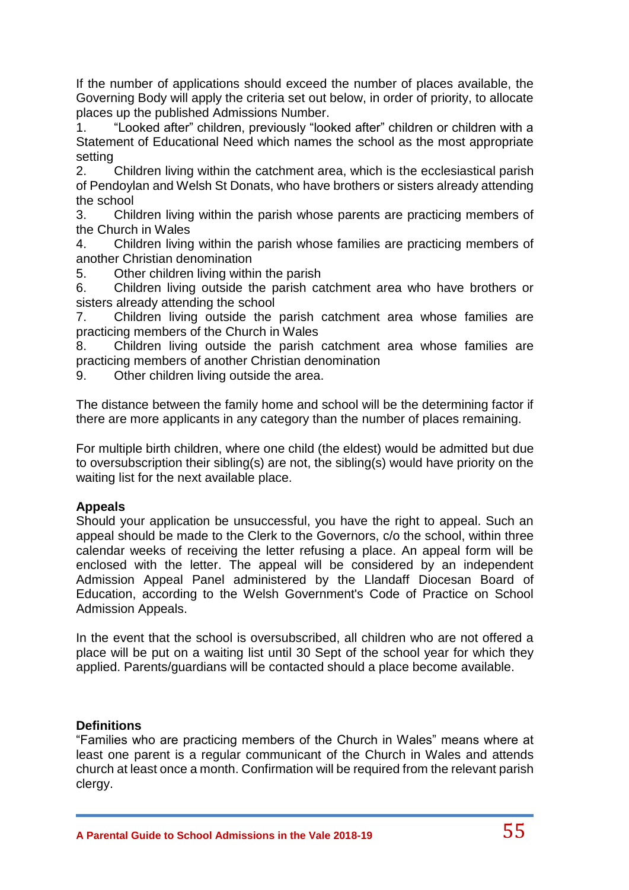If the number of applications should exceed the number of places available, the Governing Body will apply the criteria set out below, in order of priority, to allocate places up the published Admissions Number.

1. "Looked after" children, previously "looked after" children or children with a Statement of Educational Need which names the school as the most appropriate setting
2. Children living within the catchment area, which is the ecclesiastical parish of Pendoylan and Welsh St Donats, who have brothers or sisters already attending the school
3. Children living within the parish whose parents are practicing members of the Church in Wales
4. Children living within the parish whose families are practicing members of another Christian denomination
5. Other children living within the parish
6. Children living outside the parish catchment area who have brothers or sisters already attending the school
7. Children living outside the parish catchment area whose families are practicing members of the Church in Wales
8. Children living outside the parish catchment area whose families are practicing members of another Christian denomination
9. Other children living outside the area.

The distance between the family home and school will be the determining factor if there are more applicants in any category than the number of places remaining.

For multiple birth children, where one child (the eldest) would be admitted but due to oversubscription their sibling(s) are not, the sibling(s) would have priority on the waiting list for the next available place.

**Appeals**

Should your application be unsuccessful, you have the right to appeal. Such an appeal should be made to the Clerk to the Governors, c/o the school, within three calendar weeks of receiving the letter refusing a place. An appeal form will be enclosed with the letter. The appeal will be considered by an independent Admission Appeal Panel administered by the Llandaff Diocesan Board of Education, according to the Welsh Government's Code of Practice on School Admission Appeals.

In the event that the school is oversubscribed, all children who are not offered a place will be put on a waiting list until 30 Sept of the school year for which they applied. Parents/guardians will be contacted should a place become available.

**Definitions**

"Families who are practicing members of the Church in Wales" means where at least one parent is a regular communicant of the Church in Wales and attends church at least once a month. Confirmation will be required from the relevant parish clergy.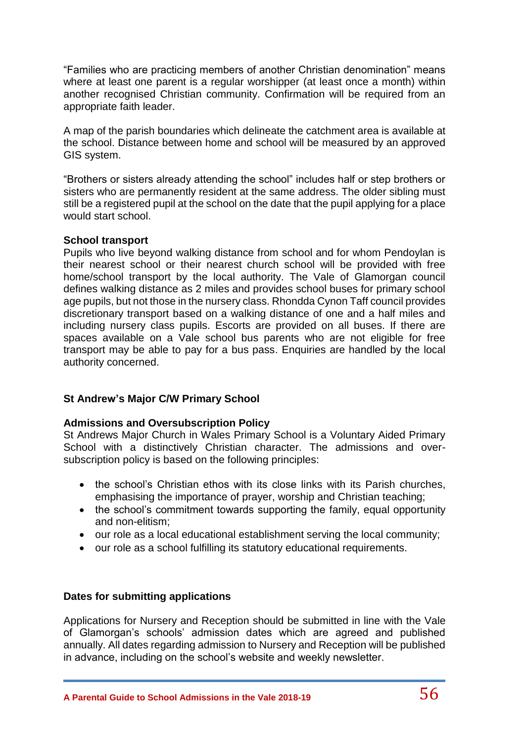"Families who are practicing members of another Christian denomination" means where at least one parent is a regular worshipper (at least once a month) within another recognised Christian community. Confirmation will be required from an appropriate faith leader.

A map of the parish boundaries which delineate the catchment area is available at the school. Distance between home and school will be measured by an approved GIS system.

"Brothers or sisters already attending the school" includes half or step brothers or sisters who are permanently resident at the same address. The older sibling must still be a registered pupil at the school on the date that the pupil applying for a place would start school.

**School transport**

Pupils who live beyond walking distance from school and for whom Pendoylan is their nearest school or their nearest church school will be provided with free home/school transport by the local authority. The Vale of Glamorgan council defines walking distance as 2 miles and provides school buses for primary school age pupils, but not those in the nursery class. Rhondda Cynon Taff council provides discretionary transport based on a walking distance of one and a half miles and including nursery class pupils. Escorts are provided on all buses. If there are spaces available on a Vale school bus parents who are not eligible for free transport may be able to pay for a bus pass. Enquiries are handled by the local authority concerned.

## St Andrew's Major C/W Primary School

### Admissions and Oversubscription Policy

St Andrews Major Church in Wales Primary School is a Voluntary Aided Primary School with a distinctively Christian character. The admissions and over-subscription policy is based on the following principles:

- the school's Christian ethos with its close links with its Parish churches, emphasising the importance of prayer, worship and Christian teaching;
- the school's commitment towards supporting the family, equal opportunity and non-elitism;
- our role as a local educational establishment serving the local community;
- our role as a school fulfilling its statutory educational requirements.

### Dates for submitting applications

Applications for Nursery and Reception should be submitted in line with the Vale of Glamorgan's schools' admission dates which are agreed and published annually. All dates regarding admission to Nursery and Reception will be published in advance, including on the school's website and weekly newsletter.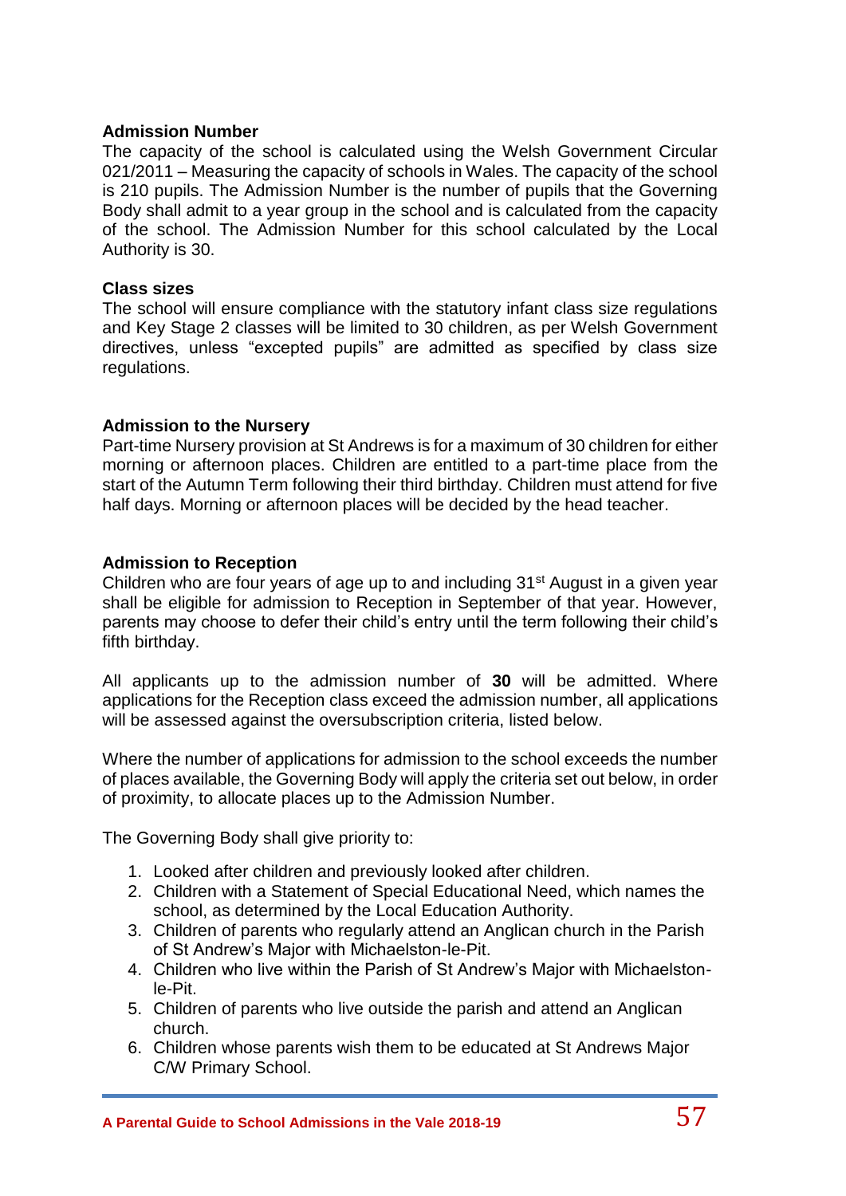**Admission Number**

The capacity of the school is calculated using the Welsh Government Circular 021/2011 – Measuring the capacity of schools in Wales. The capacity of the school is 210 pupils. The Admission Number is the number of pupils that the Governing Body shall admit to a year group in the school and is calculated from the capacity of the school. The Admission Number for this school calculated by the Local Authority is 30.

**Class sizes**

The school will ensure compliance with the statutory infant class size regulations and Key Stage 2 classes will be limited to 30 children, as per Welsh Government directives, unless "excepted pupils" are admitted as specified by class size regulations.

**Admission to the Nursery**

Part-time Nursery provision at St Andrews is for a maximum of 30 children for either morning or afternoon places. Children are entitled to a part-time place from the start of the Autumn Term following their third birthday. Children must attend for five half days. Morning or afternoon places will be decided by the head teacher.

**Admission to Reception**

Children who are four years of age up to and including 31st August in a given year shall be eligible for admission to Reception in September of that year. However, parents may choose to defer their child's entry until the term following their child's fifth birthday.

All applicants up to the admission number of **30** will be admitted. Where applications for the Reception class exceed the admission number, all applications will be assessed against the oversubscription criteria, listed below.

Where the number of applications for admission to the school exceeds the number of places available, the Governing Body will apply the criteria set out below, in order of proximity, to allocate places up to the Admission Number.

The Governing Body shall give priority to:

1. Looked after children and previously looked after children.
2. Children with a Statement of Special Educational Need, which names the school, as determined by the Local Education Authority.
3. Children of parents who regularly attend an Anglican church in the Parish of St Andrew's Major with Michaelston-le-Pit.
4. Children who live within the Parish of St Andrew's Major with Michaelston-le-Pit.
5. Children of parents who live outside the parish and attend an Anglican church.
6. Children whose parents wish them to be educated at St Andrews Major C/W Primary School.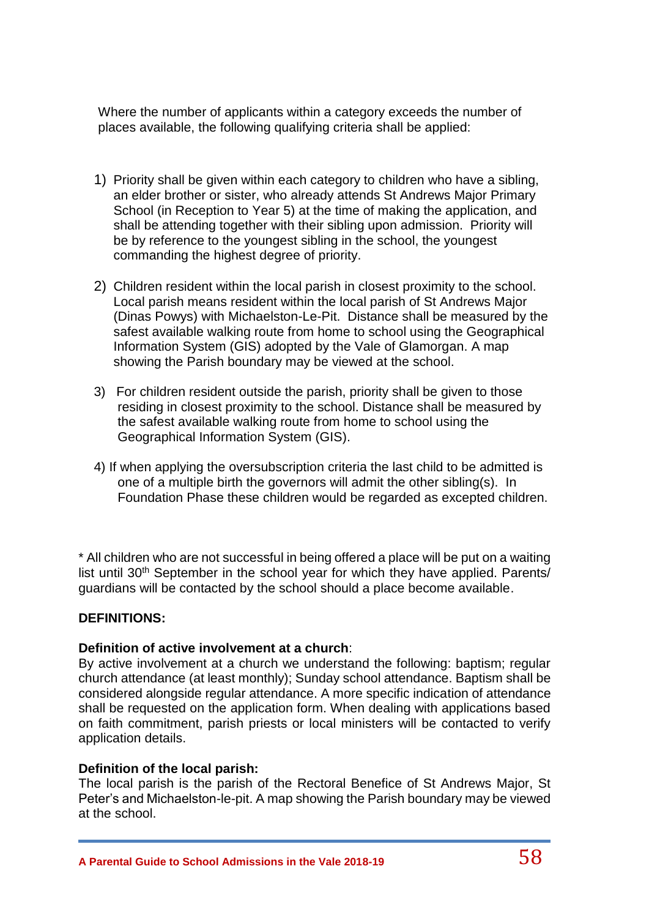Where the number of applicants within a category exceeds the number of places available, the following qualifying criteria shall be applied:

1) Priority shall be given within each category to children who have a sibling, an elder brother or sister, who already attends St Andrews Major Primary School (in Reception to Year 5) at the time of making the application, and shall be attending together with their sibling upon admission. Priority will be by reference to the youngest sibling in the school, the youngest commanding the highest degree of priority.

2) Children resident within the local parish in closest proximity to the school. Local parish means resident within the local parish of St Andrews Major (Dinas Powys) with Michaelston-Le-Pit. Distance shall be measured by the safest available walking route from home to school using the Geographical Information System (GIS) adopted by the Vale of Glamorgan. A map showing the Parish boundary may be viewed at the school.

3) For children resident outside the parish, priority shall be given to those residing in closest proximity to the school. Distance shall be measured by the safest available walking route from home to school using the Geographical Information System (GIS).

4) If when applying the oversubscription criteria the last child to be admitted is one of a multiple birth the governors will admit the other sibling(s). In Foundation Phase these children would be regarded as excepted children.

* All children who are not successful in being offered a place will be put on a waiting list until 30th September in the school year for which they have applied. Parents/ guardians will be contacted by the school should a place become available.

**DEFINITIONS:**

**Definition of active involvement at a church**:
By active involvement at a church we understand the following: baptism; regular church attendance (at least monthly); Sunday school attendance. Baptism shall be considered alongside regular attendance. A more specific indication of attendance shall be requested on the application form. When dealing with applications based on faith commitment, parish priests or local ministers will be contacted to verify application details.

**Definition of the local parish:**
The local parish is the parish of the Rectoral Benefice of St Andrews Major, St Peter's and Michaelston-le-pit. A map showing the Parish boundary may be viewed at the school.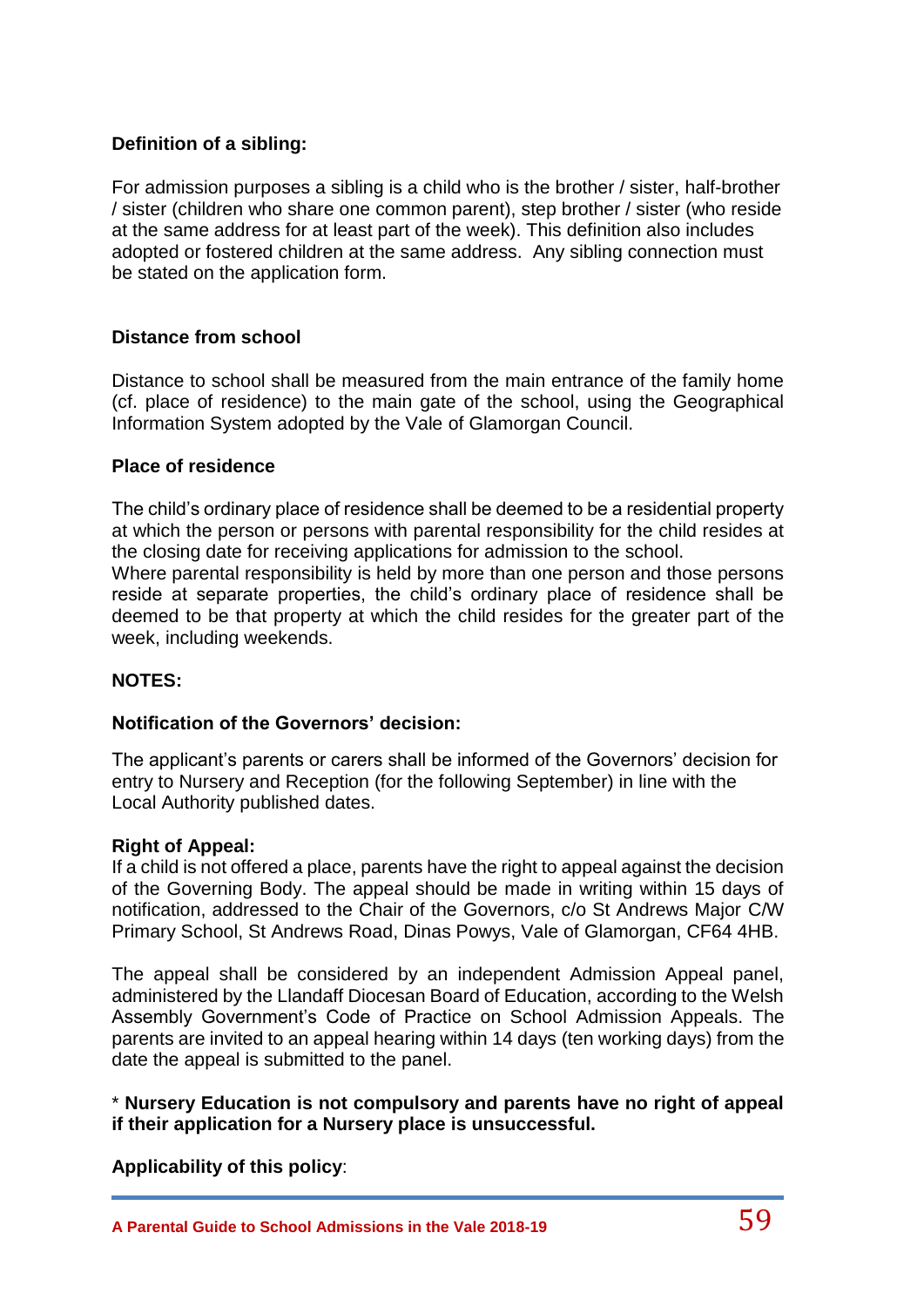**Definition of a sibling:**

For admission purposes a sibling is a child who is the brother / sister, half-brother / sister (children who share one common parent), step brother / sister (who reside at the same address for at least part of the week). This definition also includes adopted or fostered children at the same address. Any sibling connection must be stated on the application form.

**Distance from school**

Distance to school shall be measured from the main entrance of the family home (cf. place of residence) to the main gate of the school, using the Geographical Information System adopted by the Vale of Glamorgan Council.

**Place of residence**

The child's ordinary place of residence shall be deemed to be a residential property at which the person or persons with parental responsibility for the child resides at the closing date for receiving applications for admission to the school.
Where parental responsibility is held by more than one person and those persons reside at separate properties, the child's ordinary place of residence shall be deemed to be that property at which the child resides for the greater part of the week, including weekends.

**NOTES:**

**Notification of the Governors' decision:**

The applicant's parents or carers shall be informed of the Governors' decision for entry to Nursery and Reception (for the following September) in line with the Local Authority published dates.

**Right of Appeal:**
If a child is not offered a place, parents have the right to appeal against the decision of the Governing Body. The appeal should be made in writing within 15 days of notification, addressed to the Chair of the Governors, c/o St Andrews Major C/W Primary School, St Andrews Road, Dinas Powys, Vale of Glamorgan, CF64 4HB.

The appeal shall be considered by an independent Admission Appeal panel, administered by the Llandaff Diocesan Board of Education, according to the Welsh Assembly Government's Code of Practice on School Admission Appeals. The parents are invited to an appeal hearing within 14 days (ten working days) from the date the appeal is submitted to the panel.

* **Nursery Education is not compulsory and parents have no right of appeal if their application for a Nursery place is unsuccessful.**

**Applicability of this policy**: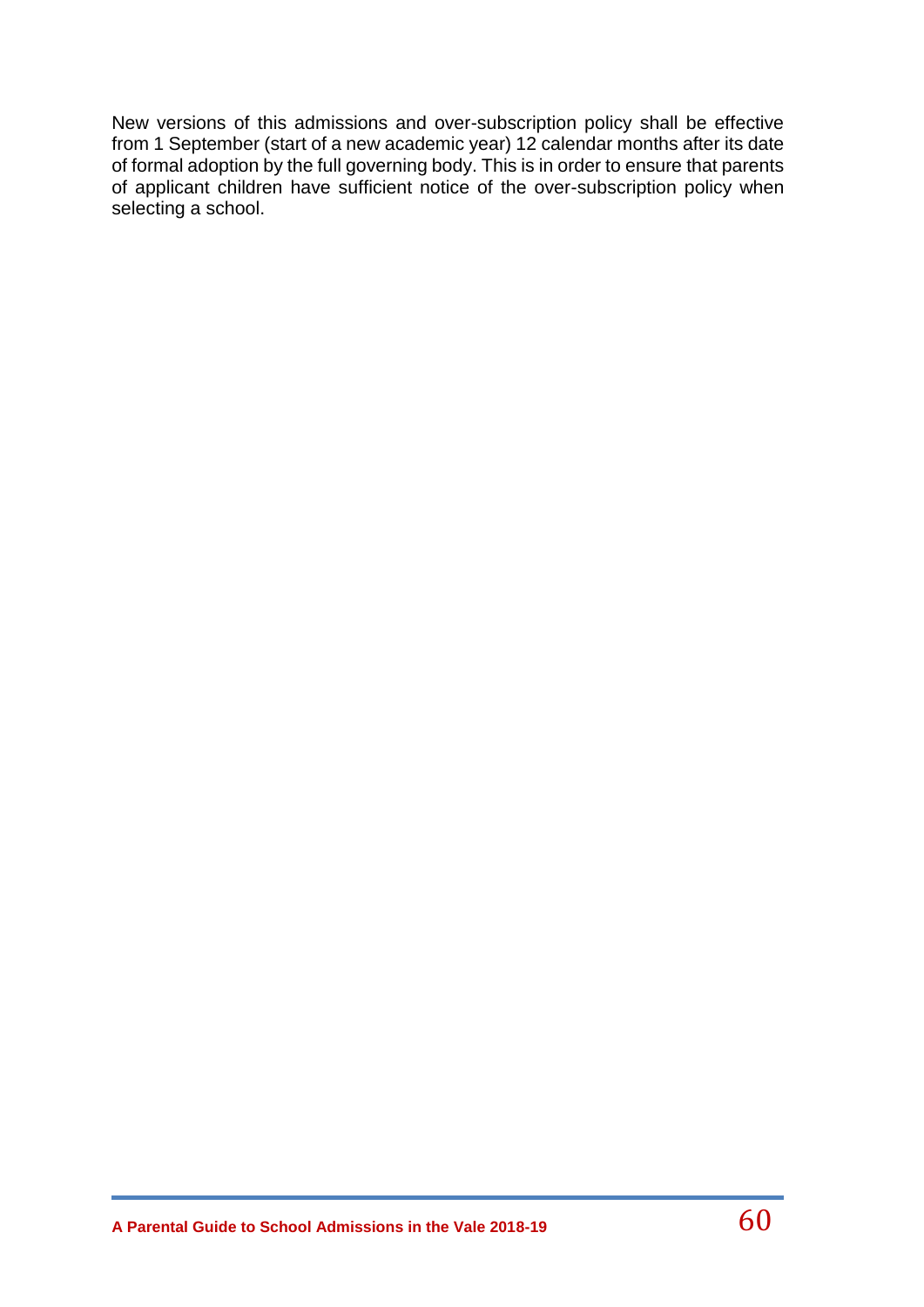New versions of this admissions and over-subscription policy shall be effective from 1 September (start of a new academic year) 12 calendar months after its date of formal adoption by the full governing body. This is in order to ensure that parents of applicant children have sufficient notice of the over-subscription policy when selecting a school.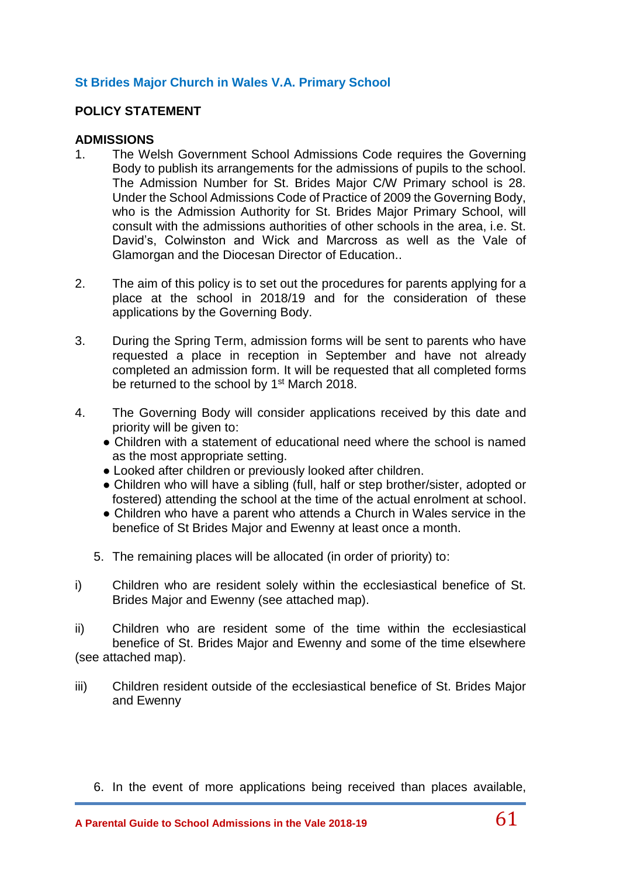## St Brides Major Church in Wales V.A. Primary School

**POLICY STATEMENT**

**ADMISSIONS**

1. The Welsh Government School Admissions Code requires the Governing Body to publish its arrangements for the admissions of pupils to the school. The Admission Number for St. Brides Major C/W Primary school is 28. Under the School Admissions Code of Practice of 2009 the Governing Body, who is the Admission Authority for St. Brides Major Primary School, will consult with the admissions authorities of other schools in the area, i.e. St. David's, Colwinston and Wick and Marcross as well as the Vale of Glamorgan and the Diocesan Director of Education..

2. The aim of this policy is to set out the procedures for parents applying for a place at the school in 2018/19 and for the consideration of these applications by the Governing Body.

3. During the Spring Term, admission forms will be sent to parents who have requested a place in reception in September and have not already completed an admission form. It will be requested that all completed forms be returned to the school by 1st March 2018.

4. The Governing Body will consider applications received by this date and priority will be given to:
   - Children with a statement of educational need where the school is named as the most appropriate setting.
   - Looked after children or previously looked after children.
   - Children who will have a sibling (full, half or step brother/sister, adopted or fostered) attending the school at the time of the actual enrolment at school.
   - Children who have a parent who attends a Church in Wales service in the benefice of St Brides Major and Ewenny at least once a month.

5. The remaining places will be allocated (in order of priority) to:

i) Children who are resident solely within the ecclesiastical benefice of St. Brides Major and Ewenny (see attached map).

ii) Children who are resident some of the time within the ecclesiastical benefice of St. Brides Major and Ewenny and some of the time elsewhere (see attached map).

iii) Children resident outside of the ecclesiastical benefice of St. Brides Major and Ewenny

6. In the event of more applications being received than places available,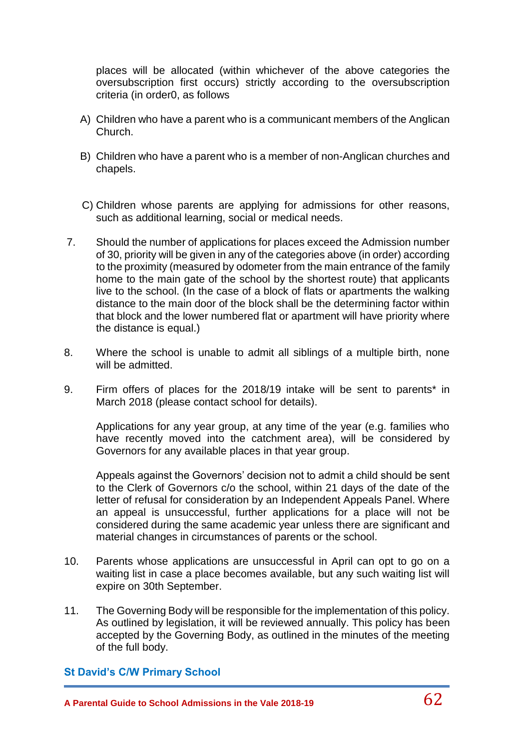places will be allocated (within whichever of the above categories the oversubscription first occurs) strictly according to the oversubscription criteria (in order0, as follows

A) Children who have a parent who is a communicant members of the Anglican Church.

B) Children who have a parent who is a member of non-Anglican churches and chapels.

C) Children whose parents are applying for admissions for other reasons, such as additional learning, social or medical needs.

7. Should the number of applications for places exceed the Admission number of 30, priority will be given in any of the categories above (in order) according to the proximity (measured by odometer from the main entrance of the family home to the main gate of the school by the shortest route) that applicants live to the school. (In the case of a block of flats or apartments the walking distance to the main door of the block shall be the determining factor within that block and the lower numbered flat or apartment will have priority where the distance is equal.)

8. Where the school is unable to admit all siblings of a multiple birth, none will be admitted.

9. Firm offers of places for the 2018/19 intake will be sent to parents* in March 2018 (please contact school for details).

   Applications for any year group, at any time of the year (e.g. families who have recently moved into the catchment area), will be considered by Governors for any available places in that year group.

   Appeals against the Governors' decision not to admit a child should be sent to the Clerk of Governors c/o the school, within 21 days of the date of the letter of refusal for consideration by an Independent Appeals Panel. Where an appeal is unsuccessful, further applications for a place will not be considered during the same academic year unless there are significant and material changes in circumstances of parents or the school.

10. Parents whose applications are unsuccessful in April can opt to go on a waiting list in case a place becomes available, but any such waiting list will expire on 30th September.

11. The Governing Body will be responsible for the implementation of this policy. As outlined by legislation, it will be reviewed annually. This policy has been accepted by the Governing Body, as outlined in the minutes of the meeting of the full body.

**St David's C/W Primary School**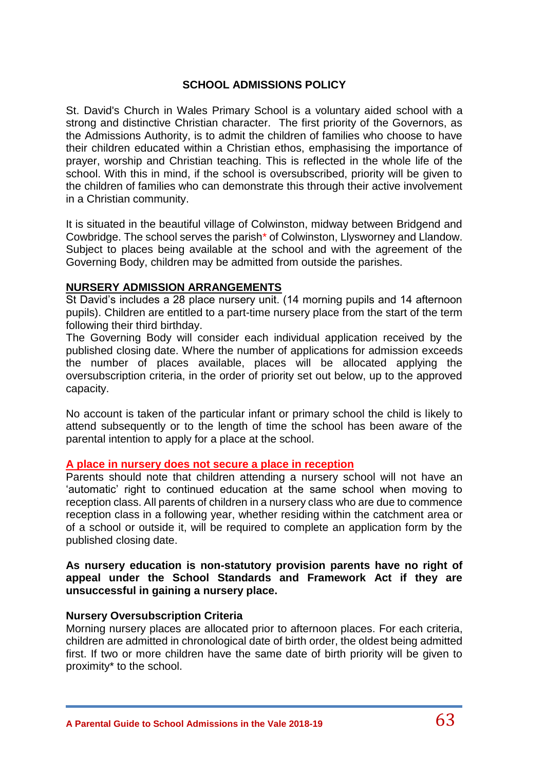## SCHOOL ADMISSIONS POLICY

St. David's Church in Wales Primary School is a voluntary aided school with a strong and distinctive Christian character. The first priority of the Governors, as the Admissions Authority, is to admit the children of families who choose to have their children educated within a Christian ethos, emphasising the importance of prayer, worship and Christian teaching. This is reflected in the whole life of the school. With this in mind, if the school is oversubscribed, priority will be given to the children of families who can demonstrate this through their active involvement in a Christian community.

It is situated in the beautiful village of Colwinston, midway between Bridgend and Cowbridge. The school serves the parish* of Colwinston, Llysworney and Llandow. Subject to places being available at the school and with the agreement of the Governing Body, children may be admitted from outside the parishes.

### NURSERY ADMISSION ARRANGEMENTS

St David's includes a 28 place nursery unit. (14 morning pupils and 14 afternoon pupils). Children are entitled to a part-time nursery place from the start of the term following their third birthday.

The Governing Body will consider each individual application received by the published closing date. Where the number of applications for admission exceeds the number of places available, places will be allocated applying the oversubscription criteria, in the order of priority set out below, up to the approved capacity.

No account is taken of the particular infant or primary school the child is likely to attend subsequently or to the length of time the school has been aware of the parental intention to apply for a place at the school.

### A place in nursery does not secure a place in reception

Parents should note that children attending a nursery school will not have an 'automatic' right to continued education at the same school when moving to reception class. All parents of children in a nursery class who are due to commence reception class in a following year, whether residing within the catchment area or of a school or outside it, will be required to complete an application form by the published closing date.

**As nursery education is non-statutory provision parents have no right of appeal under the School Standards and Framework Act if they are unsuccessful in gaining a nursery place.**

**Nursery Oversubscription Criteria**

Morning nursery places are allocated prior to afternoon places. For each criteria, children are admitted in chronological date of birth order, the oldest being admitted first. If two or more children have the same date of birth priority will be given to proximity* to the school.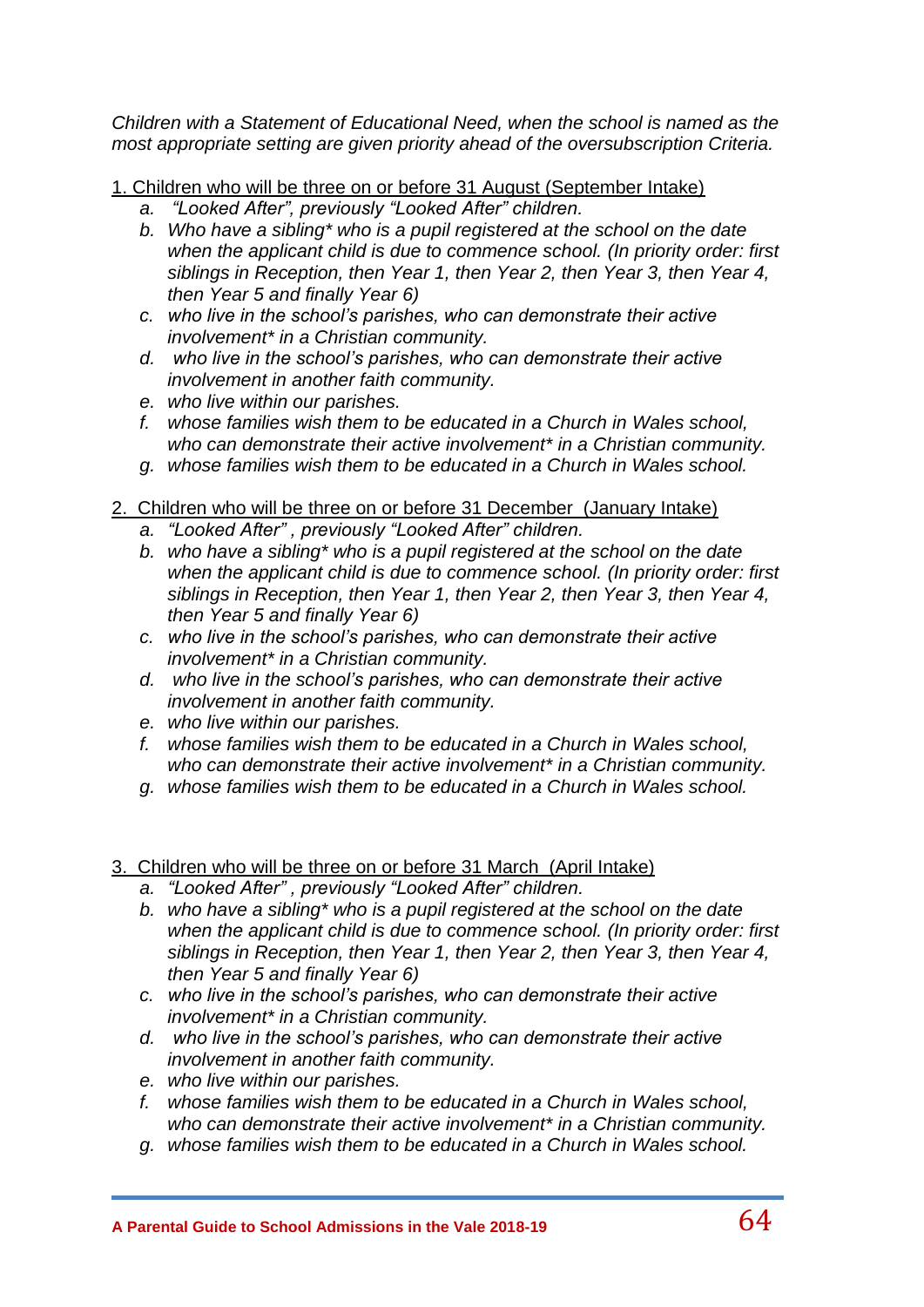*Children with a Statement of Educational Need, when the school is named as the most appropriate setting are given priority ahead of the oversubscription Criteria.*

1. Children who will be three on or before 31 August (September Intake)
    a. *"Looked After", previously "Looked After" children.*
    b. *Who have a sibling* who is a pupil registered at the school on the date when the applicant child is due to commence school. (In priority order: first siblings in Reception, then Year 1, then Year 2, then Year 3, then Year 4, then Year 5 and finally Year 6)*
    c. *who live in the school's parishes, who can demonstrate their active involvement* in a Christian community.*
    d. *who live in the school's parishes, who can demonstrate their active involvement in another faith community.*
    e. *who live within our parishes.*
    f. *whose families wish them to be educated in a Church in Wales school, who can demonstrate their active involvement* in a Christian community.*
    g. *whose families wish them to be educated in a Church in Wales school.*

2. Children who will be three on or before 31 December (January Intake)
    a. *"Looked After" , previously "Looked After" children.*
    b. *who have a sibling* who is a pupil registered at the school on the date when the applicant child is due to commence school. (In priority order: first siblings in Reception, then Year 1, then Year 2, then Year 3, then Year 4, then Year 5 and finally Year 6)*
    c. *who live in the school's parishes, who can demonstrate their active involvement* in a Christian community.*
    d. *who live in the school's parishes, who can demonstrate their active involvement in another faith community.*
    e. *who live within our parishes.*
    f. *whose families wish them to be educated in a Church in Wales school, who can demonstrate their active involvement* in a Christian community.*
    g. *whose families wish them to be educated in a Church in Wales school.*

3. Children who will be three on or before 31 March (April Intake)
    a. *"Looked After" , previously "Looked After" children.*
    b. *who have a sibling* who is a pupil registered at the school on the date when the applicant child is due to commence school. (In priority order: first siblings in Reception, then Year 1, then Year 2, then Year 3, then Year 4, then Year 5 and finally Year 6)*
    c. *who live in the school's parishes, who can demonstrate their active involvement* in a Christian community.*
    d. *who live in the school's parishes, who can demonstrate their active involvement in another faith community.*
    e. *who live within our parishes.*
    f. *whose families wish them to be educated in a Church in Wales school, who can demonstrate their active involvement* in a Christian community.*
    g. *whose families wish them to be educated in a Church in Wales school.*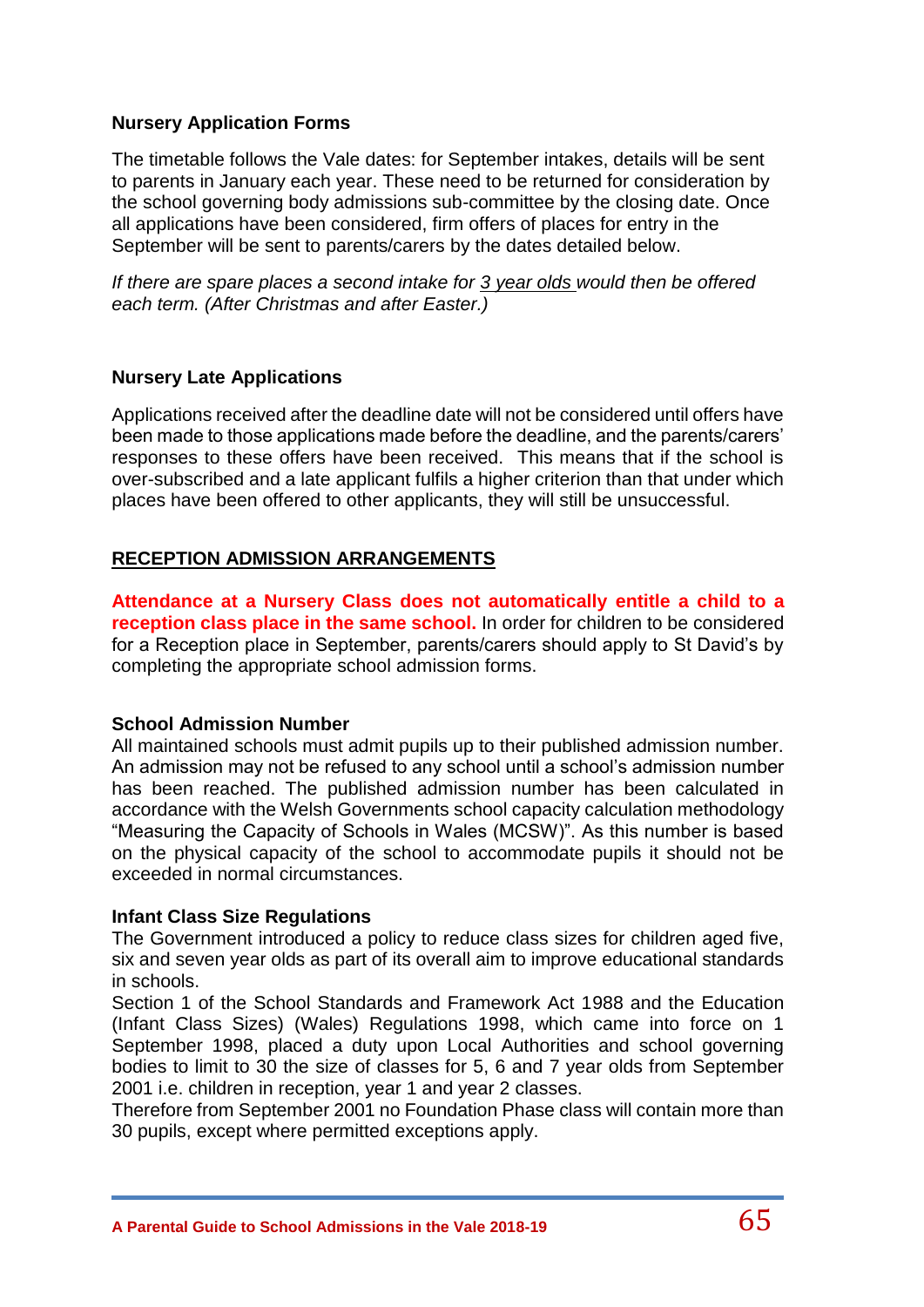**Nursery Application Forms**

The timetable follows the Vale dates: for September intakes, details will be sent to parents in January each year. These need to be returned for consideration by the school governing body admissions sub-committee by the closing date. Once all applications have been considered, firm offers of places for entry in the September will be sent to parents/carers by the dates detailed below.

*If there are spare places a second intake for 3 year olds would then be offered each term. (After Christmas and after Easter.)*

**Nursery Late Applications**

Applications received after the deadline date will not be considered until offers have been made to those applications made before the deadline, and the parents/carers' responses to these offers have been received. This means that if the school is over-subscribed and a late applicant fulfils a higher criterion than that under which places have been offered to other applicants, they will still be unsuccessful.

## RECEPTION ADMISSION ARRANGEMENTS

**Attendance at a Nursery Class does not automatically entitle a child to a reception class place in the same school.** In order for children to be considered for a Reception place in September, parents/carers should apply to St David's by completing the appropriate school admission forms.

**School Admission Number**

All maintained schools must admit pupils up to their published admission number. An admission may not be refused to any school until a school's admission number has been reached. The published admission number has been calculated in accordance with the Welsh Governments school capacity calculation methodology "Measuring the Capacity of Schools in Wales (MCSW)". As this number is based on the physical capacity of the school to accommodate pupils it should not be exceeded in normal circumstances.

**Infant Class Size Regulations**

The Government introduced a policy to reduce class sizes for children aged five, six and seven year olds as part of its overall aim to improve educational standards in schools.

Section 1 of the School Standards and Framework Act 1988 and the Education (Infant Class Sizes) (Wales) Regulations 1998, which came into force on 1 September 1998, placed a duty upon Local Authorities and school governing bodies to limit to 30 the size of classes for 5, 6 and 7 year olds from September 2001 i.e. children in reception, year 1 and year 2 classes.

Therefore from September 2001 no Foundation Phase class will contain more than 30 pupils, except where permitted exceptions apply.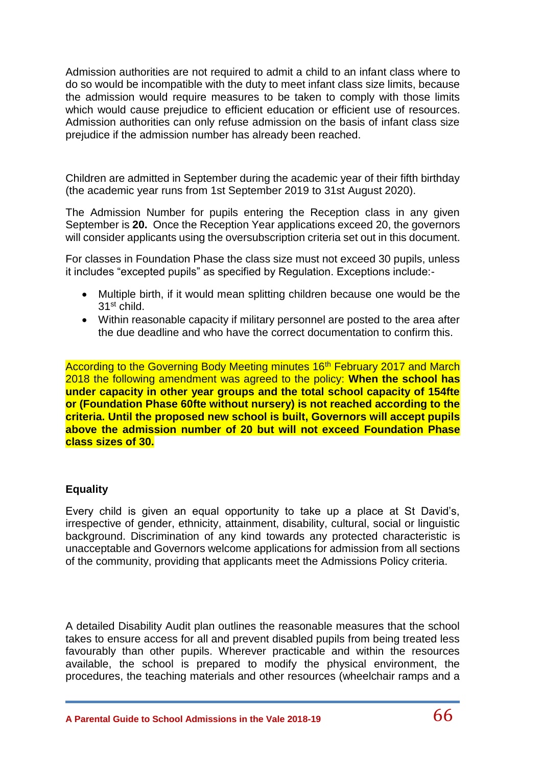Admission authorities are not required to admit a child to an infant class where to do so would be incompatible with the duty to meet infant class size limits, because the admission would require measures to be taken to comply with those limits which would cause prejudice to efficient education or efficient use of resources. Admission authorities can only refuse admission on the basis of infant class size prejudice if the admission number has already been reached.

Children are admitted in September during the academic year of their fifth birthday (the academic year runs from 1st September 2019 to 31st August 2020).

The Admission Number for pupils entering the Reception class in any given September is **20.** Once the Reception Year applications exceed 20, the governors will consider applicants using the oversubscription criteria set out in this document.

For classes in Foundation Phase the class size must not exceed 30 pupils, unless it includes "excepted pupils" as specified by Regulation. Exceptions include:-

- Multiple birth, if it would mean splitting children because one would be the 31st child.
- Within reasonable capacity if military personnel are posted to the area after the due deadline and who have the correct documentation to confirm this.

According to the Governing Body Meeting minutes 16th February 2017 and March 2018 the following amendment was agreed to the policy: **When the school has under capacity in other year groups and the total school capacity of 154fte or (Foundation Phase 60fte without nursery) is not reached according to the criteria. Until the proposed new school is built, Governors will accept pupils above the admission number of 20 but will not exceed Foundation Phase class sizes of 30.**

**Equality**

Every child is given an equal opportunity to take up a place at St David's, irrespective of gender, ethnicity, attainment, disability, cultural, social or linguistic background. Discrimination of any kind towards any protected characteristic is unacceptable and Governors welcome applications for admission from all sections of the community, providing that applicants meet the Admissions Policy criteria.

A detailed Disability Audit plan outlines the reasonable measures that the school takes to ensure access for all and prevent disabled pupils from being treated less favourably than other pupils. Wherever practicable and within the resources available, the school is prepared to modify the physical environment, the procedures, the teaching materials and other resources (wheelchair ramps and a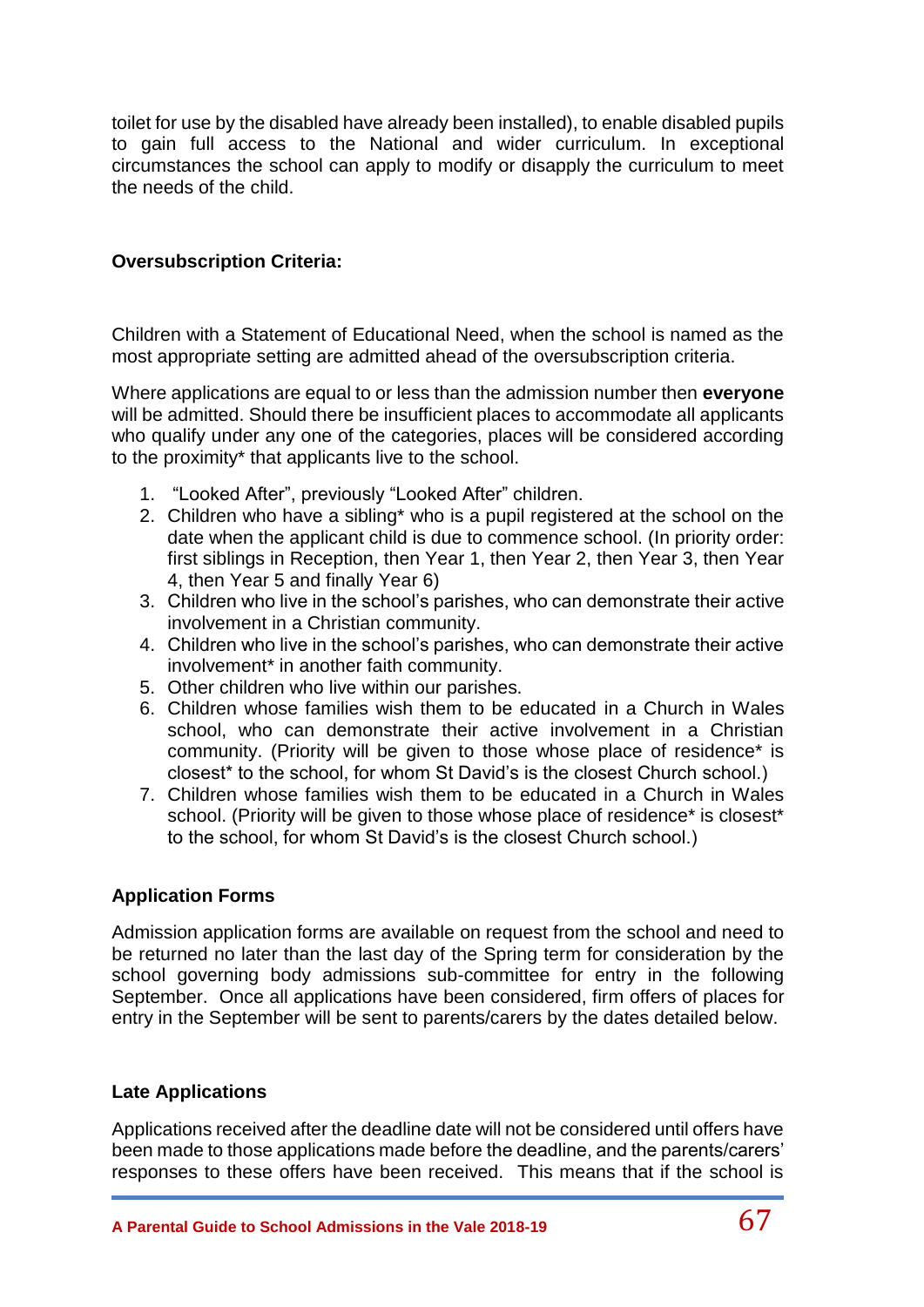toilet for use by the disabled have already been installed), to enable disabled pupils to gain full access to the National and wider curriculum. In exceptional circumstances the school can apply to modify or disapply the curriculum to meet the needs of the child.

**Oversubscription Criteria:**

Children with a Statement of Educational Need, when the school is named as the most appropriate setting are admitted ahead of the oversubscription criteria.

Where applications are equal to or less than the admission number then **everyone** will be admitted. Should there be insufficient places to accommodate all applicants who qualify under any one of the categories, places will be considered according to the proximity* that applicants live to the school.

1. "Looked After", previously "Looked After" children.
2. Children who have a sibling* who is a pupil registered at the school on the date when the applicant child is due to commence school. (In priority order: first siblings in Reception, then Year 1, then Year 2, then Year 3, then Year 4, then Year 5 and finally Year 6)
3. Children who live in the school's parishes, who can demonstrate their active involvement in a Christian community.
4. Children who live in the school's parishes, who can demonstrate their active involvement* in another faith community.
5. Other children who live within our parishes.
6. Children whose families wish them to be educated in a Church in Wales school, who can demonstrate their active involvement in a Christian community. (Priority will be given to those whose place of residence* is closest* to the school, for whom St David's is the closest Church school.)
7. Children whose families wish them to be educated in a Church in Wales school. (Priority will be given to those whose place of residence* is closest* to the school, for whom St David's is the closest Church school.)

**Application Forms**

Admission application forms are available on request from the school and need to be returned no later than the last day of the Spring term for consideration by the school governing body admissions sub-committee for entry in the following September. Once all applications have been considered, firm offers of places for entry in the September will be sent to parents/carers by the dates detailed below.

**Late Applications**

Applications received after the deadline date will not be considered until offers have been made to those applications made before the deadline, and the parents/carers' responses to these offers have been received. This means that if the school is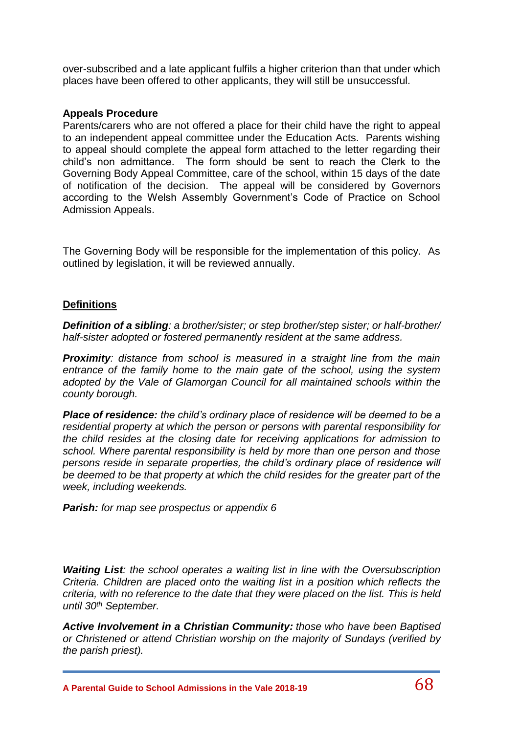over-subscribed and a late applicant fulfils a higher criterion than that under which places have been offered to other applicants, they will still be unsuccessful.

**Appeals Procedure**

Parents/carers who are not offered a place for their child have the right to appeal to an independent appeal committee under the Education Acts. Parents wishing to appeal should complete the appeal form attached to the letter regarding their child's non admittance. The form should be sent to reach the Clerk to the Governing Body Appeal Committee, care of the school, within 15 days of the date of notification of the decision. The appeal will be considered by Governors according to the Welsh Assembly Government's Code of Practice on School Admission Appeals.

The Governing Body will be responsible for the implementation of this policy. As outlined by legislation, it will be reviewed annually.

## Definitions

***Definition of a sibling****: a brother/sister; or step brother/step sister; or half-brother/ half-sister adopted or fostered permanently resident at the same address.*

***Proximity****: distance from school is measured in a straight line from the main entrance of the family home to the main gate of the school, using the system adopted by the Vale of Glamorgan Council for all maintained schools within the county borough.*

***Place of residence:*** *the child's ordinary place of residence will be deemed to be a residential property at which the person or persons with parental responsibility for the child resides at the closing date for receiving applications for admission to school. Where parental responsibility is held by more than one person and those persons reside in separate properties, the child's ordinary place of residence will be deemed to be that property at which the child resides for the greater part of the week, including weekends.*

***Parish:*** *for map see prospectus or appendix 6*

***Waiting List****: the school operates a waiting list in line with the Oversubscription Criteria. Children are placed onto the waiting list in a position which reflects the criteria, with no reference to the date that they were placed on the list. This is held until 30th September.*

***Active Involvement in a Christian Community:*** *those who have been Baptised or Christened or attend Christian worship on the majority of Sundays (verified by the parish priest).*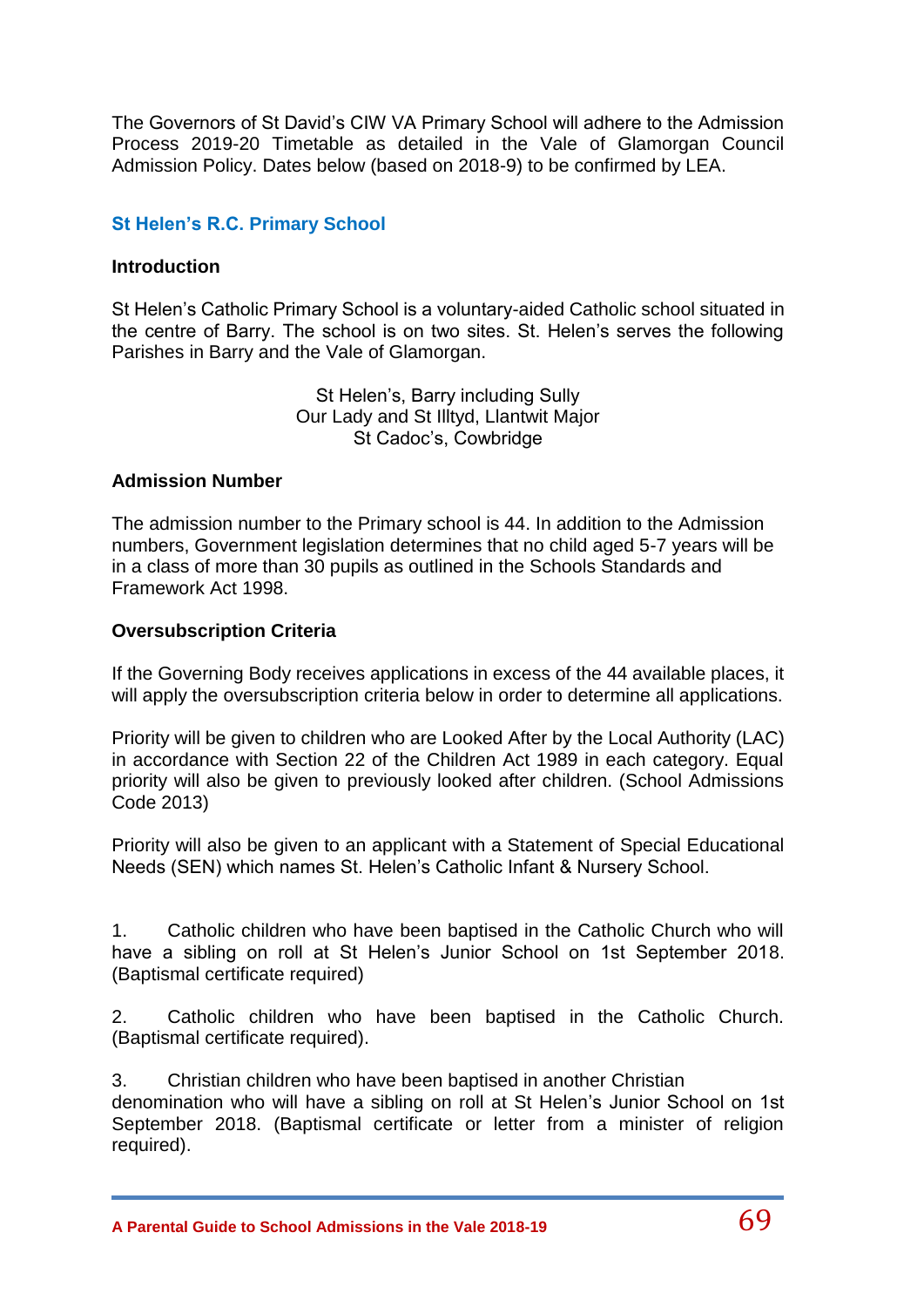The Governors of St David's CIW VA Primary School will adhere to the Admission Process 2019-20 Timetable as detailed in the Vale of Glamorgan Council Admission Policy. Dates below (based on 2018-9) to be confirmed by LEA.

## St Helen's R.C. Primary School

### Introduction

St Helen's Catholic Primary School is a voluntary-aided Catholic school situated in the centre of Barry. The school is on two sites. St. Helen's serves the following Parishes in Barry and the Vale of Glamorgan.

St Helen's, Barry including Sully
Our Lady and St Illtyd, Llantwit Major
St Cadoc's, Cowbridge

### Admission Number

The admission number to the Primary school is 44. In addition to the Admission numbers, Government legislation determines that no child aged 5-7 years will be in a class of more than 30 pupils as outlined in the Schools Standards and Framework Act 1998.

### Oversubscription Criteria

If the Governing Body receives applications in excess of the 44 available places, it will apply the oversubscription criteria below in order to determine all applications.

Priority will be given to children who are Looked After by the Local Authority (LAC) in accordance with Section 22 of the Children Act 1989 in each category. Equal priority will also be given to previously looked after children. (School Admissions Code 2013)

Priority will also be given to an applicant with a Statement of Special Educational Needs (SEN) which names St. Helen's Catholic Infant & Nursery School.

1. Catholic children who have been baptised in the Catholic Church who will have a sibling on roll at St Helen's Junior School on 1st September 2018. (Baptismal certificate required)

2. Catholic children who have been baptised in the Catholic Church. (Baptismal certificate required).

3. Christian children who have been baptised in another Christian denomination who will have a sibling on roll at St Helen's Junior School on 1st September 2018. (Baptismal certificate or letter from a minister of religion required).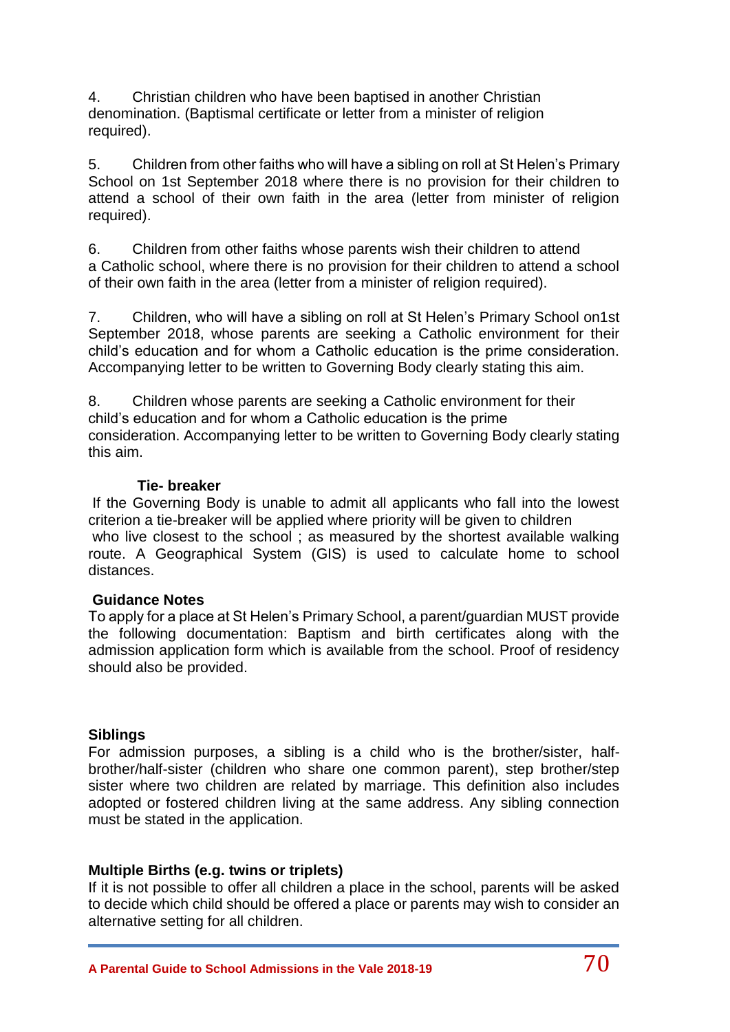4. Christian children who have been baptised in another Christian denomination. (Baptismal certificate or letter from a minister of religion required).

5. Children from other faiths who will have a sibling on roll at St Helen's Primary School on 1st September 2018 where there is no provision for their children to attend a school of their own faith in the area (letter from minister of religion required).

6. Children from other faiths whose parents wish their children to attend a Catholic school, where there is no provision for their children to attend a school of their own faith in the area (letter from a minister of religion required).

7. Children, who will have a sibling on roll at St Helen's Primary School on1st September 2018, whose parents are seeking a Catholic environment for their child's education and for whom a Catholic education is the prime consideration. Accompanying letter to be written to Governing Body clearly stating this aim.

8. Children whose parents are seeking a Catholic environment for their child's education and for whom a Catholic education is the prime consideration. Accompanying letter to be written to Governing Body clearly stating this aim.

**Tie- breaker**

If the Governing Body is unable to admit all applicants who fall into the lowest criterion a tie-breaker will be applied where priority will be given to children who live closest to the school ; as measured by the shortest available walking route. A Geographical System (GIS) is used to calculate home to school distances.

**Guidance Notes**

To apply for a place at St Helen's Primary School, a parent/guardian MUST provide the following documentation: Baptism and birth certificates along with the admission application form which is available from the school. Proof of residency should also be provided.

**Siblings**

For admission purposes, a sibling is a child who is the brother/sister, half-brother/half-sister (children who share one common parent), step brother/step sister where two children are related by marriage. This definition also includes adopted or fostered children living at the same address. Any sibling connection must be stated in the application.

**Multiple Births (e.g. twins or triplets)**

If it is not possible to offer all children a place in the school, parents will be asked to decide which child should be offered a place or parents may wish to consider an alternative setting for all children.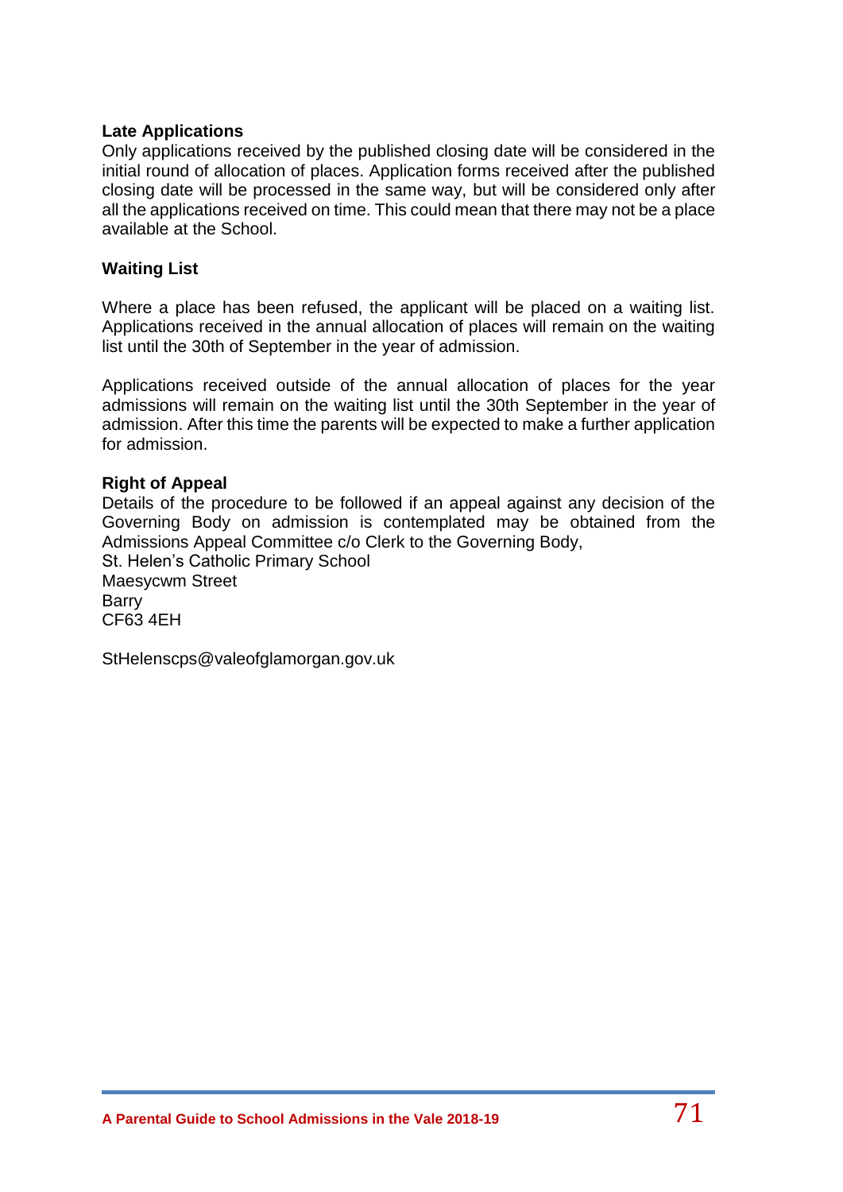**Late Applications**

Only applications received by the published closing date will be considered in the initial round of allocation of places. Application forms received after the published closing date will be processed in the same way, but will be considered only after all the applications received on time. This could mean that there may not be a place available at the School.

**Waiting List**

Where a place has been refused, the applicant will be placed on a waiting list. Applications received in the annual allocation of places will remain on the waiting list until the 30th of September in the year of admission.

Applications received outside of the annual allocation of places for the year admissions will remain on the waiting list until the 30th September in the year of admission. After this time the parents will be expected to make a further application for admission.

**Right of Appeal**

Details of the procedure to be followed if an appeal against any decision of the Governing Body on admission is contemplated may be obtained from the Admissions Appeal Committee c/o Clerk to the Governing Body,
St. Helen's Catholic Primary School
Maesycwm Street
Barry
CF63 4EH

StHelenscps@valeofglamorgan.gov.uk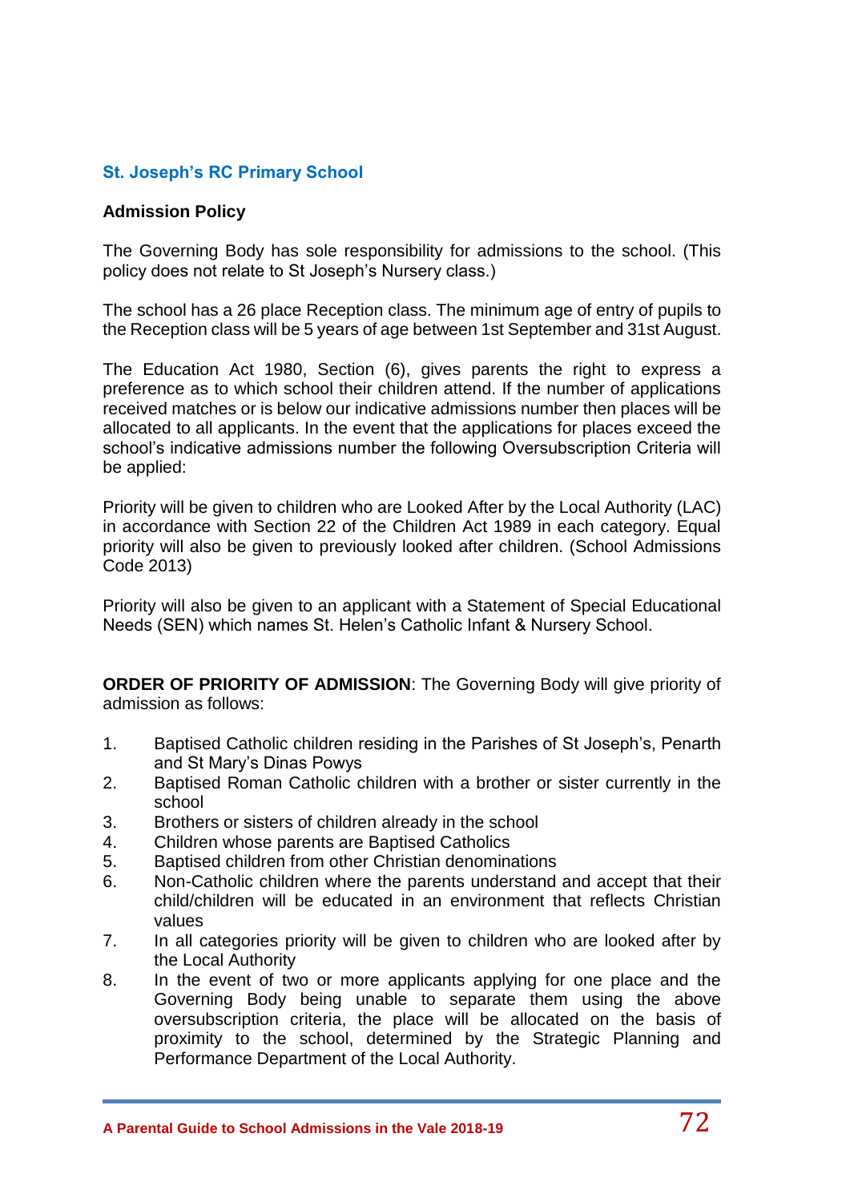## St. Joseph's RC Primary School

### Admission Policy

The Governing Body has sole responsibility for admissions to the school. (This policy does not relate to St Joseph's Nursery class.)

The school has a 26 place Reception class. The minimum age of entry of pupils to the Reception class will be 5 years of age between 1st September and 31st August.

The Education Act 1980, Section (6), gives parents the right to express a preference as to which school their children attend. If the number of applications received matches or is below our indicative admissions number then places will be allocated to all applicants. In the event that the applications for places exceed the school's indicative admissions number the following Oversubscription Criteria will be applied:

Priority will be given to children who are Looked After by the Local Authority (LAC) in accordance with Section 22 of the Children Act 1989 in each category. Equal priority will also be given to previously looked after children. (School Admissions Code 2013)

Priority will also be given to an applicant with a Statement of Special Educational Needs (SEN) which names St. Helen's Catholic Infant & Nursery School.

**ORDER OF PRIORITY OF ADMISSION**: The Governing Body will give priority of admission as follows:

1. Baptised Catholic children residing in the Parishes of St Joseph's, Penarth and St Mary's Dinas Powys
2. Baptised Roman Catholic children with a brother or sister currently in the school
3. Brothers or sisters of children already in the school
4. Children whose parents are Baptised Catholics
5. Baptised children from other Christian denominations
6. Non-Catholic children where the parents understand and accept that their child/children will be educated in an environment that reflects Christian values
7. In all categories priority will be given to children who are looked after by the Local Authority
8. In the event of two or more applicants applying for one place and the Governing Body being unable to separate them using the above oversubscription criteria, the place will be allocated on the basis of proximity to the school, determined by the Strategic Planning and Performance Department of the Local Authority.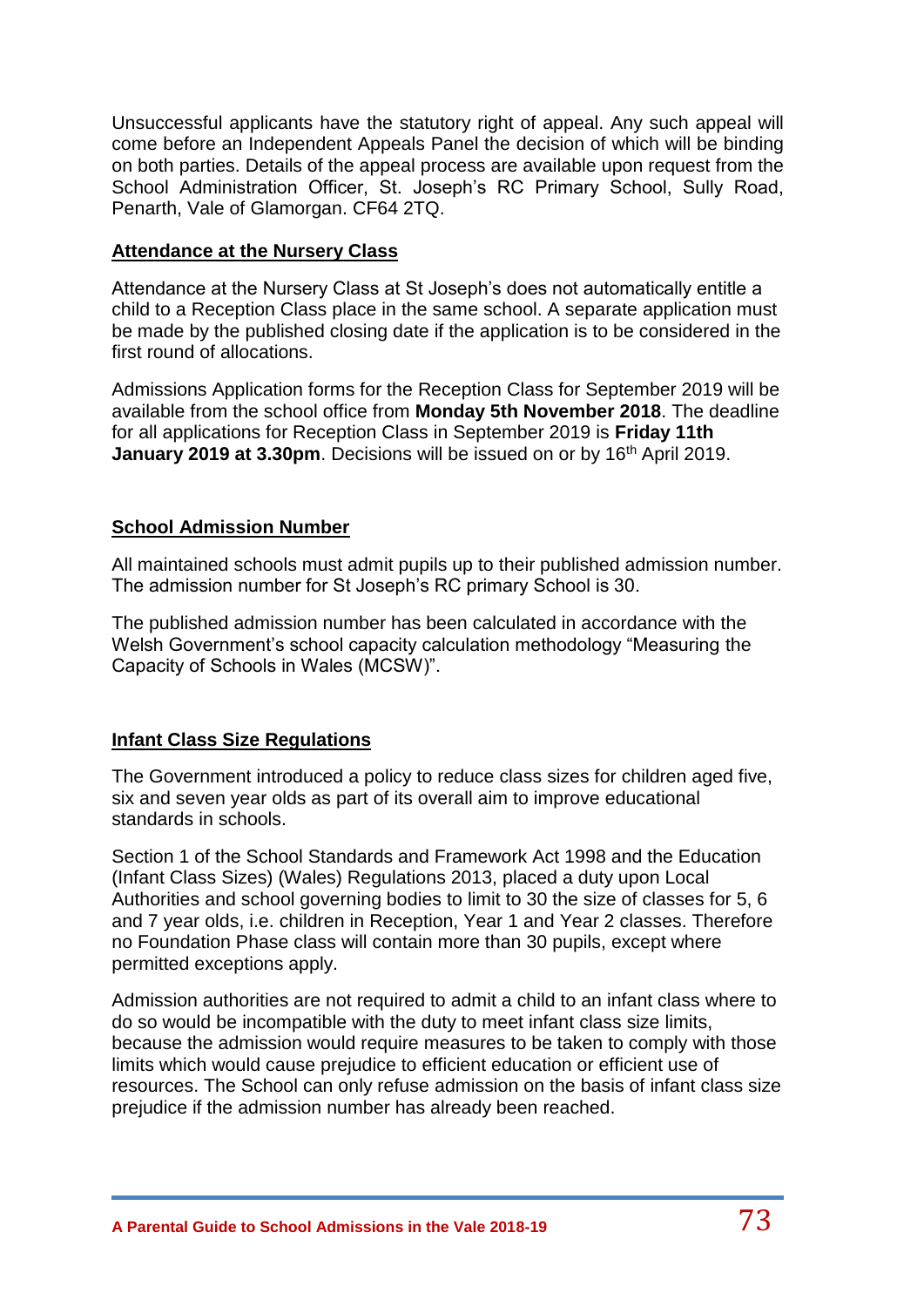Unsuccessful applicants have the statutory right of appeal. Any such appeal will come before an Independent Appeals Panel the decision of which will be binding on both parties. Details of the appeal process are available upon request from the School Administration Officer, St. Joseph's RC Primary School, Sully Road, Penarth, Vale of Glamorgan. CF64 2TQ.

## Attendance at the Nursery Class

Attendance at the Nursery Class at St Joseph's does not automatically entitle a child to a Reception Class place in the same school. A separate application must be made by the published closing date if the application is to be considered in the first round of allocations.

Admissions Application forms for the Reception Class for September 2019 will be available from the school office from **Monday 5th November 2018**. The deadline for all applications for Reception Class in September 2019 is **Friday 11th January 2019 at 3.30pm**. Decisions will be issued on or by 16th April 2019.

## School Admission Number

All maintained schools must admit pupils up to their published admission number. The admission number for St Joseph's RC primary School is 30.

The published admission number has been calculated in accordance with the Welsh Government's school capacity calculation methodology "Measuring the Capacity of Schools in Wales (MCSW)".

## Infant Class Size Regulations

The Government introduced a policy to reduce class sizes for children aged five, six and seven year olds as part of its overall aim to improve educational standards in schools.

Section 1 of the School Standards and Framework Act 1998 and the Education (Infant Class Sizes) (Wales) Regulations 2013, placed a duty upon Local Authorities and school governing bodies to limit to 30 the size of classes for 5, 6 and 7 year olds, i.e. children in Reception, Year 1 and Year 2 classes. Therefore no Foundation Phase class will contain more than 30 pupils, except where permitted exceptions apply.

Admission authorities are not required to admit a child to an infant class where to do so would be incompatible with the duty to meet infant class size limits, because the admission would require measures to be taken to comply with those limits which would cause prejudice to efficient education or efficient use of resources. The School can only refuse admission on the basis of infant class size prejudice if the admission number has already been reached.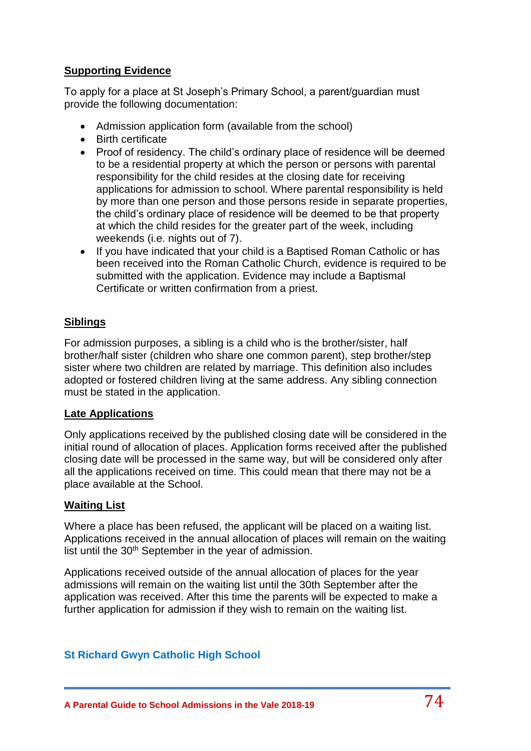**Supporting Evidence**

To apply for a place at St Joseph's Primary School, a parent/guardian must provide the following documentation:

- Admission application form (available from the school)
- Birth certificate
- Proof of residency. The child's ordinary place of residence will be deemed to be a residential property at which the person or persons with parental responsibility for the child resides at the closing date for receiving applications for admission to school. Where parental responsibility is held by more than one person and those persons reside in separate properties, the child's ordinary place of residence will be deemed to be that property at which the child resides for the greater part of the week, including weekends (i.e. nights out of 7).
- If you have indicated that your child is a Baptised Roman Catholic or has been received into the Roman Catholic Church, evidence is required to be submitted with the application. Evidence may include a Baptismal Certificate or written confirmation from a priest.

**Siblings**

For admission purposes, a sibling is a child who is the brother/sister, half brother/half sister (children who share one common parent), step brother/step sister where two children are related by marriage. This definition also includes adopted or fostered children living at the same address. Any sibling connection must be stated in the application.

**Late Applications**

Only applications received by the published closing date will be considered in the initial round of allocation of places. Application forms received after the published closing date will be processed in the same way, but will be considered only after all the applications received on time. This could mean that there may not be a place available at the School.

**Waiting List**

Where a place has been refused, the applicant will be placed on a waiting list. Applications received in the annual allocation of places will remain on the waiting list until the 30th September in the year of admission.

Applications received outside of the annual allocation of places for the year admissions will remain on the waiting list until the 30th September after the application was received. After this time the parents will be expected to make a further application for admission if they wish to remain on the waiting list.

## St Richard Gwyn Catholic High School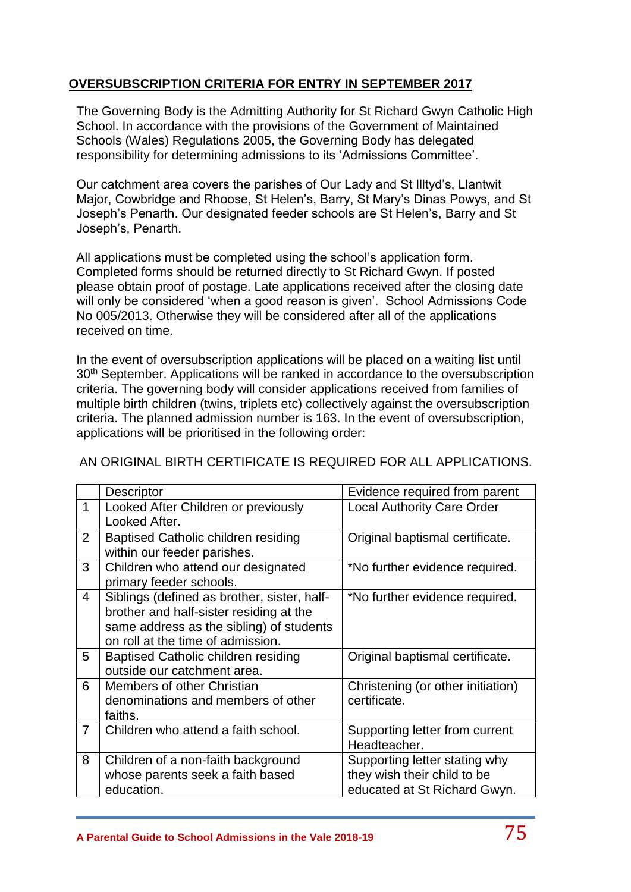## OVERSUBSCRIPTION CRITERIA FOR ENTRY IN SEPTEMBER 2017

The Governing Body is the Admitting Authority for St Richard Gwyn Catholic High School. In accordance with the provisions of the Government of Maintained Schools (Wales) Regulations 2005, the Governing Body has delegated responsibility for determining admissions to its 'Admissions Committee'.

Our catchment area covers the parishes of Our Lady and St Illtyd's, Llantwit Major, Cowbridge and Rhoose, St Helen's, Barry, St Mary's Dinas Powys, and St Joseph's Penarth. Our designated feeder schools are St Helen's, Barry and St Joseph's, Penarth.

All applications must be completed using the school's application form. Completed forms should be returned directly to St Richard Gwyn. If posted please obtain proof of postage. Late applications received after the closing date will only be considered 'when a good reason is given'. School Admissions Code No 005/2013. Otherwise they will be considered after all of the applications received on time.

In the event of oversubscription applications will be placed on a waiting list until 30th September. Applications will be ranked in accordance to the oversubscription criteria. The governing body will consider applications received from families of multiple birth children (twins, triplets etc) collectively against the oversubscription criteria. The planned admission number is 163. In the event of oversubscription, applications will be prioritised in the following order:

AN ORIGINAL BIRTH CERTIFICATE IS REQUIRED FOR ALL APPLICATIONS.

| | Descriptor | Evidence required from parent |
|---|---|---|
| 1 | Looked After Children or previously Looked After. | Local Authority Care Order |
| 2 | Baptised Catholic children residing within our feeder parishes. | Original baptismal certificate. |
| 3 | Children who attend our designated primary feeder schools. | *No further evidence required. |
| 4 | Siblings (defined as brother, sister, half-brother and half-sister residing at the same address as the sibling) of students on roll at the time of admission. | *No further evidence required. |
| 5 | Baptised Catholic children residing outside our catchment area. | Original baptismal certificate. |
| 6 | Members of other Christian denominations and members of other faiths. | Christening (or other initiation) certificate. |
| 7 | Children who attend a faith school. | Supporting letter from current Headteacher. |
| 8 | Children of a non-faith background whose parents seek a faith based education. | Supporting letter stating why they wish their child to be educated at St Richard Gwyn. |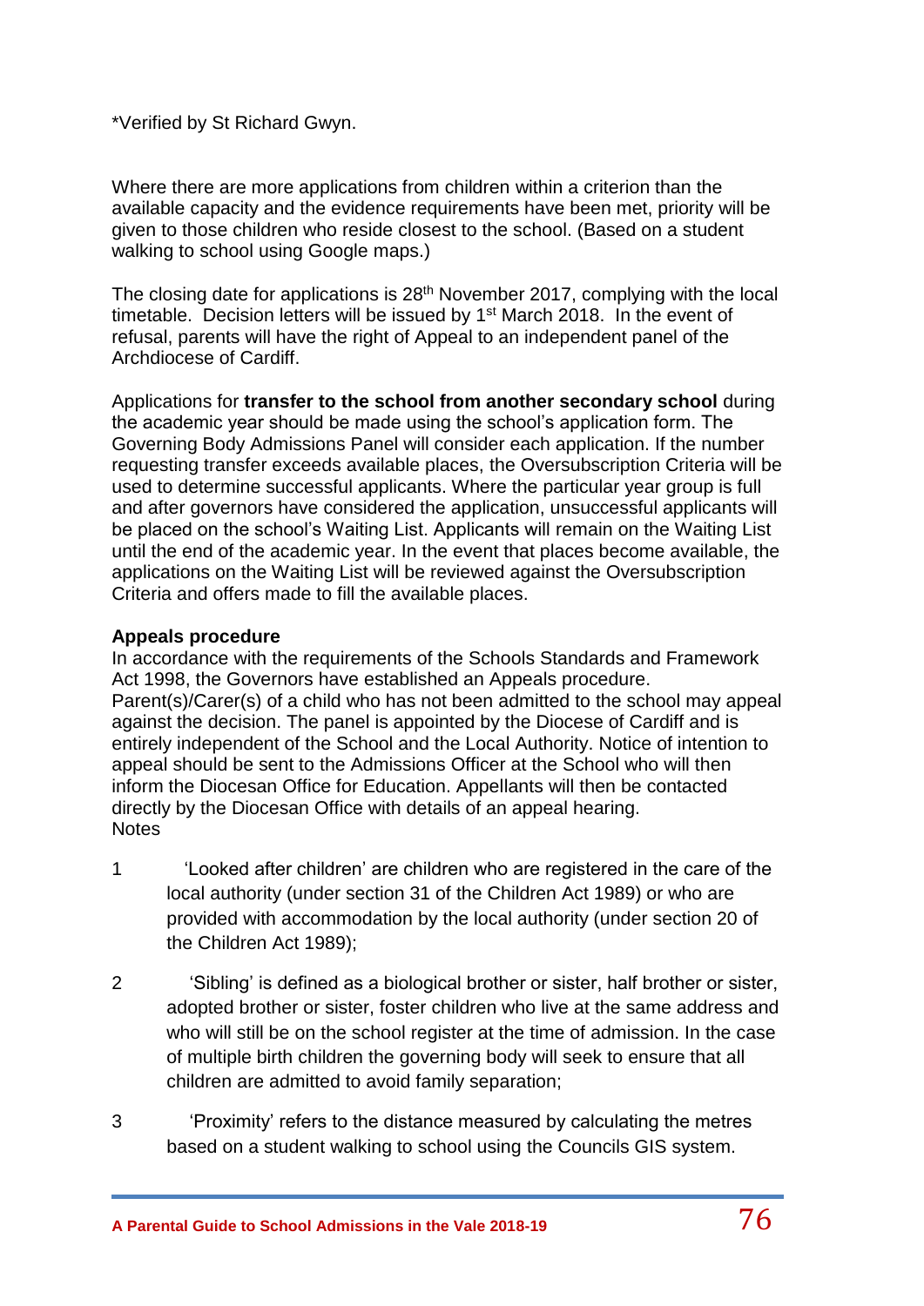*Verified by St Richard Gwyn.

Where there are more applications from children within a criterion than the available capacity and the evidence requirements have been met, priority will be given to those children who reside closest to the school. (Based on a student walking to school using Google maps.)

The closing date for applications is 28th November 2017, complying with the local timetable. Decision letters will be issued by 1st March 2018. In the event of refusal, parents will have the right of Appeal to an independent panel of the Archdiocese of Cardiff.

Applications for **transfer to the school from another secondary school** during the academic year should be made using the school's application form. The Governing Body Admissions Panel will consider each application. If the number requesting transfer exceeds available places, the Oversubscription Criteria will be used to determine successful applicants. Where the particular year group is full and after governors have considered the application, unsuccessful applicants will be placed on the school's Waiting List. Applicants will remain on the Waiting List until the end of the academic year. In the event that places become available, the applications on the Waiting List will be reviewed against the Oversubscription Criteria and offers made to fill the available places.

**Appeals procedure**

In accordance with the requirements of the Schools Standards and Framework Act 1998, the Governors have established an Appeals procedure. Parent(s)/Carer(s) of a child who has not been admitted to the school may appeal against the decision. The panel is appointed by the Diocese of Cardiff and is entirely independent of the School and the Local Authority. Notice of intention to appeal should be sent to the Admissions Officer at the School who will then inform the Diocesan Office for Education. Appellants will then be contacted directly by the Diocesan Office with details of an appeal hearing.

Notes

1. 'Looked after children' are children who are registered in the care of the local authority (under section 31 of the Children Act 1989) or who are provided with accommodation by the local authority (under section 20 of the Children Act 1989);

2. 'Sibling' is defined as a biological brother or sister, half brother or sister, adopted brother or sister, foster children who live at the same address and who will still be on the school register at the time of admission. In the case of multiple birth children the governing body will seek to ensure that all children are admitted to avoid family separation;

3. 'Proximity' refers to the distance measured by calculating the metres based on a student walking to school using the Councils GIS system.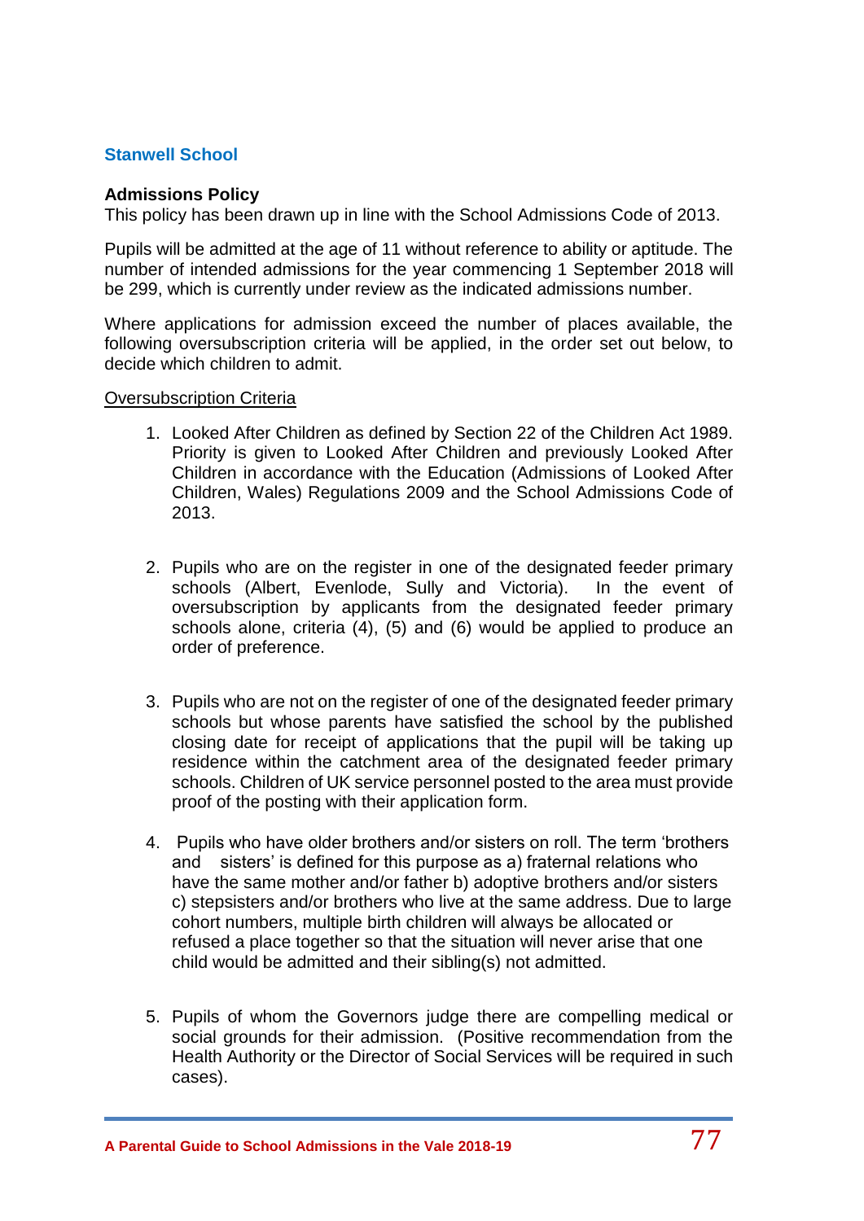## Stanwell School

**Admissions Policy**
This policy has been drawn up in line with the School Admissions Code of 2013.

Pupils will be admitted at the age of 11 without reference to ability or aptitude. The number of intended admissions for the year commencing 1 September 2018 will be 299, which is currently under review as the indicated admissions number.

Where applications for admission exceed the number of places available, the following oversubscription criteria will be applied, in the order set out below, to decide which children to admit.

Oversubscription Criteria

1. Looked After Children as defined by Section 22 of the Children Act 1989. Priority is given to Looked After Children and previously Looked After Children in accordance with the Education (Admissions of Looked After Children, Wales) Regulations 2009 and the School Admissions Code of 2013.

2. Pupils who are on the register in one of the designated feeder primary schools (Albert, Evenlode, Sully and Victoria). In the event of oversubscription by applicants from the designated feeder primary schools alone, criteria (4), (5) and (6) would be applied to produce an order of preference.

3. Pupils who are not on the register of one of the designated feeder primary schools but whose parents have satisfied the school by the published closing date for receipt of applications that the pupil will be taking up residence within the catchment area of the designated feeder primary schools. Children of UK service personnel posted to the area must provide proof of the posting with their application form.

4. Pupils who have older brothers and/or sisters on roll. The term 'brothers and sisters' is defined for this purpose as a) fraternal relations who have the same mother and/or father b) adoptive brothers and/or sisters c) stepsisters and/or brothers who live at the same address. Due to large cohort numbers, multiple birth children will always be allocated or refused a place together so that the situation will never arise that one child would be admitted and their sibling(s) not admitted.

5. Pupils of whom the Governors judge there are compelling medical or social grounds for their admission. (Positive recommendation from the Health Authority or the Director of Social Services will be required in such cases).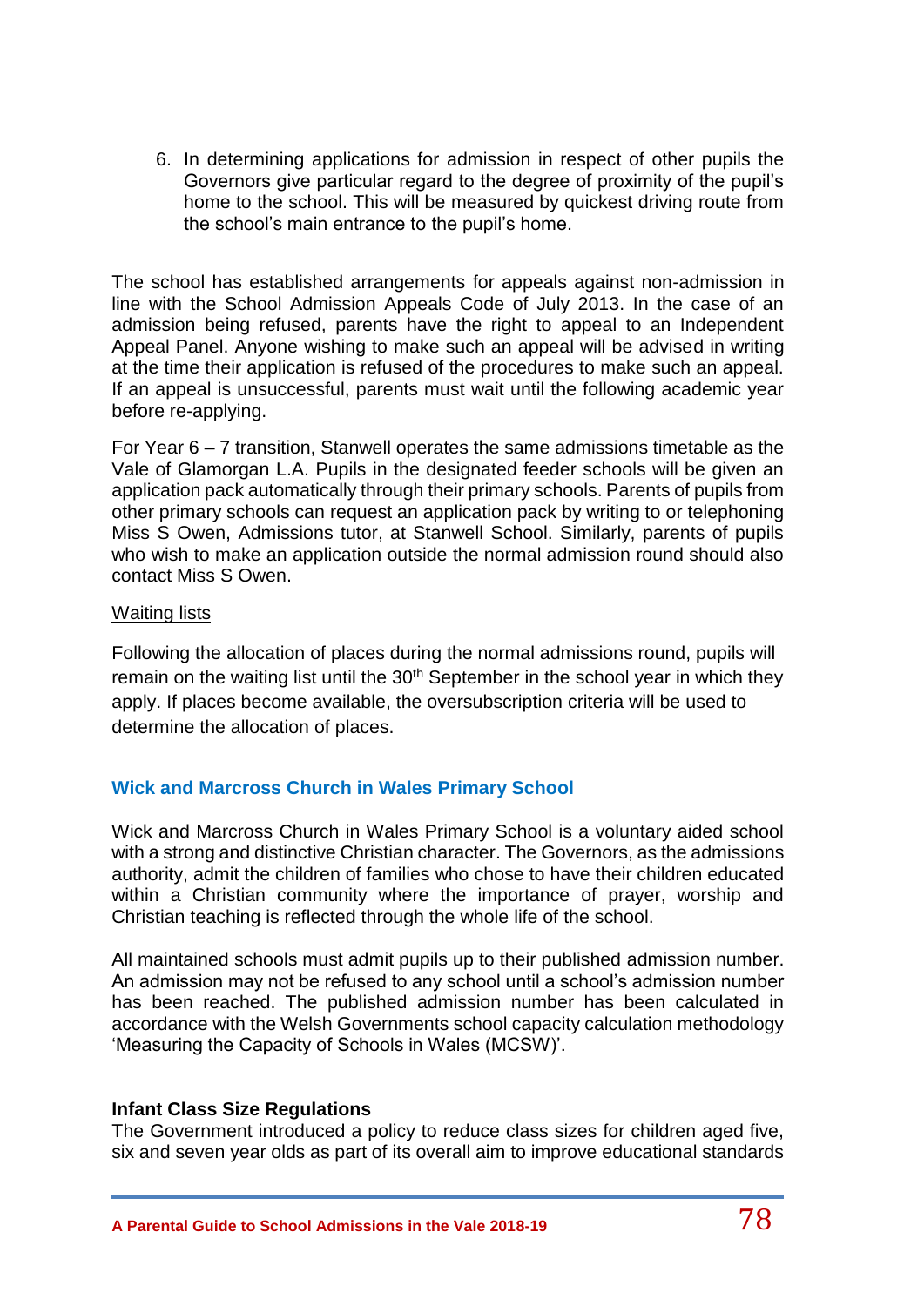6. In determining applications for admission in respect of other pupils the Governors give particular regard to the degree of proximity of the pupil's home to the school. This will be measured by quickest driving route from the school's main entrance to the pupil's home.

The school has established arrangements for appeals against non-admission in line with the School Admission Appeals Code of July 2013. In the case of an admission being refused, parents have the right to appeal to an Independent Appeal Panel. Anyone wishing to make such an appeal will be advised in writing at the time their application is refused of the procedures to make such an appeal. If an appeal is unsuccessful, parents must wait until the following academic year before re-applying.

For Year 6 – 7 transition, Stanwell operates the same admissions timetable as the Vale of Glamorgan L.A. Pupils in the designated feeder schools will be given an application pack automatically through their primary schools. Parents of pupils from other primary schools can request an application pack by writing to or telephoning Miss S Owen, Admissions tutor, at Stanwell School. Similarly, parents of pupils who wish to make an application outside the normal admission round should also contact Miss S Owen.

Waiting lists

Following the allocation of places during the normal admissions round, pupils will remain on the waiting list until the 30th September in the school year in which they apply. If places become available, the oversubscription criteria will be used to determine the allocation of places.

## Wick and Marcross Church in Wales Primary School

Wick and Marcross Church in Wales Primary School is a voluntary aided school with a strong and distinctive Christian character. The Governors, as the admissions authority, admit the children of families who chose to have their children educated within a Christian community where the importance of prayer, worship and Christian teaching is reflected through the whole life of the school.

All maintained schools must admit pupils up to their published admission number. An admission may not be refused to any school until a school's admission number has been reached. The published admission number has been calculated in accordance with the Welsh Governments school capacity calculation methodology 'Measuring the Capacity of Schools in Wales (MCSW)'.

### Infant Class Size Regulations

The Government introduced a policy to reduce class sizes for children aged five, six and seven year olds as part of its overall aim to improve educational standards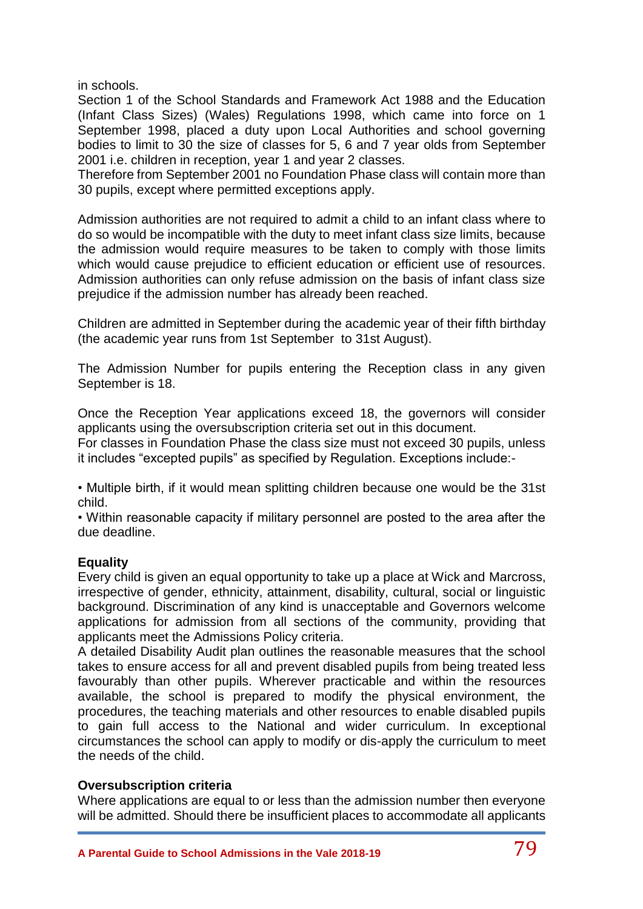in schools.

Section 1 of the School Standards and Framework Act 1988 and the Education (Infant Class Sizes) (Wales) Regulations 1998, which came into force on 1 September 1998, placed a duty upon Local Authorities and school governing bodies to limit to 30 the size of classes for 5, 6 and 7 year olds from September 2001 i.e. children in reception, year 1 and year 2 classes.

Therefore from September 2001 no Foundation Phase class will contain more than 30 pupils, except where permitted exceptions apply.

Admission authorities are not required to admit a child to an infant class where to do so would be incompatible with the duty to meet infant class size limits, because the admission would require measures to be taken to comply with those limits which would cause prejudice to efficient education or efficient use of resources. Admission authorities can only refuse admission on the basis of infant class size prejudice if the admission number has already been reached.

Children are admitted in September during the academic year of their fifth birthday (the academic year runs from 1st September to 31st August).

The Admission Number for pupils entering the Reception class in any given September is 18.

Once the Reception Year applications exceed 18, the governors will consider applicants using the oversubscription criteria set out in this document.

For classes in Foundation Phase the class size must not exceed 30 pupils, unless it includes "excepted pupils" as specified by Regulation. Exceptions include:-

• Multiple birth, if it would mean splitting children because one would be the 31st child.

• Within reasonable capacity if military personnel are posted to the area after the due deadline.

**Equality**

Every child is given an equal opportunity to take up a place at Wick and Marcross, irrespective of gender, ethnicity, attainment, disability, cultural, social or linguistic background. Discrimination of any kind is unacceptable and Governors welcome applications for admission from all sections of the community, providing that applicants meet the Admissions Policy criteria.

A detailed Disability Audit plan outlines the reasonable measures that the school takes to ensure access for all and prevent disabled pupils from being treated less favourably than other pupils. Wherever practicable and within the resources available, the school is prepared to modify the physical environment, the procedures, the teaching materials and other resources to enable disabled pupils to gain full access to the National and wider curriculum. In exceptional circumstances the school can apply to modify or dis-apply the curriculum to meet the needs of the child.

**Oversubscription criteria**

Where applications are equal to or less than the admission number then everyone will be admitted. Should there be insufficient places to accommodate all applicants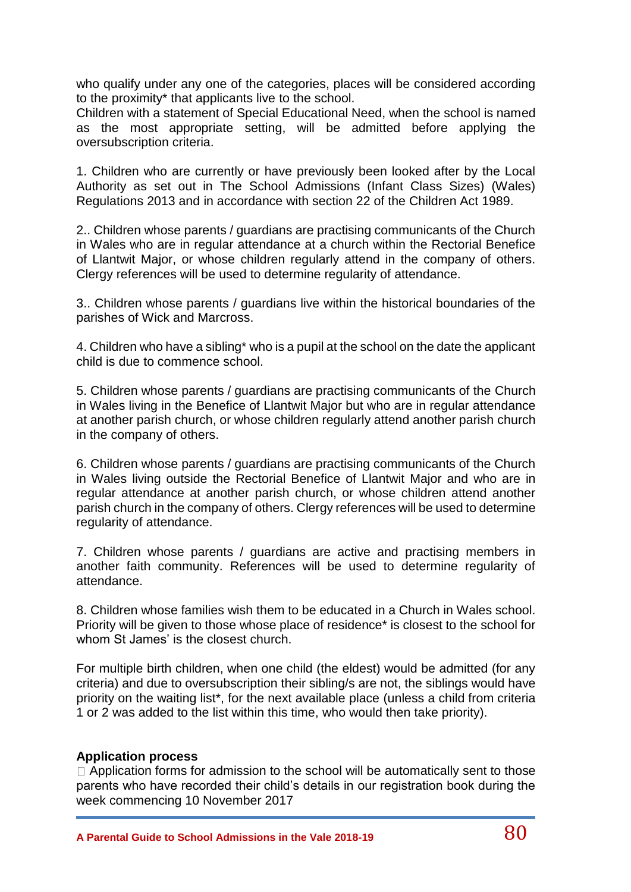who qualify under any one of the categories, places will be considered according to the proximity* that applicants live to the school.
Children with a statement of Special Educational Need, when the school is named as the most appropriate setting, will be admitted before applying the oversubscription criteria.

1. Children who are currently or have previously been looked after by the Local Authority as set out in The School Admissions (Infant Class Sizes) (Wales) Regulations 2013 and in accordance with section 22 of the Children Act 1989.

2.. Children whose parents / guardians are practising communicants of the Church in Wales who are in regular attendance at a church within the Rectorial Benefice of Llantwit Major, or whose children regularly attend in the company of others. Clergy references will be used to determine regularity of attendance.

3.. Children whose parents / guardians live within the historical boundaries of the parishes of Wick and Marcross.

4. Children who have a sibling* who is a pupil at the school on the date the applicant child is due to commence school.

5. Children whose parents / guardians are practising communicants of the Church in Wales living in the Benefice of Llantwit Major but who are in regular attendance at another parish church, or whose children regularly attend another parish church in the company of others.

6. Children whose parents / guardians are practising communicants of the Church in Wales living outside the Rectorial Benefice of Llantwit Major and who are in regular attendance at another parish church, or whose children attend another parish church in the company of others. Clergy references will be used to determine regularity of attendance.

7. Children whose parents / guardians are active and practising members in another faith community. References will be used to determine regularity of attendance.

8. Children whose families wish them to be educated in a Church in Wales school. Priority will be given to those whose place of residence* is closest to the school for whom St James' is the closest church.

For multiple birth children, when one child (the eldest) would be admitted (for any criteria) and due to oversubscription their sibling/s are not, the siblings would have priority on the waiting list*, for the next available place (unless a child from criteria 1 or 2 was added to the list within this time, who would then take priority).

**Application process**

- Application forms for admission to the school will be automatically sent to those parents who have recorded their child's details in our registration book during the week commencing 10 November 2017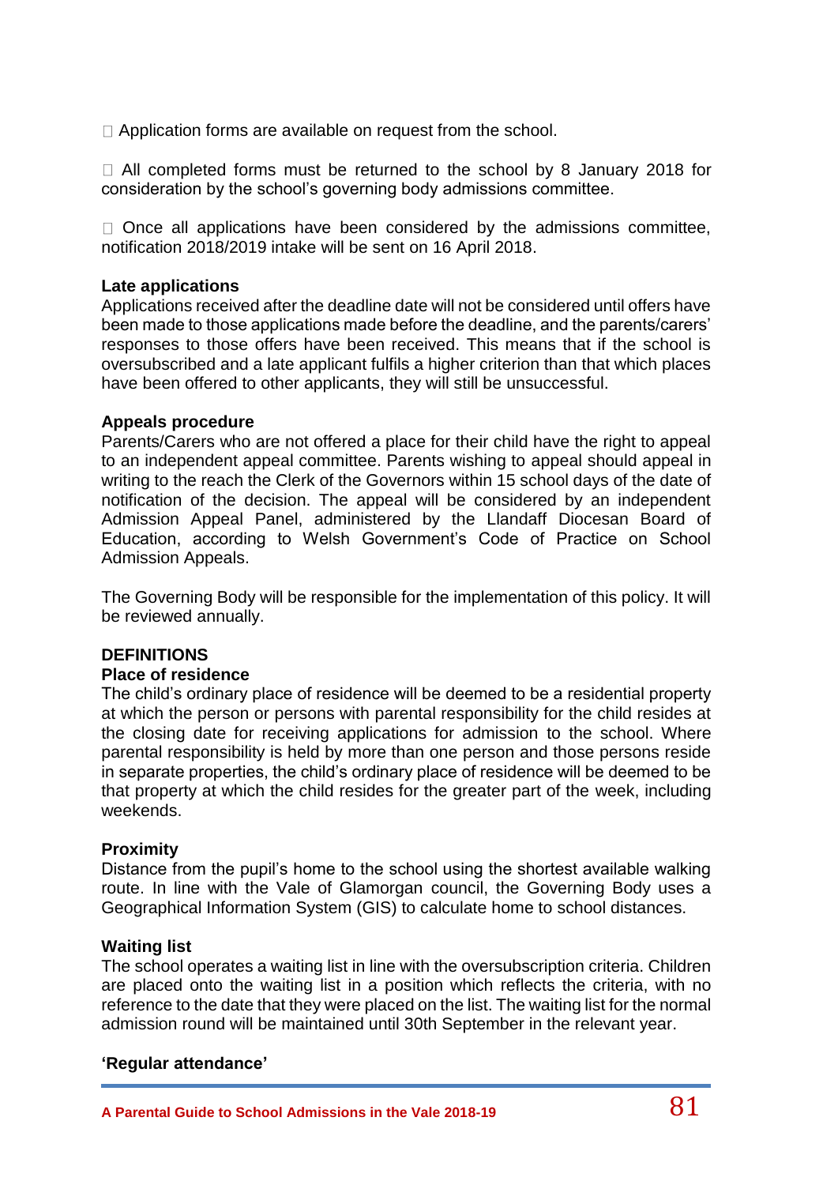- Application forms are available on request from the school.
- All completed forms must be returned to the school by 8 January 2018 for consideration by the school's governing body admissions committee.
- Once all applications have been considered by the admissions committee, notification 2018/2019 intake will be sent on 16 April 2018.

**Late applications**
Applications received after the deadline date will not be considered until offers have been made to those applications made before the deadline, and the parents/carers' responses to those offers have been received. This means that if the school is oversubscribed and a late applicant fulfils a higher criterion than that which places have been offered to other applicants, they will still be unsuccessful.

**Appeals procedure**
Parents/Carers who are not offered a place for their child have the right to appeal to an independent appeal committee. Parents wishing to appeal should appeal in writing to the reach the Clerk of the Governors within 15 school days of the date of notification of the decision. The appeal will be considered by an independent Admission Appeal Panel, administered by the Llandaff Diocesan Board of Education, according to Welsh Government's Code of Practice on School Admission Appeals.

The Governing Body will be responsible for the implementation of this policy. It will be reviewed annually.

**DEFINITIONS**

**Place of residence**
The child's ordinary place of residence will be deemed to be a residential property at which the person or persons with parental responsibility for the child resides at the closing date for receiving applications for admission to the school. Where parental responsibility is held by more than one person and those persons reside in separate properties, the child's ordinary place of residence will be deemed to be that property at which the child resides for the greater part of the week, including weekends.

**Proximity**
Distance from the pupil's home to the school using the shortest available walking route. In line with the Vale of Glamorgan council, the Governing Body uses a Geographical Information System (GIS) to calculate home to school distances.

**Waiting list**
The school operates a waiting list in line with the oversubscription criteria. Children are placed onto the waiting list in a position which reflects the criteria, with no reference to the date that they were placed on the list. The waiting list for the normal admission round will be maintained until 30th September in the relevant year.

**'Regular attendance'**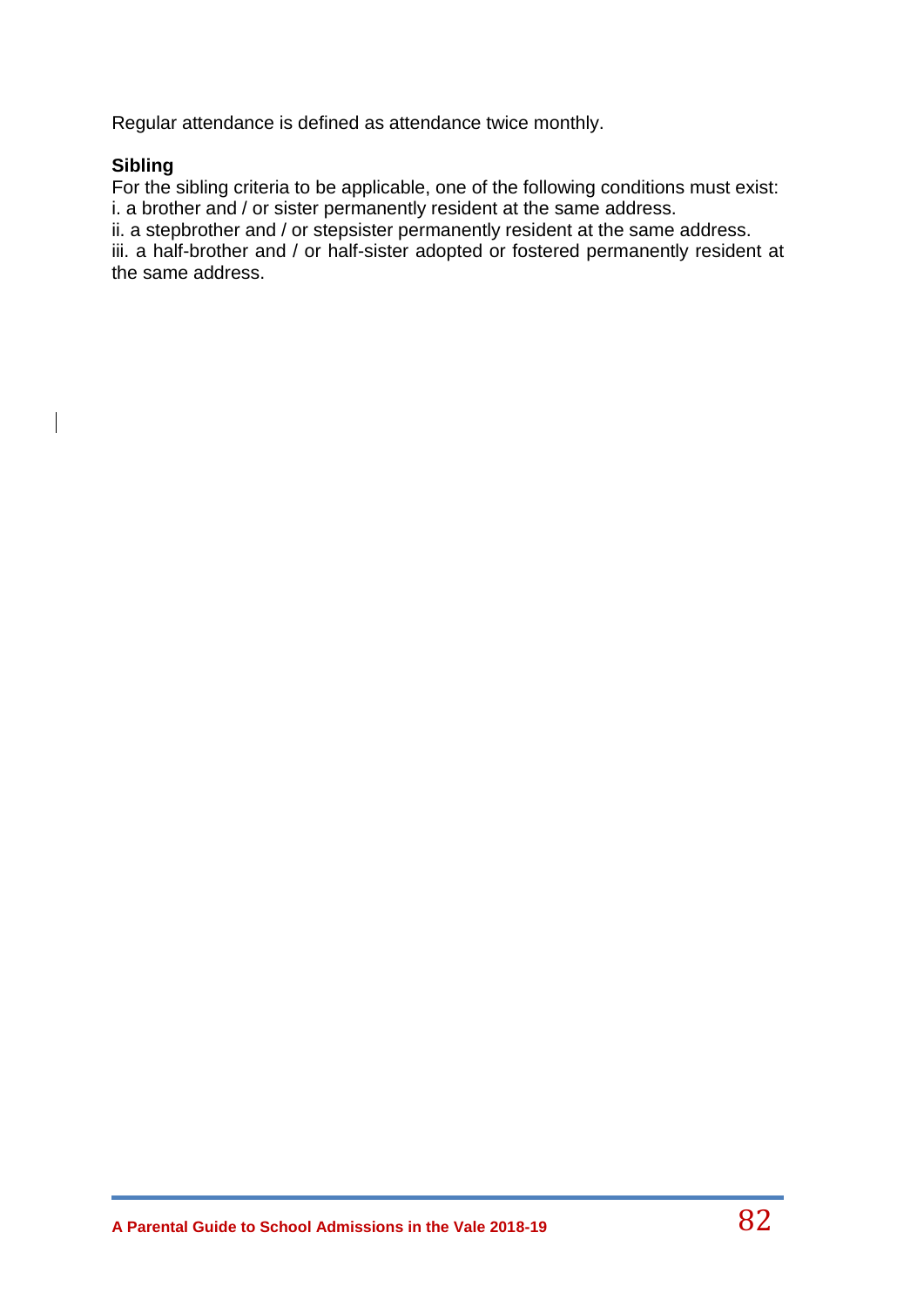Regular attendance is defined as attendance twice monthly.

**Sibling**

For the sibling criteria to be applicable, one of the following conditions must exist:

i. a brother and / or sister permanently resident at the same address.

ii. a stepbrother and / or stepsister permanently resident at the same address.

iii. a half-brother and / or half-sister adopted or fostered permanently resident at the same address.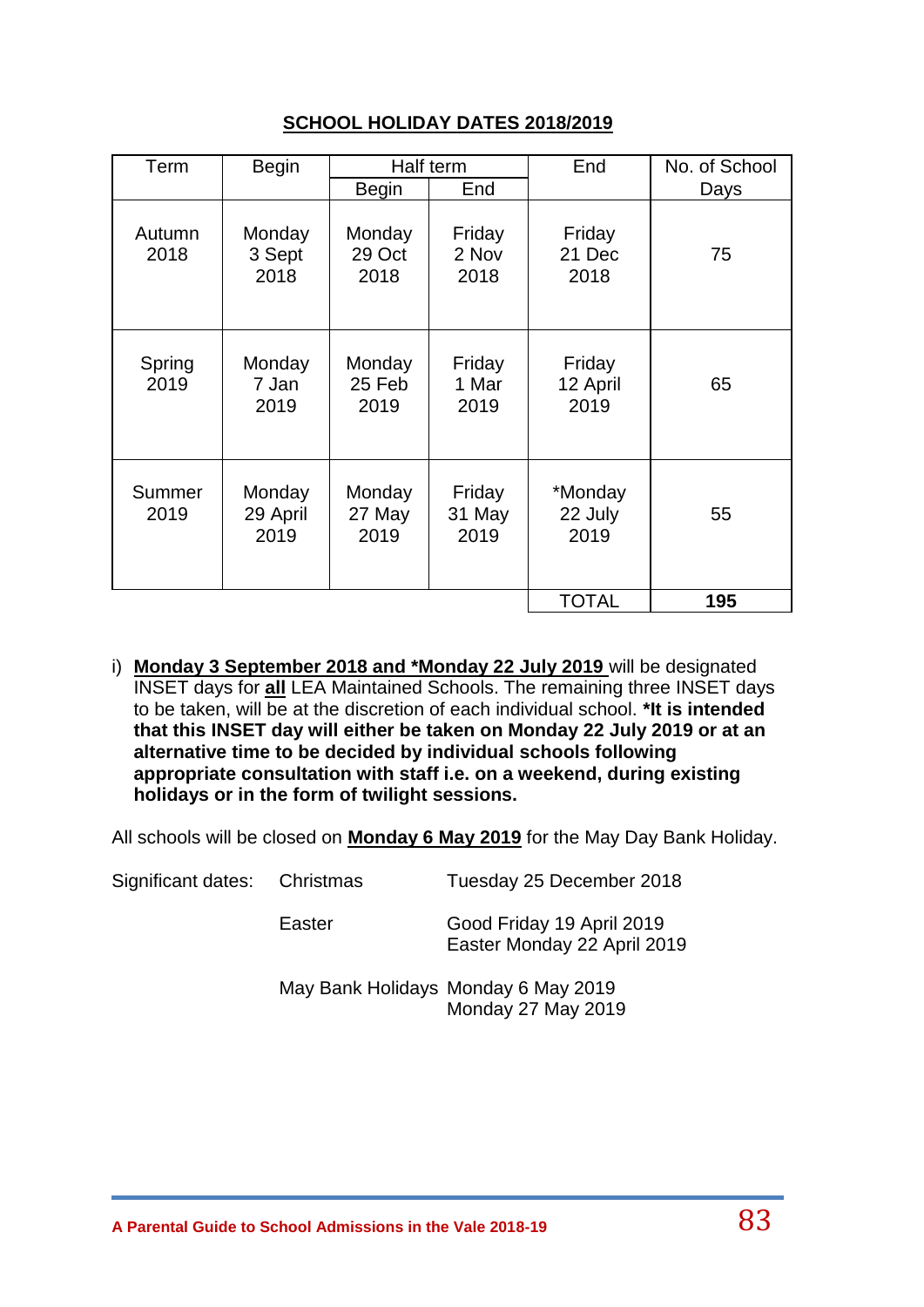## SCHOOL HOLIDAY DATES 2018/2019

| Term | Begin | Half term | | End | No. of School Days |
|---|---|---|---|---|---|
| | | Begin | End | | |
| Autumn 2018 | Monday 3 Sept 2018 | Monday 29 Oct 2018 | Friday 2 Nov 2018 | Friday 21 Dec 2018 | 75 |
| Spring 2019 | Monday 7 Jan 2019 | Monday 25 Feb 2019 | Friday 1 Mar 2019 | Friday 12 April 2019 | 65 |
| Summer 2019 | Monday 29 April 2019 | Monday 27 May 2019 | Friday 31 May 2019 | *Monday 22 July 2019 | 55 |
| | | | | TOTAL | **195** |

i) **Monday 3 September 2018 and *Monday 22 July 2019** will be designated INSET days for **all** LEA Maintained Schools. The remaining three INSET days to be taken, will be at the discretion of each individual school. ***It is intended that this INSET day will either be taken on Monday 22 July 2019 or at an alternative time to be decided by individual schools following appropriate consultation with staff i.e. on a weekend, during existing holidays or in the form of twilight sessions.**

All schools will be closed on **Monday 6 May 2019** for the May Day Bank Holiday.

| Significant dates: | | |
|---|---|---|
| | Christmas | Tuesday 25 December 2018 |
| | Easter | Good Friday 19 April 2019<br>Easter Monday 22 April 2019 |
| | May Bank Holidays | Monday 6 May 2019<br>Monday 27 May 2019 |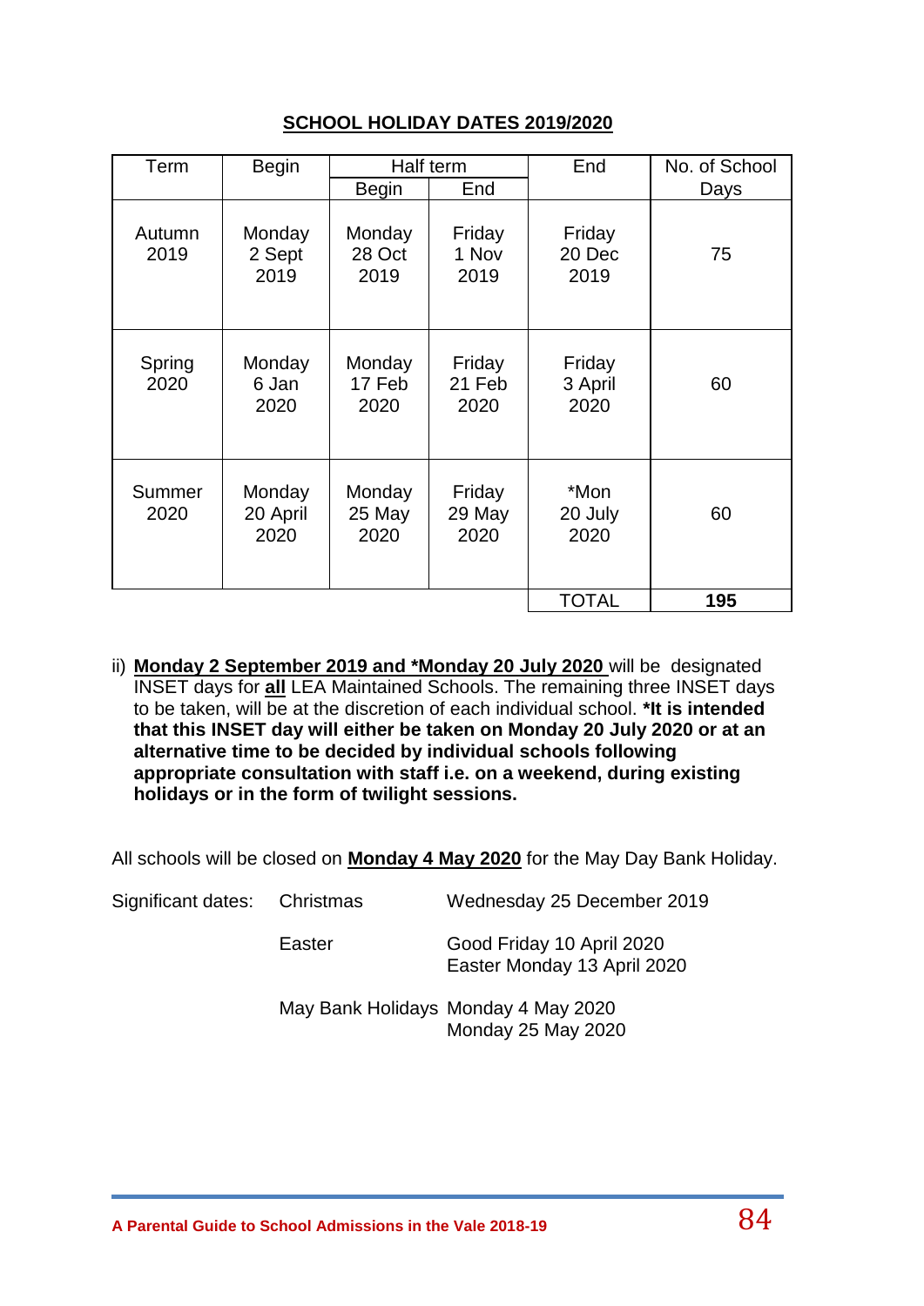**SCHOOL HOLIDAY DATES 2019/2020**

| Term | Begin | Half term | | End | No. of School Days |
|---|---|---|---|---|---|
| | | Begin | End | | |
| Autumn 2019 | Monday 2 Sept 2019 | Monday 28 Oct 2019 | Friday 1 Nov 2019 | Friday 20 Dec 2019 | 75 |
| Spring 2020 | Monday 6 Jan 2020 | Monday 17 Feb 2020 | Friday 21 Feb 2020 | Friday 3 April 2020 | 60 |
| Summer 2020 | Monday 20 April 2020 | Monday 25 May 2020 | Friday 29 May 2020 | *Mon 20 July 2020 | 60 |
| | | | | TOTAL | **195** |

ii) **Monday 2 September 2019 and *Monday 20 July 2020** will be designated INSET days for **all** LEA Maintained Schools. The remaining three INSET days to be taken, will be at the discretion of each individual school. **\*It is intended that this INSET day will either be taken on Monday 20 July 2020 or at an alternative time to be decided by individual schools following appropriate consultation with staff i.e. on a weekend, during existing holidays or in the form of twilight sessions.**

All schools will be closed on **Monday 4 May 2020** for the May Day Bank Holiday.

| | | |
|---|---|---|
| Significant dates: | Christmas | Wednesday 25 December 2019 |
| | Easter | Good Friday 10 April 2020<br>Easter Monday 13 April 2020 |
| | May Bank Holidays | Monday 4 May 2020<br>Monday 25 May 2020 |